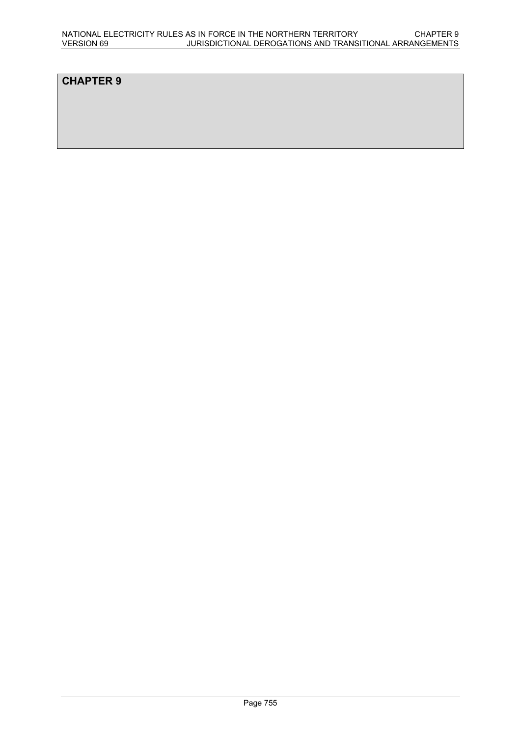# CHAPTER 9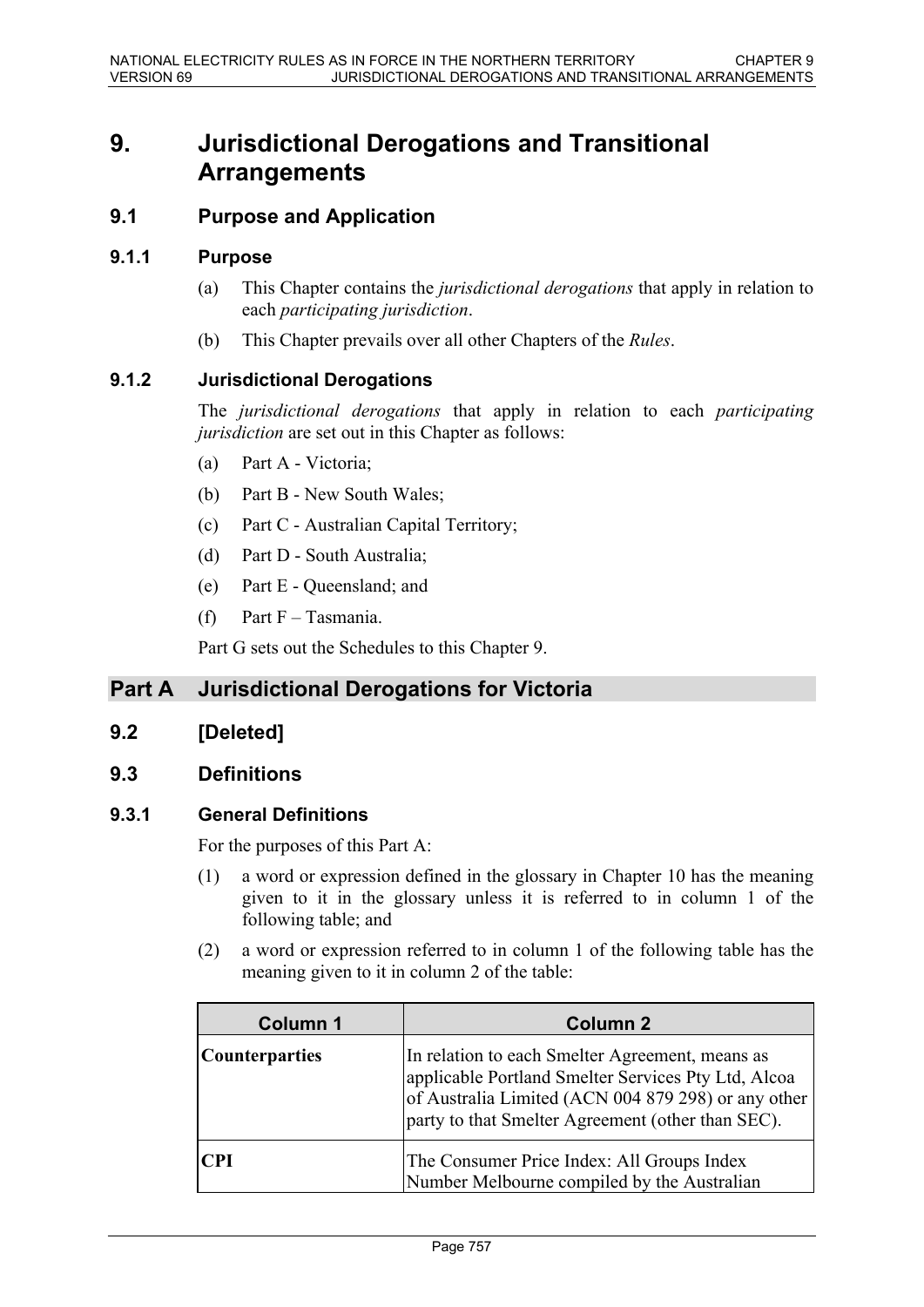# 9. Jurisdictional Derogations and Transitional Arrangements

## 9.1 Purpose and Application

### 9.1.1 Purpose

(a) This Chapter contains the *jurisdictional derogations* that apply in relation to each *participating jurisdiction*.

(b) This Chapter prevails over all other Chapters of the *Rules*.

### 9.1.2 Jurisdictional Derogations

The *jurisdictional derogations* that apply in relation to each *participating jurisdiction* are set out in this Chapter as follows:

(a) Part A - Victoria;

(b) Part B - New South Wales;

(c) Part C - Australian Capital Territory;

(d) Part D - South Australia;

(e) Part E - Queensland; and

(f) Part F – Tasmania.

Part G sets out the Schedules to this Chapter 9.

## Part A Jurisdictional Derogations for Victoria

## 9.2 [Deleted]

## 9.3 Definitions

### 9.3.1 General Definitions

For the purposes of this Part A:

(1) a word or expression defined in the glossary in Chapter 10 has the meaning given to it in the glossary unless it is referred to in column 1 of the following table; and

(2) a word or expression referred to in column 1 of the following table has the meaning given to it in column 2 of the table:

| Column 1 | Column 2 |
|---|---|
| **Counterparties** | In relation to each Smelter Agreement, means as applicable Portland Smelter Services Pty Ltd, Alcoa of Australia Limited (ACN 004 879 298) or any other party to that Smelter Agreement (other than SEC). |
| **CPI** | The Consumer Price Index: All Groups Index Number Melbourne compiled by the Australian |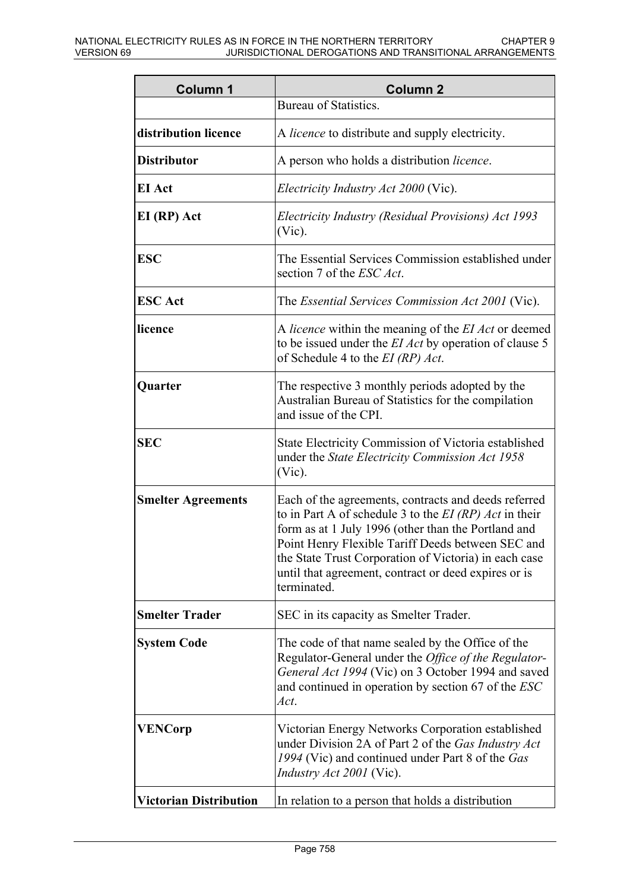| Column 1 | Column 2 |
| --- | --- |
| | Bureau of Statistics. |
| **distribution licence** | A *licence* to distribute and supply electricity. |
| **Distributor** | A person who holds a distribution *licence*. |
| **EI Act** | *Electricity Industry Act 2000* (Vic). |
| **EI (RP) Act** | *Electricity Industry (Residual Provisions) Act 1993* (Vic). |
| **ESC** | The Essential Services Commission established under section 7 of the *ESC Act*. |
| **ESC Act** | The *Essential Services Commission Act 2001* (Vic). |
| **licence** | A *licence* within the meaning of the *EI Act* or deemed to be issued under the *EI Act* by operation of clause 5 of Schedule 4 to the *EI (RP) Act*. |
| **Quarter** | The respective 3 monthly periods adopted by the Australian Bureau of Statistics for the compilation and issue of the CPI. |
| **SEC** | State Electricity Commission of Victoria established under the *State Electricity Commission Act 1958* (Vic). |
| **Smelter Agreements** | Each of the agreements, contracts and deeds referred to in Part A of schedule 3 to the *EI (RP) Act* in their form as at 1 July 1996 (other than the Portland and Point Henry Flexible Tariff Deeds between SEC and the State Trust Corporation of Victoria) in each case until that agreement, contract or deed expires or is terminated. |
| **Smelter Trader** | SEC in its capacity as Smelter Trader. |
| **System Code** | The code of that name sealed by the Office of the Regulator-General under the *Office of the Regulator-General Act 1994* (Vic) on 3 October 1994 and saved and continued in operation by section 67 of the *ESC Act*. |
| **VENCorp** | Victorian Energy Networks Corporation established under Division 2A of Part 2 of the *Gas Industry Act 1994* (Vic) and continued under Part 8 of the *Gas Industry Act 2001* (Vic). |
| **Victorian Distribution** | In relation to a person that holds a distribution |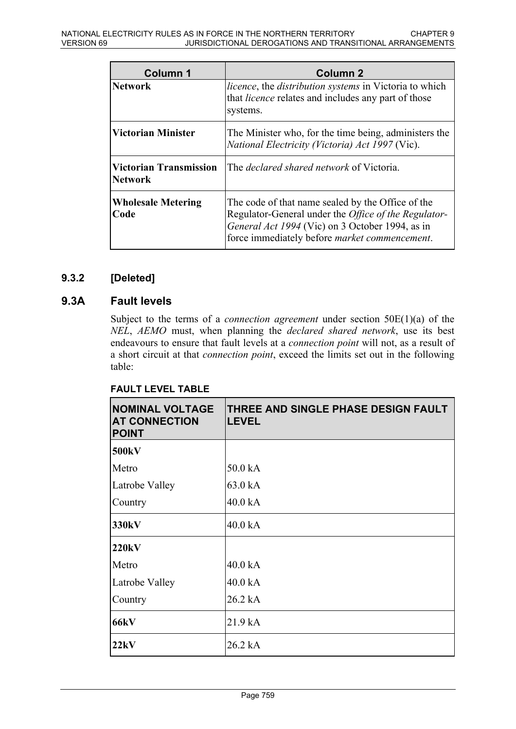| Column 1 | Column 2 |
|---|---|
| **Network** | *licence*, the *distribution systems* in Victoria to which that *licence* relates and includes any part of those systems. |
| **Victorian Minister** | The Minister who, for the time being, administers the *National Electricity (Victoria) Act 1997* (Vic). |
| **Victorian Transmission Network** | The *declared shared network* of Victoria. |
| **Wholesale Metering Code** | The code of that name sealed by the Office of the Regulator-General under the *Office of the Regulator-General Act 1994* (Vic) on 3 October 1994, as in force immediately before *market commencement*. |

### 9.3.2 [Deleted]

## 9.3A Fault levels

Subject to the terms of a *connection agreement* under section 50E(1)(a) of the *NEL*, *AEMO* must, when planning the *declared shared network*, use its best endeavours to ensure that fault levels at a *connection point* will not, as a result of a short circuit at that *connection point*, exceed the limits set out in the following table:

**FAULT LEVEL TABLE**

| NOMINAL VOLTAGE AT CONNECTION POINT | THREE AND SINGLE PHASE DESIGN FAULT LEVEL |
|---|---|
| **500kV** | |
| Metro | 50.0 kA |
| Latrobe Valley | 63.0 kA |
| Country | 40.0 kA |
| **330kV** | 40.0 kA |
| **220kV** | |
| Metro | 40.0 kA |
| Latrobe Valley | 40.0 kA |
| Country | 26.2 kA |
| **66kV** | 21.9 kA |
| **22kV** | 26.2 kA |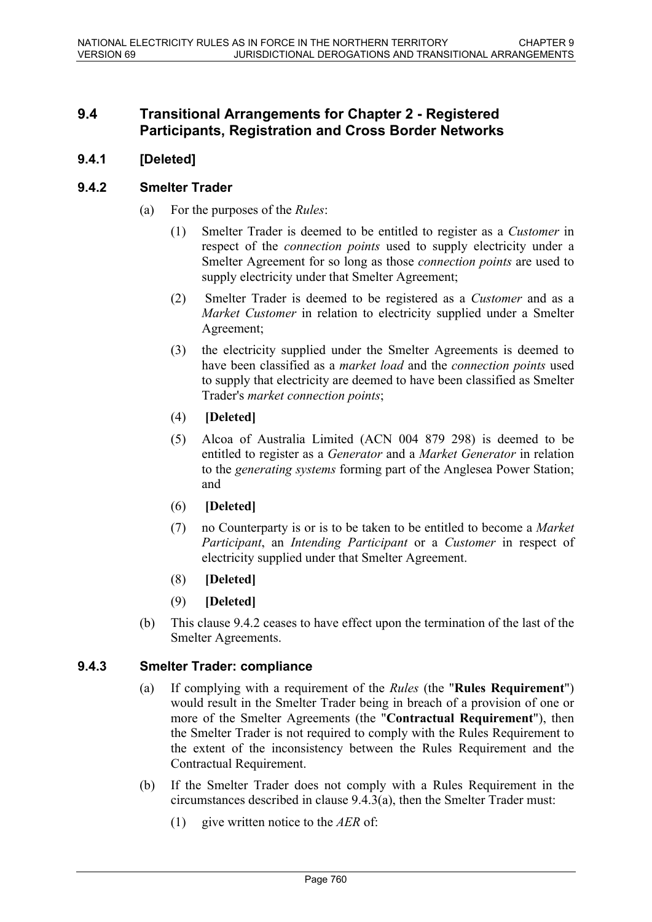## 9.4 Transitional Arrangements for Chapter 2 - Registered Participants, Registration and Cross Border Networks

### 9.4.1 [Deleted]

### 9.4.2 Smelter Trader

(a) For the purposes of the *Rules*:

(1) Smelter Trader is deemed to be entitled to register as a *Customer* in respect of the *connection points* used to supply electricity under a Smelter Agreement for so long as those *connection points* are used to supply electricity under that Smelter Agreement;

(2) Smelter Trader is deemed to be registered as a *Customer* and as a *Market Customer* in relation to electricity supplied under a Smelter Agreement;

(3) the electricity supplied under the Smelter Agreements is deemed to have been classified as a *market load* and the *connection points* used to supply that electricity are deemed to have been classified as Smelter Trader's *market connection points*;

(4) **[Deleted]**

(5) Alcoa of Australia Limited (ACN 004 879 298) is deemed to be entitled to register as a *Generator* and a *Market Generator* in relation to the *generating systems* forming part of the Anglesea Power Station; and

(6) **[Deleted]**

(7) no Counterparty is or is to be taken to be entitled to become a *Market Participant*, an *Intending Participant* or a *Customer* in respect of electricity supplied under that Smelter Agreement.

(8) **[Deleted]**

(9) **[Deleted]**

(b) This clause 9.4.2 ceases to have effect upon the termination of the last of the Smelter Agreements.

### 9.4.3 Smelter Trader: compliance

(a) If complying with a requirement of the *Rules* (the "**Rules Requirement**") would result in the Smelter Trader being in breach of a provision of one or more of the Smelter Agreements (the "**Contractual Requirement**"), then the Smelter Trader is not required to comply with the Rules Requirement to the extent of the inconsistency between the Rules Requirement and the Contractual Requirement.

(b) If the Smelter Trader does not comply with a Rules Requirement in the circumstances described in clause 9.4.3(a), then the Smelter Trader must:

(1) give written notice to the *AER* of: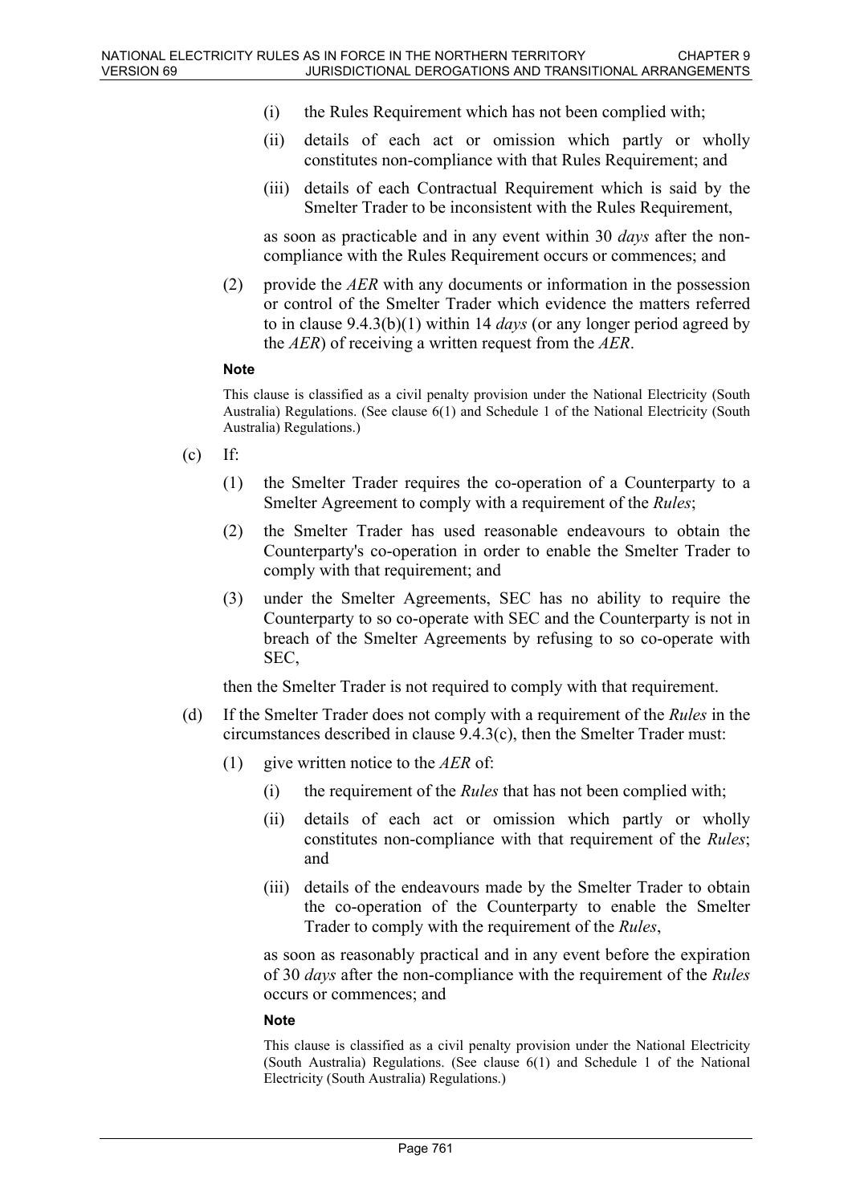(i) the Rules Requirement which has not been complied with;

(ii) details of each act or omission which partly or wholly constitutes non-compliance with that Rules Requirement; and

(iii) details of each Contractual Requirement which is said by the Smelter Trader to be inconsistent with the Rules Requirement,

as soon as practicable and in any event within 30 *days* after the non-compliance with the Rules Requirement occurs or commences; and

(2) provide the *AER* with any documents or information in the possession or control of the Smelter Trader which evidence the matters referred to in clause 9.4.3(b)(1) within 14 *days* (or any longer period agreed by the *AER*) of receiving a written request from the *AER*.

**Note**

This clause is classified as a civil penalty provision under the National Electricity (South Australia) Regulations. (See clause 6(1) and Schedule 1 of the National Electricity (South Australia) Regulations.)

(c) If:

(1) the Smelter Trader requires the co-operation of a Counterparty to a Smelter Agreement to comply with a requirement of the *Rules*;

(2) the Smelter Trader has used reasonable endeavours to obtain the Counterparty's co-operation in order to enable the Smelter Trader to comply with that requirement; and

(3) under the Smelter Agreements, SEC has no ability to require the Counterparty to so co-operate with SEC and the Counterparty is not in breach of the Smelter Agreements by refusing to so co-operate with SEC,

then the Smelter Trader is not required to comply with that requirement.

(d) If the Smelter Trader does not comply with a requirement of the *Rules* in the circumstances described in clause 9.4.3(c), then the Smelter Trader must:

(1) give written notice to the *AER* of:

(i) the requirement of the *Rules* that has not been complied with;

(ii) details of each act or omission which partly or wholly constitutes non-compliance with that requirement of the *Rules*; and

(iii) details of the endeavours made by the Smelter Trader to obtain the co-operation of the Counterparty to enable the Smelter Trader to comply with the requirement of the *Rules*,

as soon as reasonably practical and in any event before the expiration of 30 *days* after the non-compliance with the requirement of the *Rules* occurs or commences; and

**Note**

This clause is classified as a civil penalty provision under the National Electricity (South Australia) Regulations. (See clause 6(1) and Schedule 1 of the National Electricity (South Australia) Regulations.)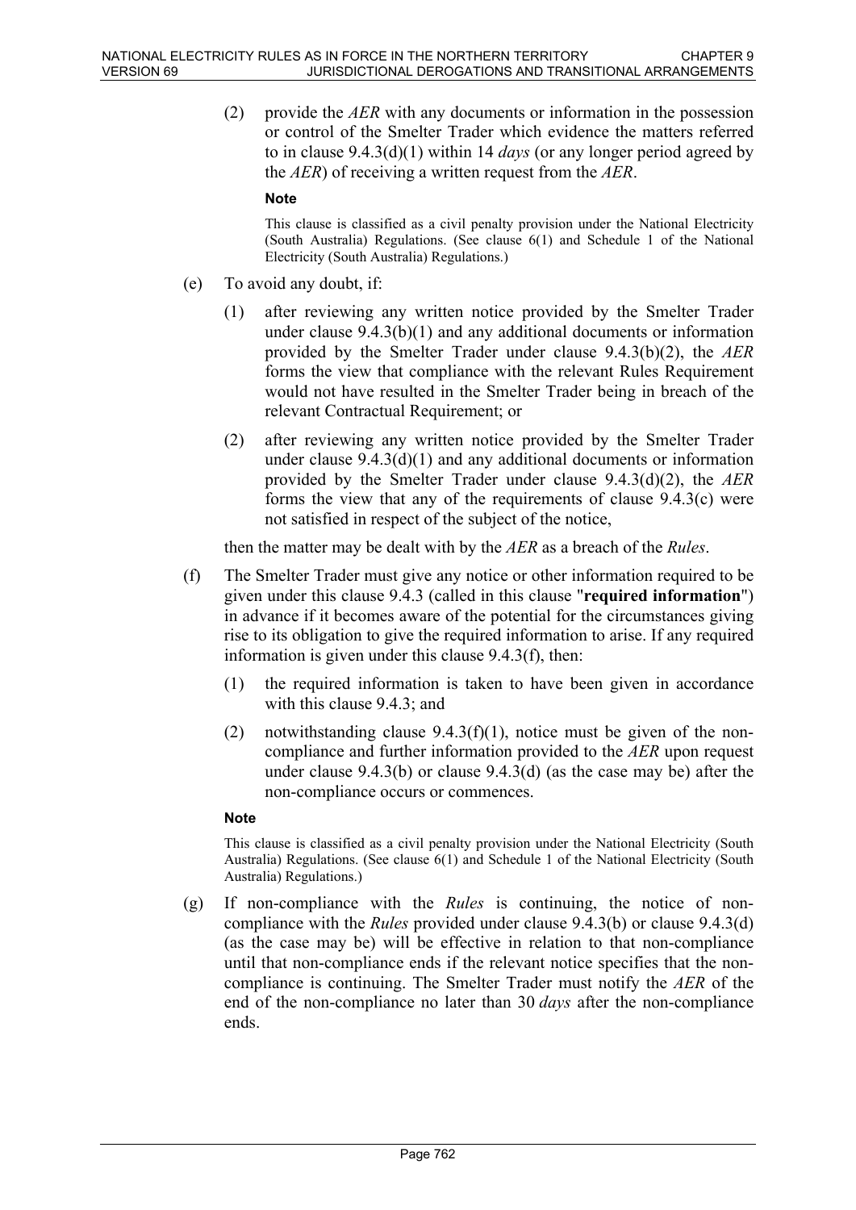(2) provide the *AER* with any documents or information in the possession or control of the Smelter Trader which evidence the matters referred to in clause 9.4.3(d)(1) within 14 *days* (or any longer period agreed by the *AER*) of receiving a written request from the *AER*.

**Note**

This clause is classified as a civil penalty provision under the National Electricity (South Australia) Regulations. (See clause 6(1) and Schedule 1 of the National Electricity (South Australia) Regulations.)

(e) To avoid any doubt, if:

(1) after reviewing any written notice provided by the Smelter Trader under clause 9.4.3(b)(1) and any additional documents or information provided by the Smelter Trader under clause 9.4.3(b)(2), the *AER* forms the view that compliance with the relevant Rules Requirement would not have resulted in the Smelter Trader being in breach of the relevant Contractual Requirement; or

(2) after reviewing any written notice provided by the Smelter Trader under clause 9.4.3(d)(1) and any additional documents or information provided by the Smelter Trader under clause 9.4.3(d)(2), the *AER* forms the view that any of the requirements of clause 9.4.3(c) were not satisfied in respect of the subject of the notice,

then the matter may be dealt with by the *AER* as a breach of the *Rules*.

(f) The Smelter Trader must give any notice or other information required to be given under this clause 9.4.3 (called in this clause "**required information**") in advance if it becomes aware of the potential for the circumstances giving rise to its obligation to give the required information to arise. If any required information is given under this clause 9.4.3(f), then:

(1) the required information is taken to have been given in accordance with this clause 9.4.3; and

(2) notwithstanding clause 9.4.3(f)(1), notice must be given of the non-compliance and further information provided to the *AER* upon request under clause 9.4.3(b) or clause 9.4.3(d) (as the case may be) after the non-compliance occurs or commences.

**Note**

This clause is classified as a civil penalty provision under the National Electricity (South Australia) Regulations. (See clause 6(1) and Schedule 1 of the National Electricity (South Australia) Regulations.)

(g) If non-compliance with the *Rules* is continuing, the notice of non-compliance with the *Rules* provided under clause 9.4.3(b) or clause 9.4.3(d) (as the case may be) will be effective in relation to that non-compliance until that non-compliance ends if the relevant notice specifies that the non-compliance is continuing. The Smelter Trader must notify the *AER* of the end of the non-compliance no later than 30 *days* after the non-compliance ends.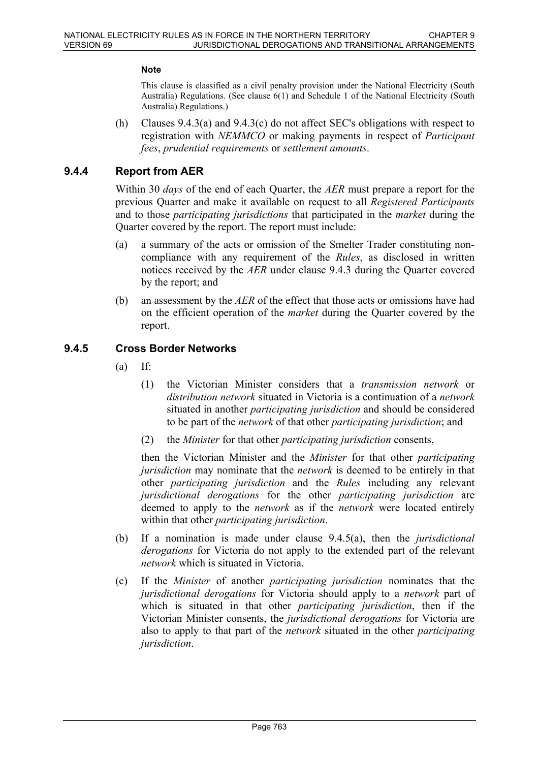**Note**

This clause is classified as a civil penalty provision under the National Electricity (South Australia) Regulations. (See clause 6(1) and Schedule 1 of the National Electricity (South Australia) Regulations.)

(h) Clauses 9.4.3(a) and 9.4.3(c) do not affect SEC's obligations with respect to registration with *NEMMCO* or making payments in respect of *Participant fees*, *prudential requirements* or *settlement amounts*.

### 9.4.4 Report from AER

Within 30 *days* of the end of each Quarter, the *AER* must prepare a report for the previous Quarter and make it available on request to all *Registered Participants* and to those *participating jurisdictions* that participated in the *market* during the Quarter covered by the report. The report must include:

(a) a summary of the acts or omission of the Smelter Trader constituting non-compliance with any requirement of the *Rules*, as disclosed in written notices received by the *AER* under clause 9.4.3 during the Quarter covered by the report; and

(b) an assessment by the *AER* of the effect that those acts or omissions have had on the efficient operation of the *market* during the Quarter covered by the report.

### 9.4.5 Cross Border Networks

(a) If:

(1) the Victorian Minister considers that a *transmission network* or *distribution network* situated in Victoria is a continuation of a *network* situated in another *participating jurisdiction* and should be considered to be part of the *network* of that other *participating jurisdiction*; and

(2) the *Minister* for that other *participating jurisdiction* consents,

then the Victorian Minister and the *Minister* for that other *participating jurisdiction* may nominate that the *network* is deemed to be entirely in that other *participating jurisdiction* and the *Rules* including any relevant *jurisdictional derogations* for the other *participating jurisdiction* are deemed to apply to the *network* as if the *network* were located entirely within that other *participating jurisdiction*.

(b) If a nomination is made under clause 9.4.5(a), then the *jurisdictional derogations* for Victoria do not apply to the extended part of the relevant *network* which is situated in Victoria.

(c) If the *Minister* of another *participating jurisdiction* nominates that the *jurisdictional derogations* for Victoria should apply to a *network* part of which is situated in that other *participating jurisdiction*, then if the Victorian Minister consents, the *jurisdictional derogations* for Victoria are also to apply to that part of the *network* situated in the other *participating jurisdiction*.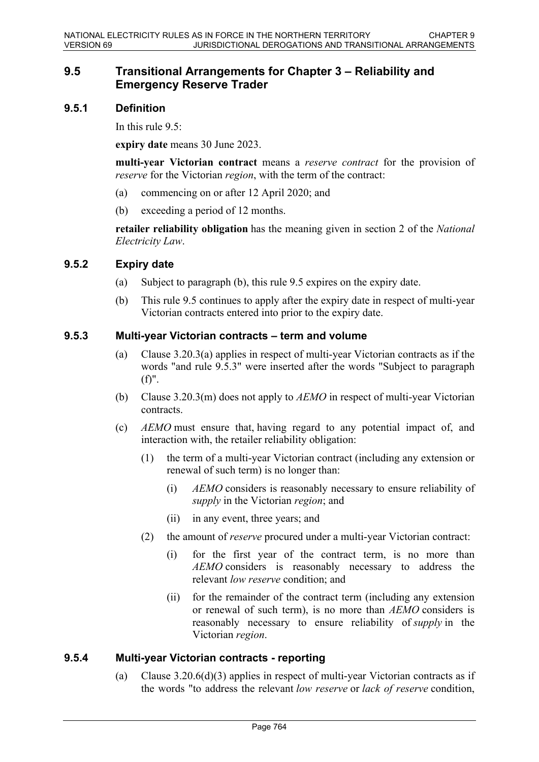## 9.5 Transitional Arrangements for Chapter 3 – Reliability and Emergency Reserve Trader

### 9.5.1 Definition

In this rule 9.5:

**expiry date** means 30 June 2023.

**multi-year Victorian contract** means a *reserve contract* for the provision of *reserve* for the Victorian *region*, with the term of the contract:

(a) commencing on or after 12 April 2020; and

(b) exceeding a period of 12 months.

**retailer reliability obligation** has the meaning given in section 2 of the *National Electricity Law*.

### 9.5.2 Expiry date

(a) Subject to paragraph (b), this rule 9.5 expires on the expiry date.

(b) This rule 9.5 continues to apply after the expiry date in respect of multi-year Victorian contracts entered into prior to the expiry date.

### 9.5.3 Multi-year Victorian contracts – term and volume

(a) Clause 3.20.3(a) applies in respect of multi-year Victorian contracts as if the words "and rule 9.5.3" were inserted after the words "Subject to paragraph (f)".

(b) Clause 3.20.3(m) does not apply to *AEMO* in respect of multi-year Victorian contracts.

(c) *AEMO* must ensure that, having regard to any potential impact of, and interaction with, the retailer reliability obligation:

(1) the term of a multi-year Victorian contract (including any extension or renewal of such term) is no longer than:

(i) *AEMO* considers is reasonably necessary to ensure reliability of *supply* in the Victorian *region*; and

(ii) in any event, three years; and

(2) the amount of *reserve* procured under a multi-year Victorian contract:

(i) for the first year of the contract term, is no more than *AEMO* considers is reasonably necessary to address the relevant *low reserve* condition; and

(ii) for the remainder of the contract term (including any extension or renewal of such term), is no more than *AEMO* considers is reasonably necessary to ensure reliability of *supply* in the Victorian *region*.

### 9.5.4 Multi-year Victorian contracts - reporting

(a) Clause 3.20.6(d)(3) applies in respect of multi-year Victorian contracts as if the words "to address the relevant *low reserve* or *lack of reserve* condition,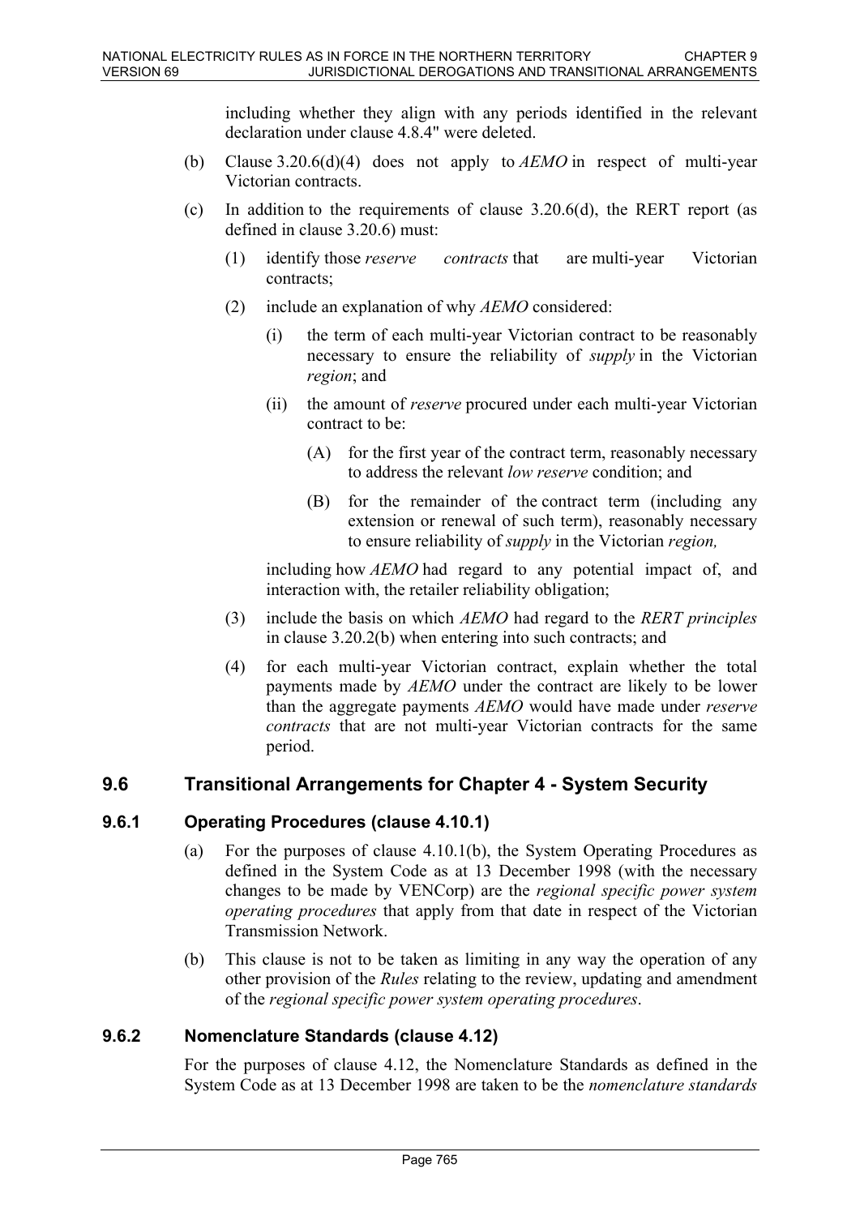including whether they align with any periods identified in the relevant declaration under clause 4.8.4" were deleted.

(b) Clause 3.20.6(d)(4) does not apply to *AEMO* in respect of multi-year Victorian contracts.

(c) In addition to the requirements of clause 3.20.6(d), the RERT report (as defined in clause 3.20.6) must:

(1) identify those *reserve contracts* that are multi-year Victorian contracts;

(2) include an explanation of why *AEMO* considered:

(i) the term of each multi-year Victorian contract to be reasonably necessary to ensure the reliability of *supply* in the Victorian *region*; and

(ii) the amount of *reserve* procured under each multi-year Victorian contract to be:

(A) for the first year of the contract term, reasonably necessary to address the relevant *low reserve* condition; and

(B) for the remainder of the contract term (including any extension or renewal of such term), reasonably necessary to ensure reliability of *supply* in the Victorian *region,*

including how *AEMO* had regard to any potential impact of, and interaction with, the retailer reliability obligation;

(3) include the basis on which *AEMO* had regard to the *RERT principles* in clause 3.20.2(b) when entering into such contracts; and

(4) for each multi-year Victorian contract, explain whether the total payments made by *AEMO* under the contract are likely to be lower than the aggregate payments *AEMO* would have made under *reserve contracts* that are not multi-year Victorian contracts for the same period.

## 9.6 Transitional Arrangements for Chapter 4 - System Security

### 9.6.1 Operating Procedures (clause 4.10.1)

(a) For the purposes of clause 4.10.1(b), the System Operating Procedures as defined in the System Code as at 13 December 1998 (with the necessary changes to be made by VENCorp) are the *regional specific power system operating procedures* that apply from that date in respect of the Victorian Transmission Network.

(b) This clause is not to be taken as limiting in any way the operation of any other provision of the *Rules* relating to the review, updating and amendment of the *regional specific power system operating procedures*.

### 9.6.2 Nomenclature Standards (clause 4.12)

For the purposes of clause 4.12, the Nomenclature Standards as defined in the System Code as at 13 December 1998 are taken to be the *nomenclature standards*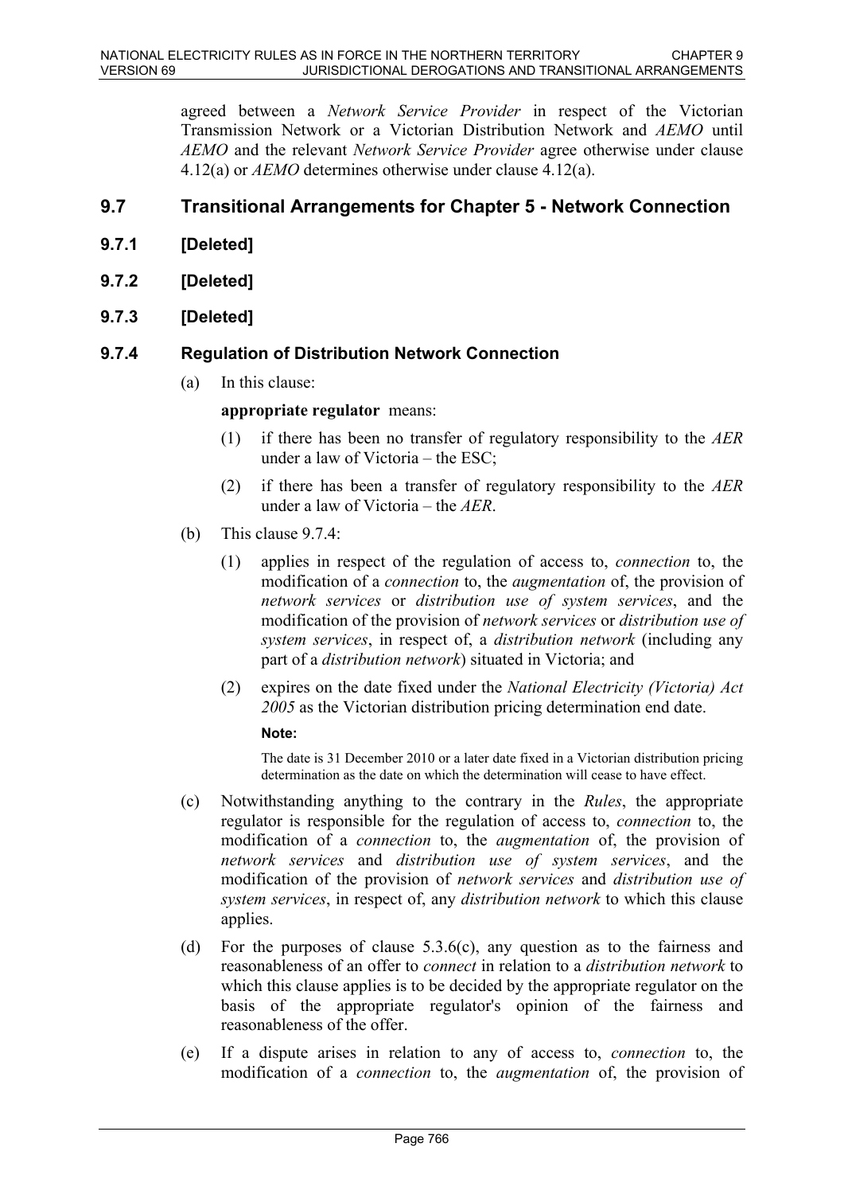agreed between a *Network Service Provider* in respect of the Victorian Transmission Network or a Victorian Distribution Network and *AEMO* until *AEMO* and the relevant *Network Service Provider* agree otherwise under clause 4.12(a) or *AEMO* determines otherwise under clause 4.12(a).

## 9.7 Transitional Arrangements for Chapter 5 - Network Connection

### 9.7.1 [Deleted]

### 9.7.2 [Deleted]

### 9.7.3 [Deleted]

### 9.7.4 Regulation of Distribution Network Connection

(a) In this clause:

**appropriate regulator** means:

(1) if there has been no transfer of regulatory responsibility to the *AER* under a law of Victoria – the ESC;

(2) if there has been a transfer of regulatory responsibility to the *AER* under a law of Victoria – the *AER*.

(b) This clause 9.7.4:

(1) applies in respect of the regulation of access to, *connection* to, the modification of a *connection* to, the *augmentation* of, the provision of *network services* or *distribution use of system services*, and the modification of the provision of *network services* or *distribution use of system services*, in respect of, a *distribution network* (including any part of a *distribution network*) situated in Victoria; and

(2) expires on the date fixed under the *National Electricity (Victoria) Act 2005* as the Victorian distribution pricing determination end date.

**Note:**

The date is 31 December 2010 or a later date fixed in a Victorian distribution pricing determination as the date on which the determination will cease to have effect.

(c) Notwithstanding anything to the contrary in the *Rules*, the appropriate regulator is responsible for the regulation of access to, *connection* to, the modification of a *connection* to, the *augmentation* of, the provision of *network services* and *distribution use of system services*, and the modification of the provision of *network services* and *distribution use of system services*, in respect of, any *distribution network* to which this clause applies.

(d) For the purposes of clause 5.3.6(c), any question as to the fairness and reasonableness of an offer to *connect* in relation to a *distribution network* to which this clause applies is to be decided by the appropriate regulator on the basis of the appropriate regulator's opinion of the fairness and reasonableness of the offer.

(e) If a dispute arises in relation to any of access to, *connection* to, the modification of a *connection* to, the *augmentation* of, the provision of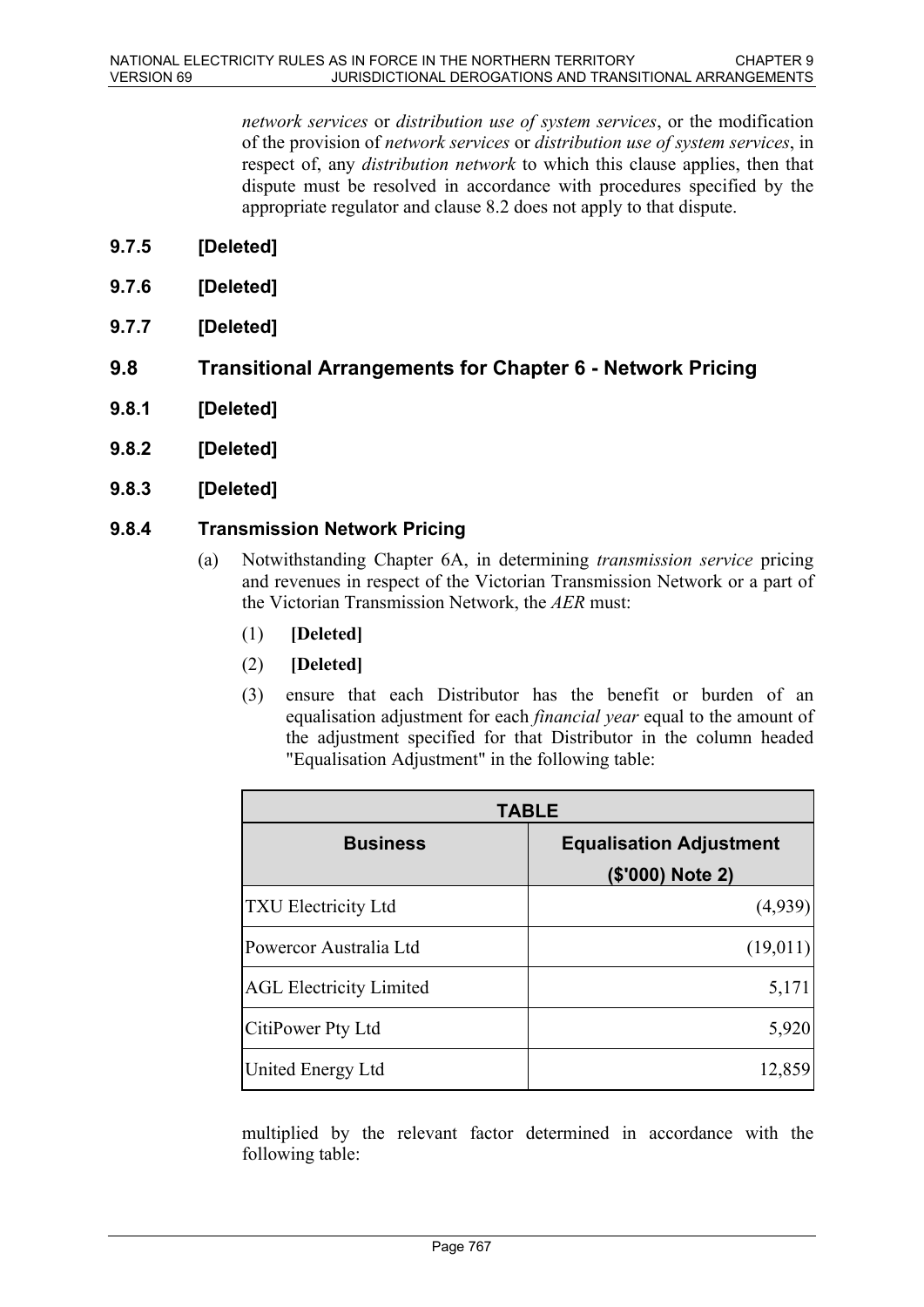*network services* or *distribution use of system services*, or the modification of the provision of *network services* or *distribution use of system services*, in respect of, any *distribution network* to which this clause applies, then that dispute must be resolved in accordance with procedures specified by the appropriate regulator and clause 8.2 does not apply to that dispute.

### 9.7.5 [Deleted]

### 9.7.6 [Deleted]

### 9.7.7 [Deleted]

## 9.8 Transitional Arrangements for Chapter 6 - Network Pricing

### 9.8.1 [Deleted]

### 9.8.2 [Deleted]

### 9.8.3 [Deleted]

### 9.8.4 Transmission Network Pricing

(a) Notwithstanding Chapter 6A, in determining *transmission service* pricing and revenues in respect of the Victorian Transmission Network or a part of the Victorian Transmission Network, the *AER* must:

(1) **[Deleted]**

(2) **[Deleted]**

(3) ensure that each Distributor has the benefit or burden of an equalisation adjustment for each *financial year* equal to the amount of the adjustment specified for that Distributor in the column headed "Equalisation Adjustment" in the following table:

| TABLE | |
|---|---|
| **Business** | **Equalisation Adjustment ($'000) Note 2)** |
| TXU Electricity Ltd | (4,939) |
| Powercor Australia Ltd | (19,011) |
| AGL Electricity Limited | 5,171 |
| CitiPower Pty Ltd | 5,920 |
| United Energy Ltd | 12,859 |

multiplied by the relevant factor determined in accordance with the following table: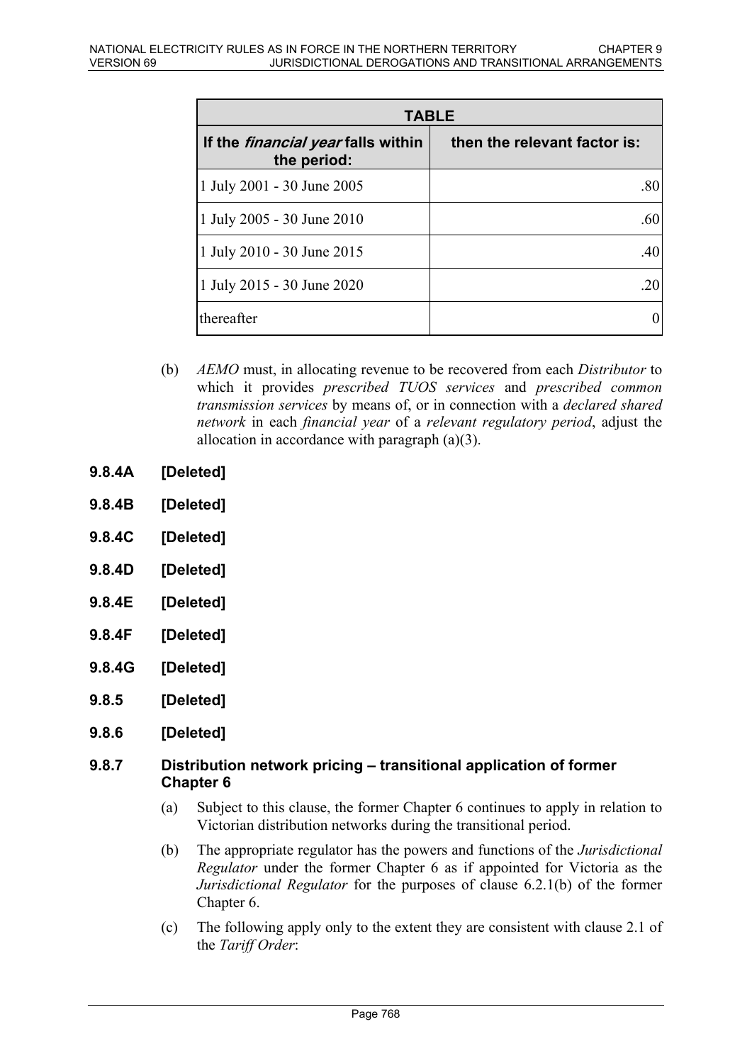| TABLE | |
| --- | --- |
| If the *financial year* falls within the period: | then the relevant factor is: |
| 1 July 2001 - 30 June 2005 | .80 |
| 1 July 2005 - 30 June 2010 | .60 |
| 1 July 2010 - 30 June 2015 | .40 |
| 1 July 2015 - 30 June 2020 | .20 |
| thereafter | 0 |

(b) *AEMO* must, in allocating revenue to be recovered from each *Distributor* to which it provides *prescribed TUOS services* and *prescribed common transmission services* by means of, or in connection with a *declared shared network* in each *financial year* of a *relevant regulatory period*, adjust the allocation in accordance with paragraph (a)(3).

### 9.8.4A [Deleted]

### 9.8.4B [Deleted]

### 9.8.4C [Deleted]

### 9.8.4D [Deleted]

### 9.8.4E [Deleted]

### 9.8.4F [Deleted]

### 9.8.4G [Deleted]

### 9.8.5 [Deleted]

### 9.8.6 [Deleted]

### 9.8.7 Distribution network pricing – transitional application of former Chapter 6

(a) Subject to this clause, the former Chapter 6 continues to apply in relation to Victorian distribution networks during the transitional period.

(b) The appropriate regulator has the powers and functions of the *Jurisdictional Regulator* under the former Chapter 6 as if appointed for Victoria as the *Jurisdictional Regulator* for the purposes of clause 6.2.1(b) of the former Chapter 6.

(c) The following apply only to the extent they are consistent with clause 2.1 of the *Tariff Order*: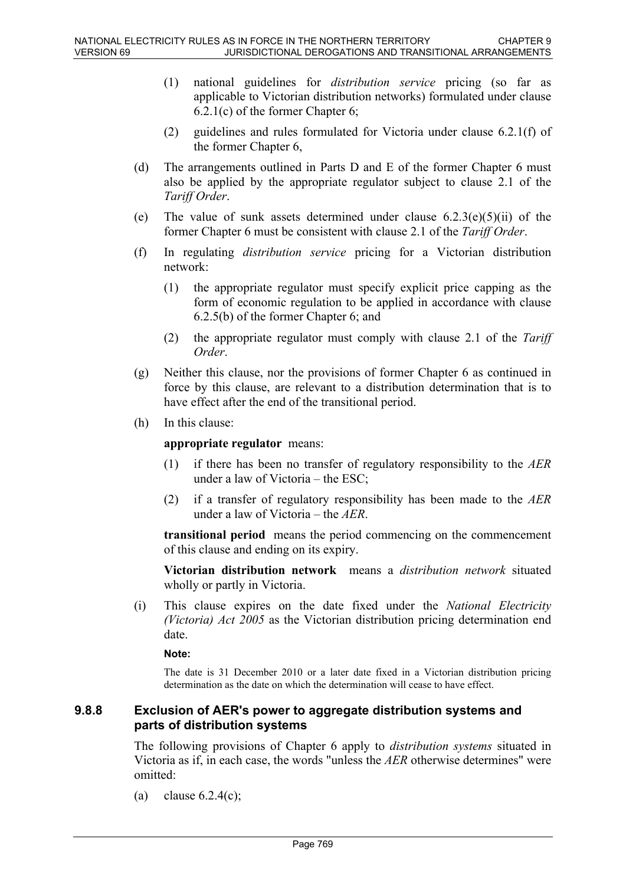(1) national guidelines for *distribution service* pricing (so far as applicable to Victorian distribution networks) formulated under clause 6.2.1(c) of the former Chapter 6;

(2) guidelines and rules formulated for Victoria under clause 6.2.1(f) of the former Chapter 6,

(d) The arrangements outlined in Parts D and E of the former Chapter 6 must also be applied by the appropriate regulator subject to clause 2.1 of the *Tariff Order*.

(e) The value of sunk assets determined under clause 6.2.3(e)(5)(ii) of the former Chapter 6 must be consistent with clause 2.1 of the *Tariff Order*.

(f) In regulating *distribution service* pricing for a Victorian distribution network:

(1) the appropriate regulator must specify explicit price capping as the form of economic regulation to be applied in accordance with clause 6.2.5(b) of the former Chapter 6; and

(2) the appropriate regulator must comply with clause 2.1 of the *Tariff Order*.

(g) Neither this clause, nor the provisions of former Chapter 6 as continued in force by this clause, are relevant to a distribution determination that is to have effect after the end of the transitional period.

(h) In this clause:

**appropriate regulator** means:

(1) if there has been no transfer of regulatory responsibility to the *AER* under a law of Victoria – the ESC;

(2) if a transfer of regulatory responsibility has been made to the *AER* under a law of Victoria – the *AER*.

**transitional period** means the period commencing on the commencement of this clause and ending on its expiry.

**Victorian distribution network** means a *distribution network* situated wholly or partly in Victoria.

(i) This clause expires on the date fixed under the *National Electricity (Victoria) Act 2005* as the Victorian distribution pricing determination end date.

**Note:**

The date is 31 December 2010 or a later date fixed in a Victorian distribution pricing determination as the date on which the determination will cease to have effect.

### 9.8.8 Exclusion of AER's power to aggregate distribution systems and parts of distribution systems

The following provisions of Chapter 6 apply to *distribution systems* situated in Victoria as if, in each case, the words "unless the *AER* otherwise determines" were omitted:

(a) clause 6.2.4(c);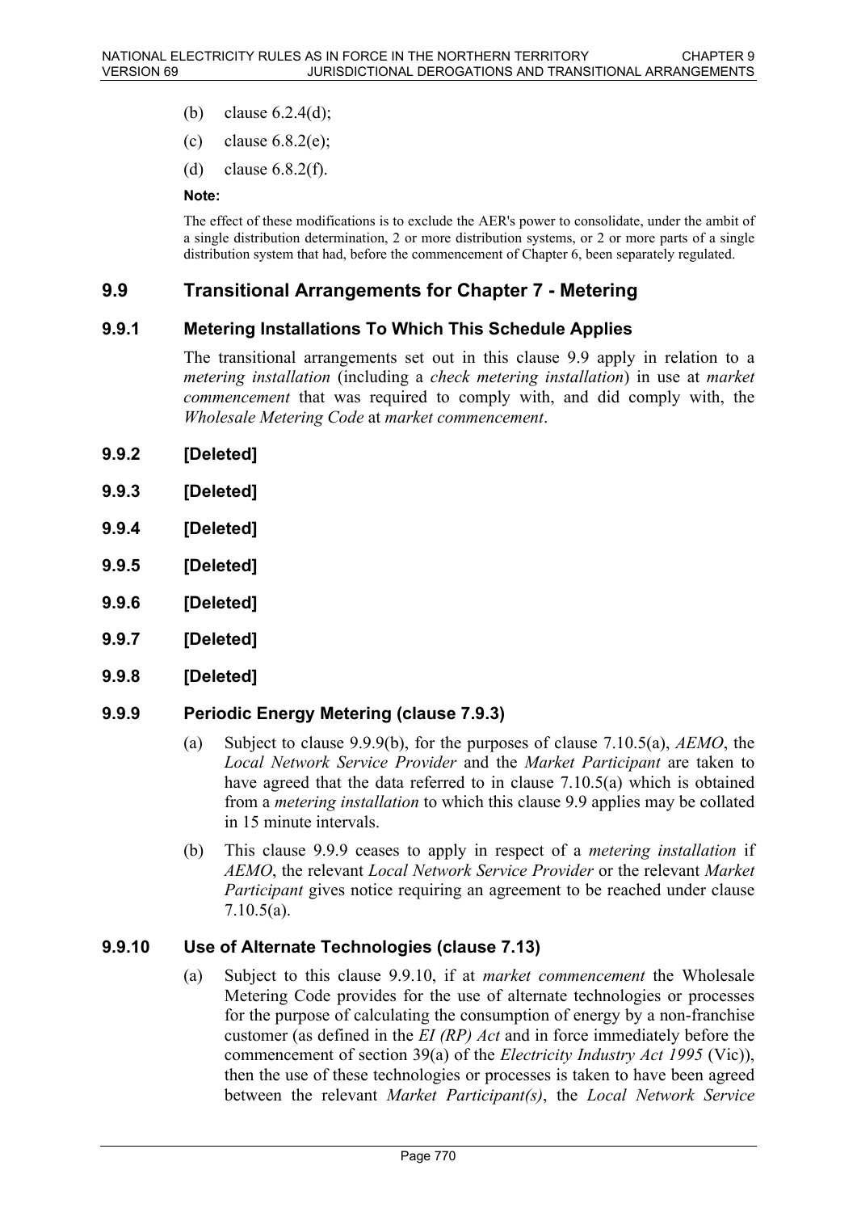(b) clause 6.2.4(d);

(c) clause 6.8.2(e);

(d) clause 6.8.2(f).

**Note:**

The effect of these modifications is to exclude the AER's power to consolidate, under the ambit of a single distribution determination, 2 or more distribution systems, or 2 or more parts of a single distribution system that had, before the commencement of Chapter 6, been separately regulated.

## 9.9 Transitional Arrangements for Chapter 7 - Metering

### 9.9.1 Metering Installations To Which This Schedule Applies

The transitional arrangements set out in this clause 9.9 apply in relation to a *metering installation* (including a *check metering installation*) in use at *market commencement* that was required to comply with, and did comply with, the *Wholesale Metering Code* at *market commencement*.

### 9.9.2 [Deleted]

### 9.9.3 [Deleted]

### 9.9.4 [Deleted]

### 9.9.5 [Deleted]

### 9.9.6 [Deleted]

### 9.9.7 [Deleted]

### 9.9.8 [Deleted]

### 9.9.9 Periodic Energy Metering (clause 7.9.3)

(a) Subject to clause 9.9.9(b), for the purposes of clause 7.10.5(a), *AEMO*, the *Local Network Service Provider* and the *Market Participant* are taken to have agreed that the data referred to in clause 7.10.5(a) which is obtained from a *metering installation* to which this clause 9.9 applies may be collated in 15 minute intervals.

(b) This clause 9.9.9 ceases to apply in respect of a *metering installation* if *AEMO*, the relevant *Local Network Service Provider* or the relevant *Market Participant* gives notice requiring an agreement to be reached under clause 7.10.5(a).

### 9.9.10 Use of Alternate Technologies (clause 7.13)

(a) Subject to this clause 9.9.10, if at *market commencement* the Wholesale Metering Code provides for the use of alternate technologies or processes for the purpose of calculating the consumption of energy by a non-franchise customer (as defined in the *EI (RP) Act* and in force immediately before the commencement of section 39(a) of the *Electricity Industry Act 1995* (Vic)), then the use of these technologies or processes is taken to have been agreed between the relevant *Market Participant(s)*, the *Local Network Service*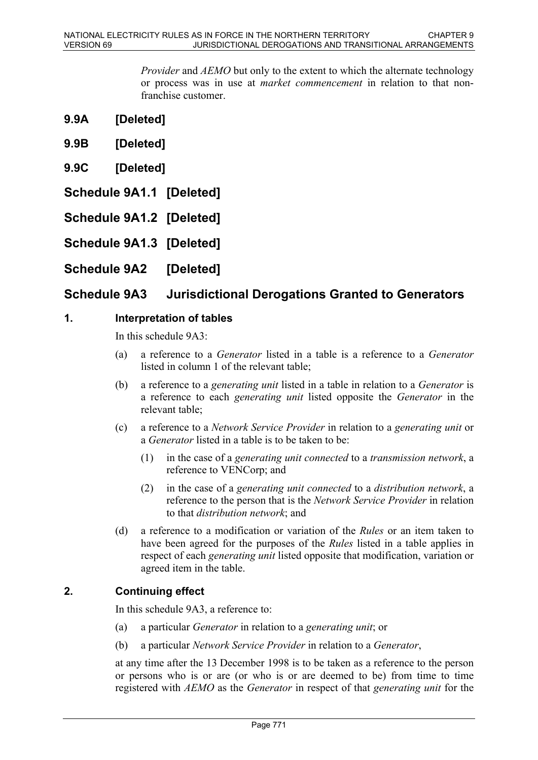*Provider* and *AEMO* but only to the extent to which the alternate technology or process was in use at *market commencement* in relation to that non-franchise customer.

## 9.9A [Deleted]

## 9.9B [Deleted]

## 9.9C [Deleted]

# Schedule 9A1.1 [Deleted]

# Schedule 9A1.2 [Deleted]

# Schedule 9A1.3 [Deleted]

# Schedule 9A2 [Deleted]

# Schedule 9A3 Jurisdictional Derogations Granted to Generators

### 1. Interpretation of tables

In this schedule 9A3:

(a) a reference to a *Generator* listed in a table is a reference to a *Generator* listed in column 1 of the relevant table;

(b) a reference to a *generating unit* listed in a table in relation to a *Generator* is a reference to each *generating unit* listed opposite the *Generator* in the relevant table;

(c) a reference to a *Network Service Provider* in relation to a *generating unit* or a *Generator* listed in a table is to be taken to be:

(1) in the case of a *generating unit connected* to a *transmission network*, a reference to VENCorp; and

(2) in the case of a *generating unit connected* to a *distribution network*, a reference to the person that is the *Network Service Provider* in relation to that *distribution network*; and

(d) a reference to a modification or variation of the *Rules* or an item taken to have been agreed for the purposes of the *Rules* listed in a table applies in respect of each *generating unit* listed opposite that modification, variation or agreed item in the table.

### 2. Continuing effect

In this schedule 9A3, a reference to:

(a) a particular *Generator* in relation to a *generating unit*; or

(b) a particular *Network Service Provider* in relation to a *Generator*,

at any time after the 13 December 1998 is to be taken as a reference to the person or persons who is or are (or who is or are deemed to be) from time to time registered with *AEMO* as the *Generator* in respect of that *generating unit* for the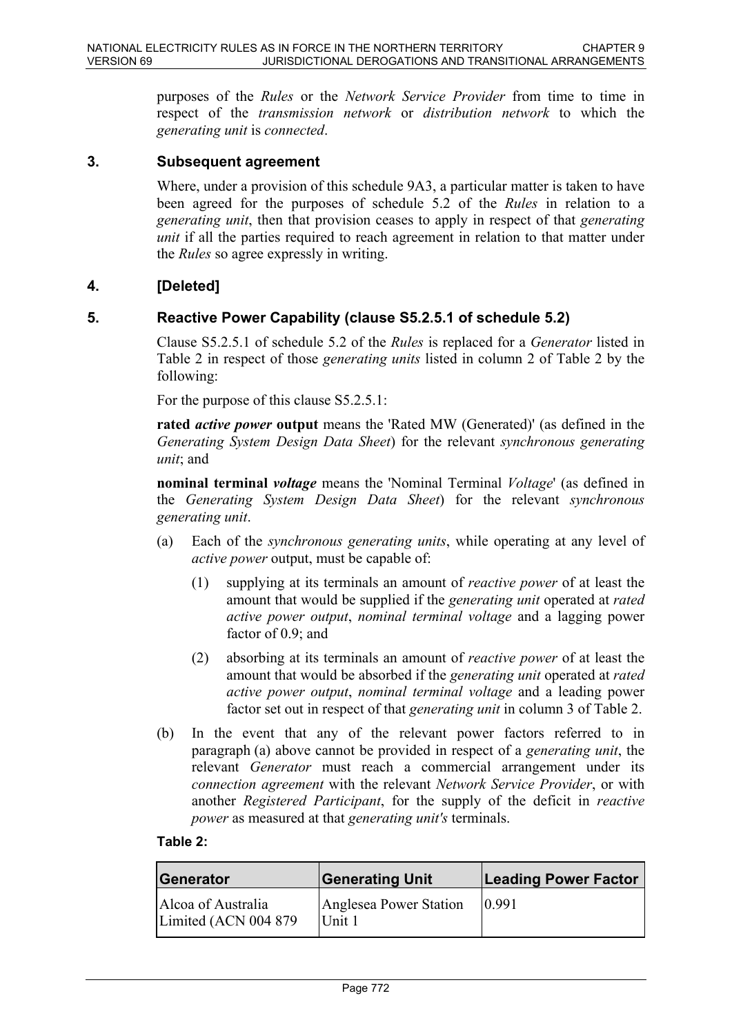purposes of the *Rules* or the *Network Service Provider* from time to time in respect of the *transmission network* or *distribution network* to which the *generating unit* is *connected*.

### 3. Subsequent agreement

Where, under a provision of this schedule 9A3, a particular matter is taken to have been agreed for the purposes of schedule 5.2 of the *Rules* in relation to a *generating unit*, then that provision ceases to apply in respect of that *generating unit* if all the parties required to reach agreement in relation to that matter under the *Rules* so agree expressly in writing.

### 4. [Deleted]

### 5. Reactive Power Capability (clause S5.2.5.1 of schedule 5.2)

Clause S5.2.5.1 of schedule 5.2 of the *Rules* is replaced for a *Generator* listed in Table 2 in respect of those *generating units* listed in column 2 of Table 2 by the following:

For the purpose of this clause S5.2.5.1:

**rated *active power* output** means the 'Rated MW (Generated)' (as defined in the *Generating System Design Data Sheet*) for the relevant *synchronous generating unit*; and

**nominal terminal *voltage*** means the 'Nominal Terminal *Voltage*' (as defined in the *Generating System Design Data Sheet*) for the relevant *synchronous generating unit*.

(a) Each of the *synchronous generating units*, while operating at any level of *active power* output, must be capable of:

   (1) supplying at its terminals an amount of *reactive power* of at least the amount that would be supplied if the *generating unit* operated at *rated active power output*, *nominal terminal voltage* and a lagging power factor of 0.9; and

   (2) absorbing at its terminals an amount of *reactive power* of at least the amount that would be absorbed if the *generating unit* operated at *rated active power output*, *nominal terminal voltage* and a leading power factor set out in respect of that *generating unit* in column 3 of Table 2.

(b) In the event that any of the relevant power factors referred to in paragraph (a) above cannot be provided in respect of a *generating unit*, the relevant *Generator* must reach a commercial arrangement under its *connection agreement* with the relevant *Network Service Provider*, or with another *Registered Participant*, for the supply of the deficit in *reactive power* as measured at that *generating unit's* terminals.

**Table 2:**

| Generator | Generating Unit | Leading Power Factor |
|---|---|---|
| Alcoa of Australia Limited (ACN 004 879 | Anglesea Power Station Unit 1 | 0.991 |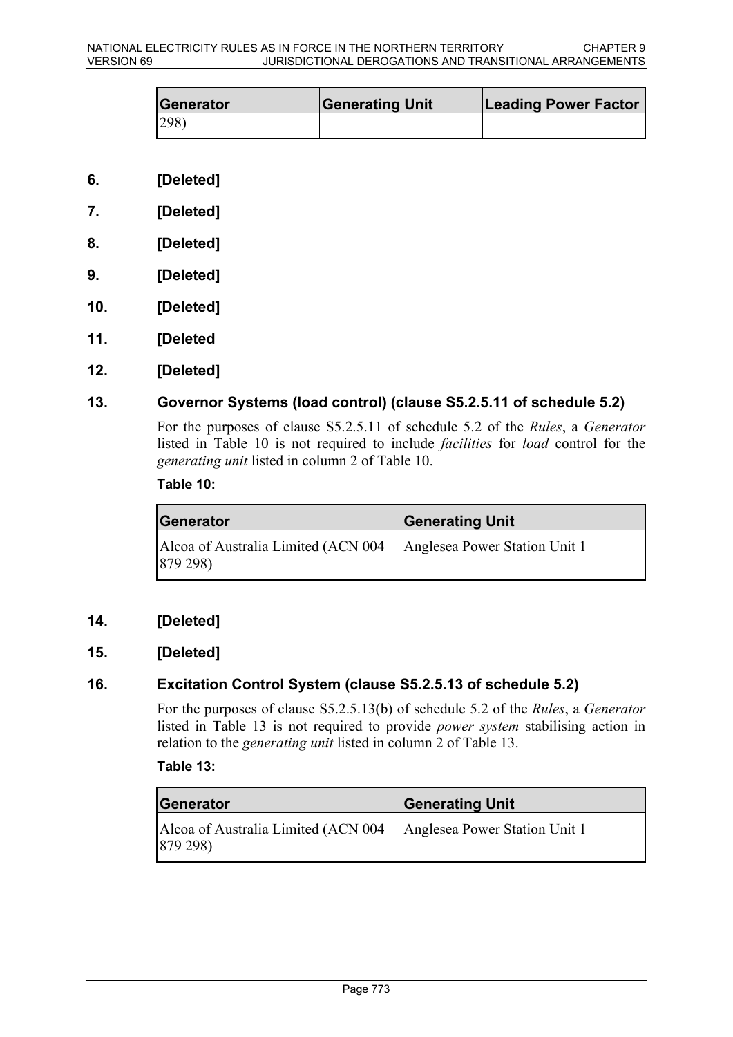| Generator | Generating Unit | Leading Power Factor |
|---|---|---|
| 298) | | |

## 6. [Deleted]

## 7. [Deleted]

## 8. [Deleted]

## 9. [Deleted]

## 10. [Deleted]

## 11. [Deleted

## 12. [Deleted]

## 13. Governor Systems (load control) (clause S5.2.5.11 of schedule 5.2)

For the purposes of clause S5.2.5.11 of schedule 5.2 of the *Rules*, a *Generator* listed in Table 10 is not required to include *facilities* for *load* control for the *generating unit* listed in column 2 of Table 10.

**Table 10:**

| Generator | Generating Unit |
|---|---|
| Alcoa of Australia Limited (ACN 004 879 298) | Anglesea Power Station Unit 1 |

## 14. [Deleted]

## 15. [Deleted]

## 16. Excitation Control System (clause S5.2.5.13 of schedule 5.2)

For the purposes of clause S5.2.5.13(b) of schedule 5.2 of the *Rules*, a *Generator* listed in Table 13 is not required to provide *power system* stabilising action in relation to the *generating unit* listed in column 2 of Table 13.

**Table 13:**

| Generator | Generating Unit |
|---|---|
| Alcoa of Australia Limited (ACN 004 879 298) | Anglesea Power Station Unit 1 |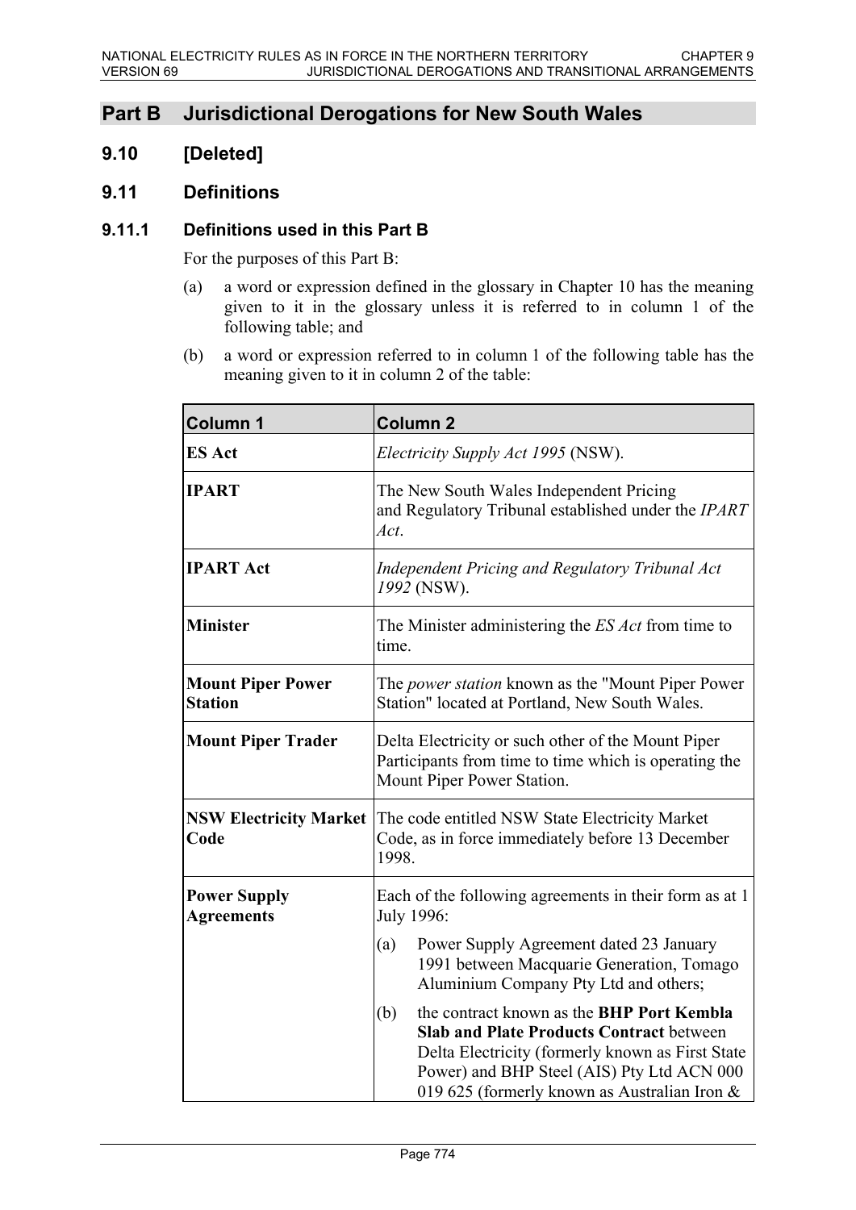## Part B Jurisdictional Derogations for New South Wales

## 9.10 [Deleted]

## 9.11 Definitions

### 9.11.1 Definitions used in this Part B

For the purposes of this Part B:

(a) a word or expression defined in the glossary in Chapter 10 has the meaning given to it in the glossary unless it is referred to in column 1 of the following table; and

(b) a word or expression referred to in column 1 of the following table has the meaning given to it in column 2 of the table:

| Column 1 | Column 2 |
|---|---|
| **ES Act** | *Electricity Supply Act 1995* (NSW). |
| **IPART** | The New South Wales Independent Pricing and Regulatory Tribunal established under the *IPART Act*. |
| **IPART Act** | *Independent Pricing and Regulatory Tribunal Act 1992* (NSW). |
| **Minister** | The Minister administering the *ES Act* from time to time. |
| **Mount Piper Power Station** | The *power station* known as the "Mount Piper Power Station" located at Portland, New South Wales. |
| **Mount Piper Trader** | Delta Electricity or such other of the Mount Piper Participants from time to time which is operating the Mount Piper Power Station. |
| **NSW Electricity Market Code** | The code entitled NSW State Electricity Market Code, as in force immediately before 13 December 1998. |
| **Power Supply Agreements** | Each of the following agreements in their form as at 1 July 1996: (a) Power Supply Agreement dated 23 January 1991 between Macquarie Generation, Tomago Aluminium Company Pty Ltd and others; (b) the contract known as the **BHP Port Kembla Slab and Plate Products Contract** between Delta Electricity (formerly known as First State Power) and BHP Steel (AIS) Pty Ltd ACN 000 019 625 (formerly known as Australian Iron & |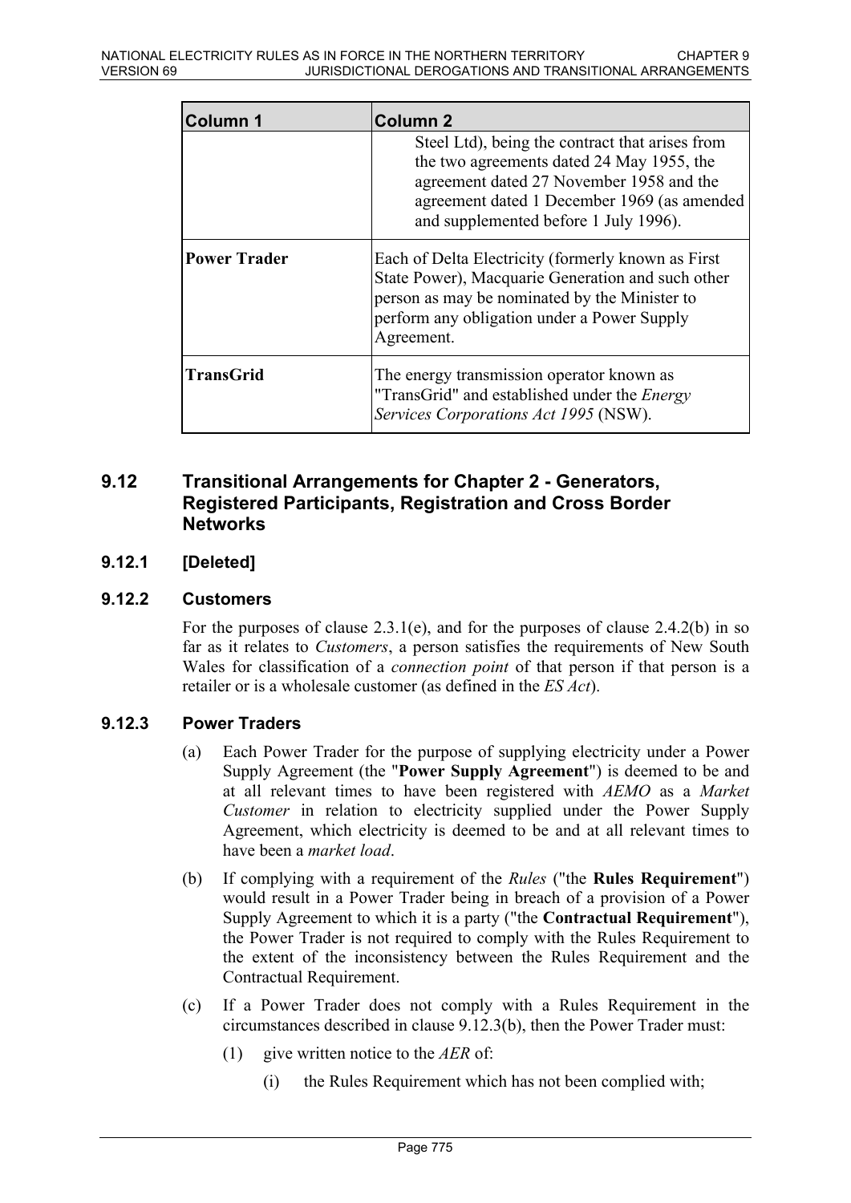| Column 1 | Column 2 |
|---|---|
| | Steel Ltd), being the contract that arises from the two agreements dated 24 May 1955, the agreement dated 27 November 1958 and the agreement dated 1 December 1969 (as amended and supplemented before 1 July 1996). |
| **Power Trader** | Each of Delta Electricity (formerly known as First State Power), Macquarie Generation and such other person as may be nominated by the Minister to perform any obligation under a Power Supply Agreement. |
| **TransGrid** | The energy transmission operator known as "TransGrid" and established under the *Energy Services Corporations Act 1995* (NSW). |

## 9.12 Transitional Arrangements for Chapter 2 - Generators, Registered Participants, Registration and Cross Border Networks

### 9.12.1 [Deleted]

### 9.12.2 Customers

For the purposes of clause 2.3.1(e), and for the purposes of clause 2.4.2(b) in so far as it relates to *Customers*, a person satisfies the requirements of New South Wales for classification of a *connection point* of that person if that person is a retailer or is a wholesale customer (as defined in the *ES Act*).

### 9.12.3 Power Traders

(a) Each Power Trader for the purpose of supplying electricity under a Power Supply Agreement (the "**Power Supply Agreement**") is deemed to be and at all relevant times to have been registered with *AEMO* as a *Market Customer* in relation to electricity supplied under the Power Supply Agreement, which electricity is deemed to be and at all relevant times to have been a *market load*.

(b) If complying with a requirement of the *Rules* ("the **Rules Requirement**") would result in a Power Trader being in breach of a provision of a Power Supply Agreement to which it is a party ("the **Contractual Requirement**"), the Power Trader is not required to comply with the Rules Requirement to the extent of the inconsistency between the Rules Requirement and the Contractual Requirement.

(c) If a Power Trader does not comply with a Rules Requirement in the circumstances described in clause 9.12.3(b), then the Power Trader must:

(1) give written notice to the *AER* of:

(i) the Rules Requirement which has not been complied with;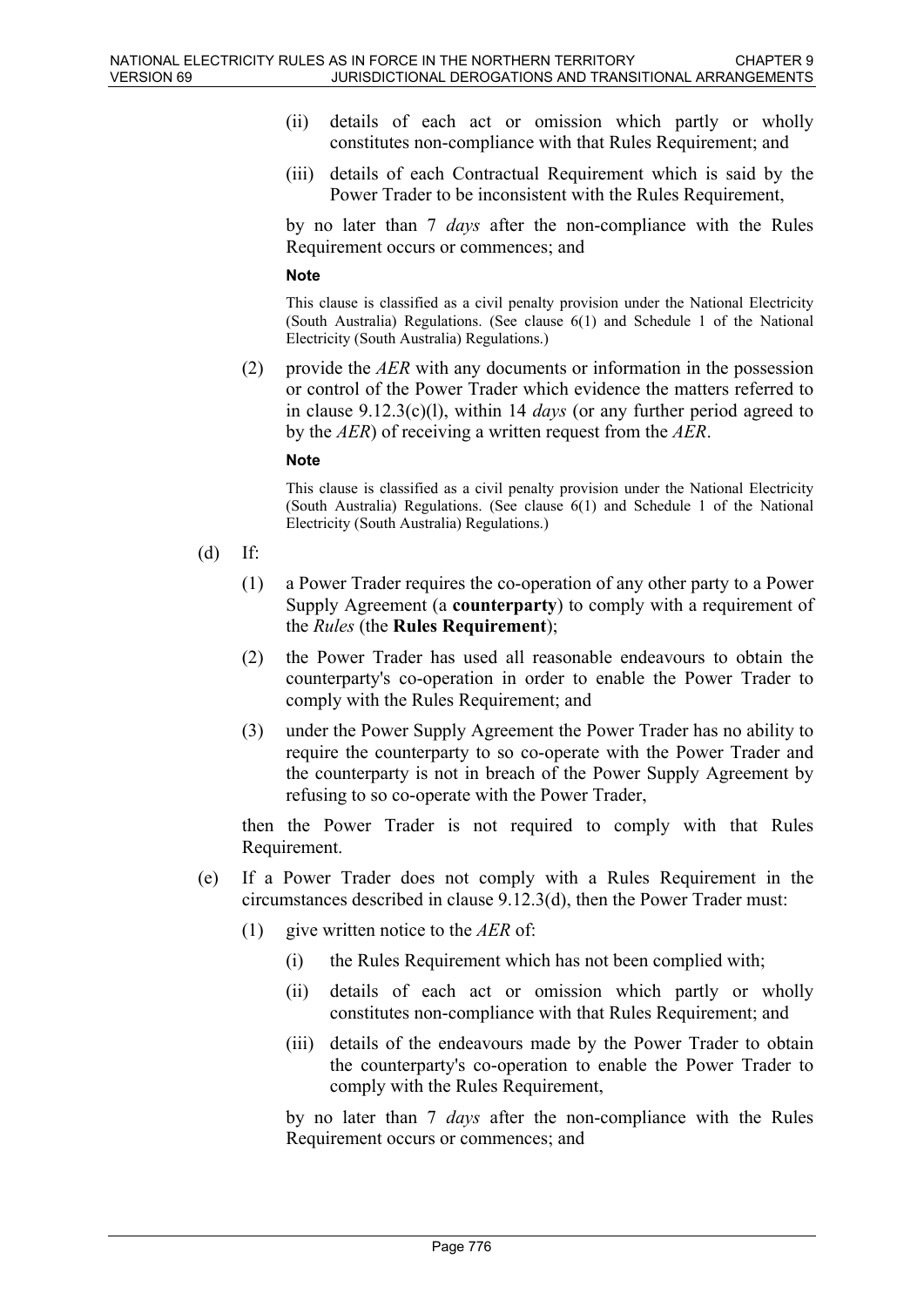(ii) details of each act or omission which partly or wholly constitutes non-compliance with that Rules Requirement; and

(iii) details of each Contractual Requirement which is said by the Power Trader to be inconsistent with the Rules Requirement,

by no later than 7 *days* after the non-compliance with the Rules Requirement occurs or commences; and

**Note**

This clause is classified as a civil penalty provision under the National Electricity (South Australia) Regulations. (See clause 6(1) and Schedule 1 of the National Electricity (South Australia) Regulations.)

(2) provide the *AER* with any documents or information in the possession or control of the Power Trader which evidence the matters referred to in clause 9.12.3(c)(l), within 14 *days* (or any further period agreed to by the *AER*) of receiving a written request from the *AER*.

**Note**

This clause is classified as a civil penalty provision under the National Electricity (South Australia) Regulations. (See clause 6(1) and Schedule 1 of the National Electricity (South Australia) Regulations.)

(d) If:

(1) a Power Trader requires the co-operation of any other party to a Power Supply Agreement (a **counterparty**) to comply with a requirement of the *Rules* (the **Rules Requirement**);

(2) the Power Trader has used all reasonable endeavours to obtain the counterparty's co-operation in order to enable the Power Trader to comply with the Rules Requirement; and

(3) under the Power Supply Agreement the Power Trader has no ability to require the counterparty to so co-operate with the Power Trader and the counterparty is not in breach of the Power Supply Agreement by refusing to so co-operate with the Power Trader,

then the Power Trader is not required to comply with that Rules Requirement.

(e) If a Power Trader does not comply with a Rules Requirement in the circumstances described in clause 9.12.3(d), then the Power Trader must:

(1) give written notice to the *AER* of:

(i) the Rules Requirement which has not been complied with;

(ii) details of each act or omission which partly or wholly constitutes non-compliance with that Rules Requirement; and

(iii) details of the endeavours made by the Power Trader to obtain the counterparty's co-operation to enable the Power Trader to comply with the Rules Requirement,

by no later than 7 *days* after the non-compliance with the Rules Requirement occurs or commences; and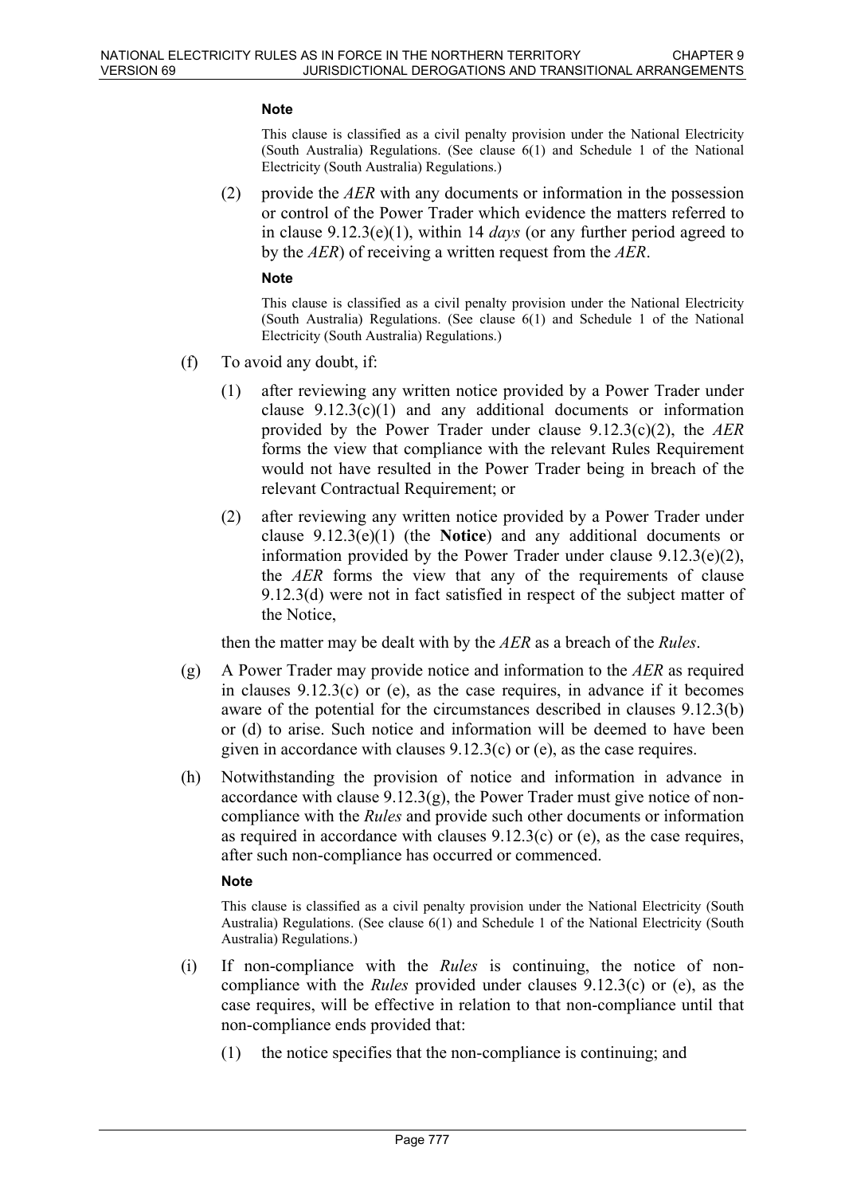**Note**

This clause is classified as a civil penalty provision under the National Electricity (South Australia) Regulations. (See clause 6(1) and Schedule 1 of the National Electricity (South Australia) Regulations.)

(2) provide the *AER* with any documents or information in the possession or control of the Power Trader which evidence the matters referred to in clause 9.12.3(e)(1), within 14 *days* (or any further period agreed to by the *AER*) of receiving a written request from the *AER*.

**Note**

This clause is classified as a civil penalty provision under the National Electricity (South Australia) Regulations. (See clause 6(1) and Schedule 1 of the National Electricity (South Australia) Regulations.)

(f) To avoid any doubt, if:

(1) after reviewing any written notice provided by a Power Trader under clause 9.12.3(c)(1) and any additional documents or information provided by the Power Trader under clause 9.12.3(c)(2), the *AER* forms the view that compliance with the relevant Rules Requirement would not have resulted in the Power Trader being in breach of the relevant Contractual Requirement; or

(2) after reviewing any written notice provided by a Power Trader under clause 9.12.3(e)(1) (the **Notice**) and any additional documents or information provided by the Power Trader under clause 9.12.3(e)(2), the *AER* forms the view that any of the requirements of clause 9.12.3(d) were not in fact satisfied in respect of the subject matter of the Notice,

then the matter may be dealt with by the *AER* as a breach of the *Rules*.

(g) A Power Trader may provide notice and information to the *AER* as required in clauses 9.12.3(c) or (e), as the case requires, in advance if it becomes aware of the potential for the circumstances described in clauses 9.12.3(b) or (d) to arise. Such notice and information will be deemed to have been given in accordance with clauses 9.12.3(c) or (e), as the case requires.

(h) Notwithstanding the provision of notice and information in advance in accordance with clause 9.12.3(g), the Power Trader must give notice of non-compliance with the *Rules* and provide such other documents or information as required in accordance with clauses 9.12.3(c) or (e), as the case requires, after such non-compliance has occurred or commenced.

**Note**

This clause is classified as a civil penalty provision under the National Electricity (South Australia) Regulations. (See clause 6(1) and Schedule 1 of the National Electricity (South Australia) Regulations.)

(i) If non-compliance with the *Rules* is continuing, the notice of non-compliance with the *Rules* provided under clauses 9.12.3(c) or (e), as the case requires, will be effective in relation to that non-compliance until that non-compliance ends provided that:

(1) the notice specifies that the non-compliance is continuing; and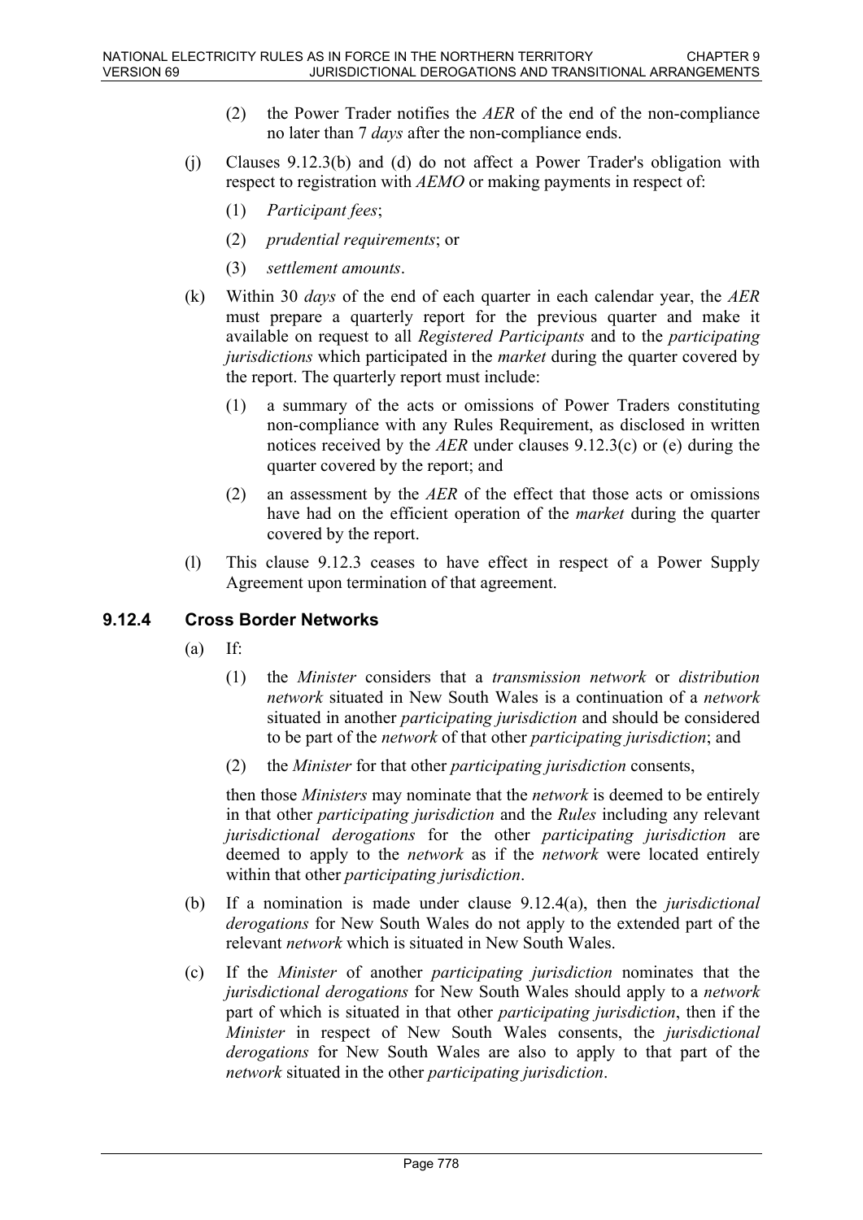(2) the Power Trader notifies the *AER* of the end of the non-compliance no later than 7 *days* after the non-compliance ends.

(j) Clauses 9.12.3(b) and (d) do not affect a Power Trader's obligation with respect to registration with *AEMO* or making payments in respect of:

(1) *Participant fees*;

(2) *prudential requirements*; or

(3) *settlement amounts*.

(k) Within 30 *days* of the end of each quarter in each calendar year, the *AER* must prepare a quarterly report for the previous quarter and make it available on request to all *Registered Participants* and to the *participating jurisdictions* which participated in the *market* during the quarter covered by the report. The quarterly report must include:

(1) a summary of the acts or omissions of Power Traders constituting non-compliance with any Rules Requirement, as disclosed in written notices received by the *AER* under clauses 9.12.3(c) or (e) during the quarter covered by the report; and

(2) an assessment by the *AER* of the effect that those acts or omissions have had on the efficient operation of the *market* during the quarter covered by the report.

(l) This clause 9.12.3 ceases to have effect in respect of a Power Supply Agreement upon termination of that agreement.

### 9.12.4 Cross Border Networks

(a) If:

(1) the *Minister* considers that a *transmission network* or *distribution network* situated in New South Wales is a continuation of a *network* situated in another *participating jurisdiction* and should be considered to be part of the *network* of that other *participating jurisdiction*; and

(2) the *Minister* for that other *participating jurisdiction* consents,

then those *Ministers* may nominate that the *network* is deemed to be entirely in that other *participating jurisdiction* and the *Rules* including any relevant *jurisdictional derogations* for the other *participating jurisdiction* are deemed to apply to the *network* as if the *network* were located entirely within that other *participating jurisdiction*.

(b) If a nomination is made under clause 9.12.4(a), then the *jurisdictional derogations* for New South Wales do not apply to the extended part of the relevant *network* which is situated in New South Wales.

(c) If the *Minister* of another *participating jurisdiction* nominates that the *jurisdictional derogations* for New South Wales should apply to a *network* part of which is situated in that other *participating jurisdiction*, then if the *Minister* in respect of New South Wales consents, the *jurisdictional derogations* for New South Wales are also to apply to that part of the *network* situated in the other *participating jurisdiction*.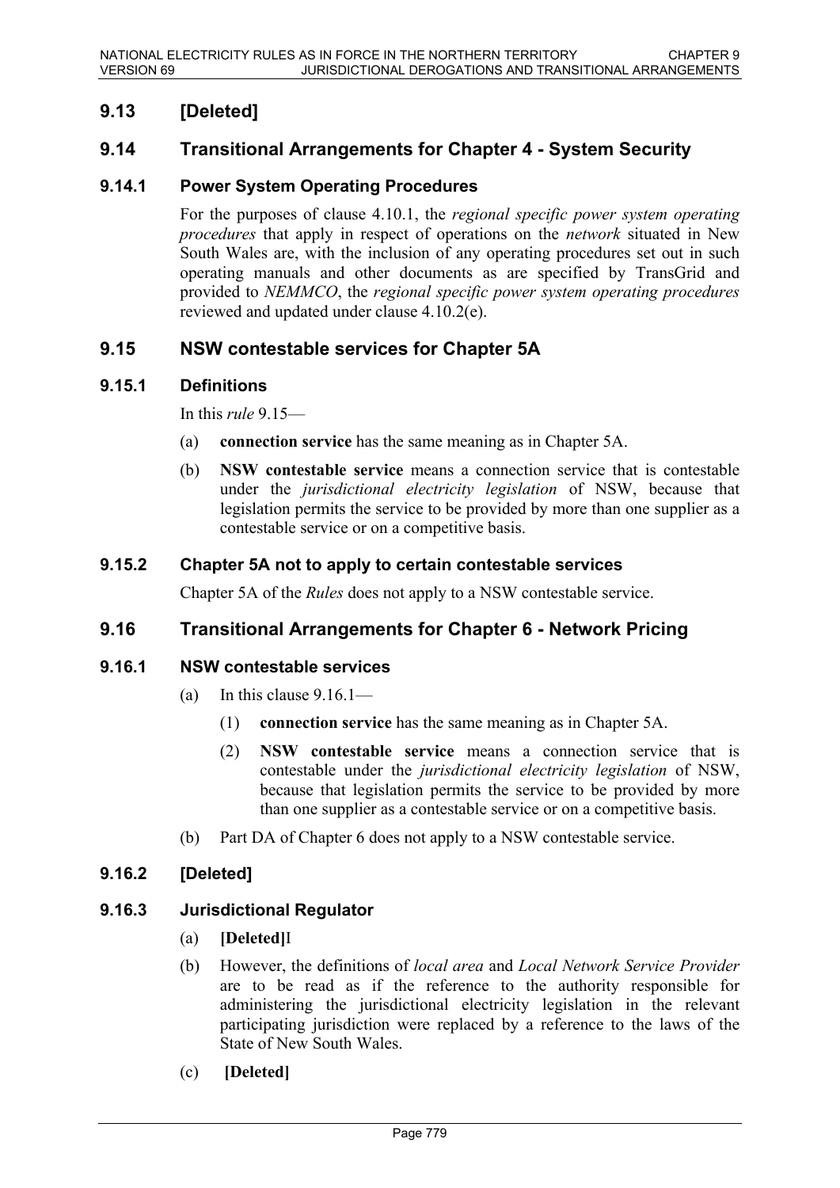## 9.13 [Deleted]

## 9.14 Transitional Arrangements for Chapter 4 - System Security

### 9.14.1 Power System Operating Procedures

For the purposes of clause 4.10.1, the *regional specific power system operating procedures* that apply in respect of operations on the *network* situated in New South Wales are, with the inclusion of any operating procedures set out in such operating manuals and other documents as are specified by TransGrid and provided to *NEMMCO*, the *regional specific power system operating procedures* reviewed and updated under clause 4.10.2(e).

## 9.15 NSW contestable services for Chapter 5A

### 9.15.1 Definitions

In this *rule* 9.15—

(a) **connection service** has the same meaning as in Chapter 5A.

(b) **NSW contestable service** means a connection service that is contestable under the *jurisdictional electricity legislation* of NSW, because that legislation permits the service to be provided by more than one supplier as a contestable service or on a competitive basis.

### 9.15.2 Chapter 5A not to apply to certain contestable services

Chapter 5A of the *Rules* does not apply to a NSW contestable service.

## 9.16 Transitional Arrangements for Chapter 6 - Network Pricing

### 9.16.1 NSW contestable services

(a) In this clause 9.16.1—

(1) **connection service** has the same meaning as in Chapter 5A.

(2) **NSW contestable service** means a connection service that is contestable under the *jurisdictional electricity legislation* of NSW, because that legislation permits the service to be provided by more than one supplier as a contestable service or on a competitive basis.

(b) Part DA of Chapter 6 does not apply to a NSW contestable service.

### 9.16.2 [Deleted]

### 9.16.3 Jurisdictional Regulator

(a) **[Deleted]**I

(b) However, the definitions of *local area* and *Local Network Service Provider* are to be read as if the reference to the authority responsible for administering the jurisdictional electricity legislation in the relevant participating jurisdiction were replaced by a reference to the laws of the State of New South Wales.

(c) **[Deleted]**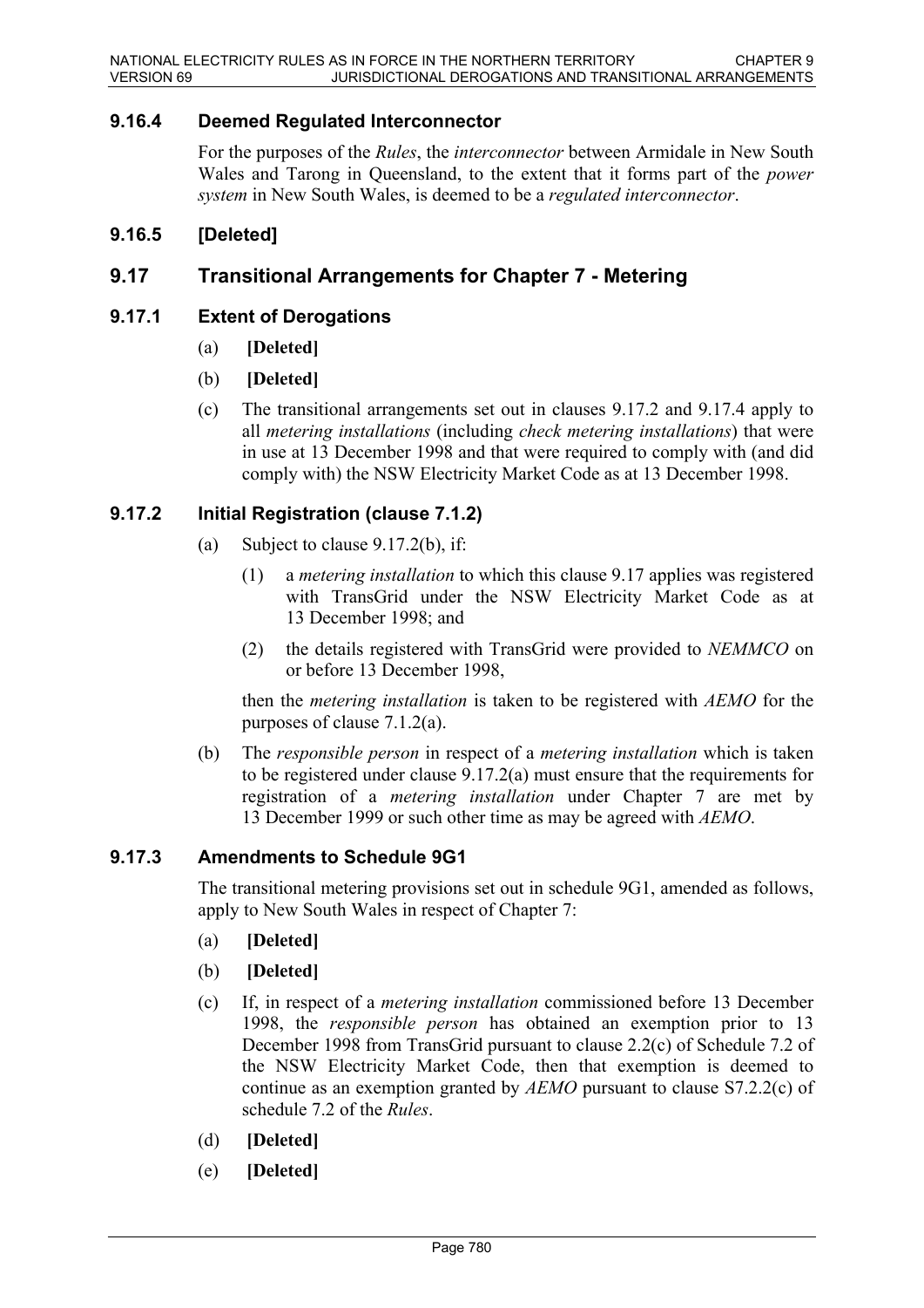### 9.16.4 Deemed Regulated Interconnector

For the purposes of the *Rules*, the *interconnector* between Armidale in New South Wales and Tarong in Queensland, to the extent that it forms part of the *power system* in New South Wales, is deemed to be a *regulated interconnector*.

### 9.16.5 [Deleted]

## 9.17 Transitional Arrangements for Chapter 7 - Metering

### 9.17.1 Extent of Derogations

(a) **[Deleted]**

(b) **[Deleted]**

(c) The transitional arrangements set out in clauses 9.17.2 and 9.17.4 apply to all *metering installations* (including *check metering installations*) that were in use at 13 December 1998 and that were required to comply with (and did comply with) the NSW Electricity Market Code as at 13 December 1998.

### 9.17.2 Initial Registration (clause 7.1.2)

(a) Subject to clause 9.17.2(b), if:

(1) a *metering installation* to which this clause 9.17 applies was registered with TransGrid under the NSW Electricity Market Code as at 13 December 1998; and

(2) the details registered with TransGrid were provided to *NEMMCO* on or before 13 December 1998,

then the *metering installation* is taken to be registered with *AEMO* for the purposes of clause 7.1.2(a).

(b) The *responsible person* in respect of a *metering installation* which is taken to be registered under clause 9.17.2(a) must ensure that the requirements for registration of a *metering installation* under Chapter 7 are met by 13 December 1999 or such other time as may be agreed with *AEMO*.

### 9.17.3 Amendments to Schedule 9G1

The transitional metering provisions set out in schedule 9G1, amended as follows, apply to New South Wales in respect of Chapter 7:

(a) **[Deleted]**

(b) **[Deleted]**

(c) If, in respect of a *metering installation* commissioned before 13 December 1998, the *responsible person* has obtained an exemption prior to 13 December 1998 from TransGrid pursuant to clause 2.2(c) of Schedule 7.2 of the NSW Electricity Market Code, then that exemption is deemed to continue as an exemption granted by *AEMO* pursuant to clause S7.2.2(c) of schedule 7.2 of the *Rules*.

(d) **[Deleted]**

(e) **[Deleted]**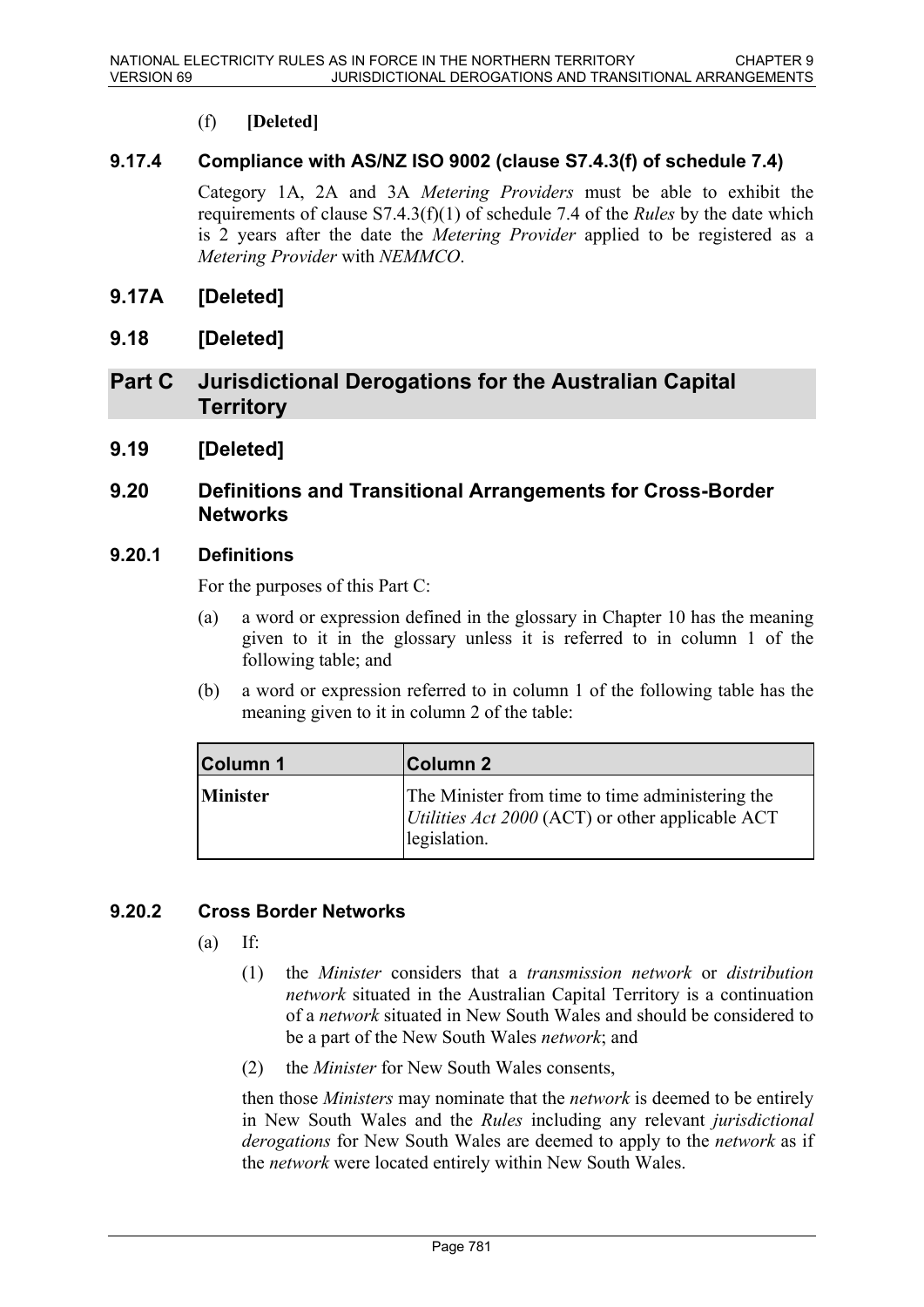(f) **[Deleted]**

### 9.17.4 Compliance with AS/NZ ISO 9002 (clause S7.4.3(f) of schedule 7.4)

Category 1A, 2A and 3A *Metering Providers* must be able to exhibit the requirements of clause S7.4.3(f)(1) of schedule 7.4 of the *Rules* by the date which is 2 years after the date the *Metering Provider* applied to be registered as a *Metering Provider* with *NEMMCO*.

## 9.17A [Deleted]

## 9.18 [Deleted]

# Part C Jurisdictional Derogations for the Australian Capital Territory

## 9.19 [Deleted]

## 9.20 Definitions and Transitional Arrangements for Cross-Border Networks

### 9.20.1 Definitions

For the purposes of this Part C:

(a) a word or expression defined in the glossary in Chapter 10 has the meaning given to it in the glossary unless it is referred to in column 1 of the following table; and

(b) a word or expression referred to in column 1 of the following table has the meaning given to it in column 2 of the table:

| Column 1 | Column 2 |
|---|---|
| **Minister** | The Minister from time to time administering the *Utilities Act 2000* (ACT) or other applicable ACT legislation. |

### 9.20.2 Cross Border Networks

(a) If:

(1) the *Minister* considers that a *transmission network* or *distribution network* situated in the Australian Capital Territory is a continuation of a *network* situated in New South Wales and should be considered to be a part of the New South Wales *network*; and

(2) the *Minister* for New South Wales consents,

then those *Ministers* may nominate that the *network* is deemed to be entirely in New South Wales and the *Rules* including any relevant *jurisdictional derogations* for New South Wales are deemed to apply to the *network* as if the *network* were located entirely within New South Wales.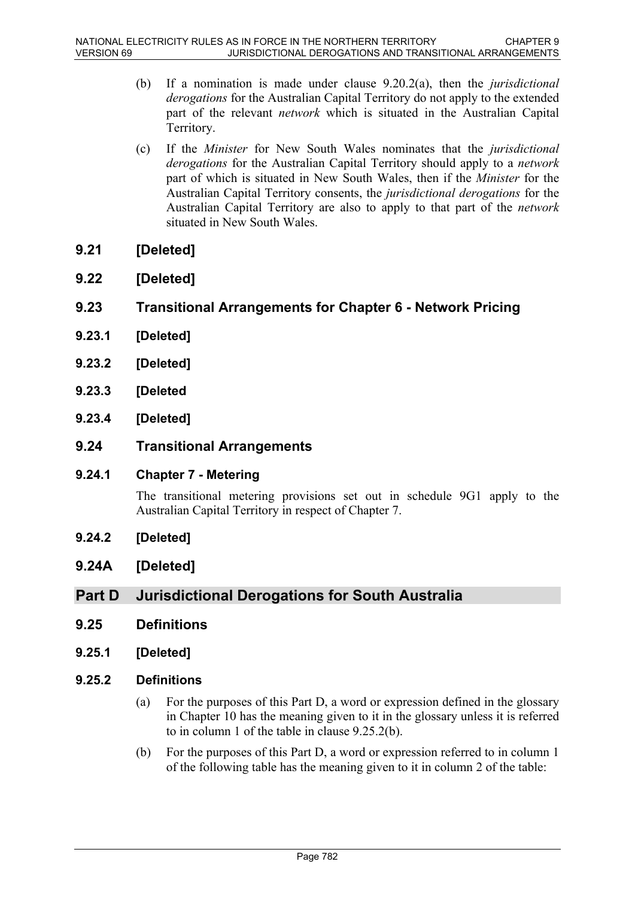(b) If a nomination is made under clause 9.20.2(a), then the *jurisdictional derogations* for the Australian Capital Territory do not apply to the extended part of the relevant *network* which is situated in the Australian Capital Territory.

(c) If the *Minister* for New South Wales nominates that the *jurisdictional derogations* for the Australian Capital Territory should apply to a *network* part of which is situated in New South Wales, then if the *Minister* for the Australian Capital Territory consents, the *jurisdictional derogations* for the Australian Capital Territory are also to apply to that part of the *network* situated in New South Wales.

## 9.21 [Deleted]

## 9.22 [Deleted]

## 9.23 Transitional Arrangements for Chapter 6 - Network Pricing

### 9.23.1 [Deleted]

### 9.23.2 [Deleted]

### 9.23.3 [Deleted

### 9.23.4 [Deleted]

## 9.24 Transitional Arrangements

### 9.24.1 Chapter 7 - Metering

The transitional metering provisions set out in schedule 9G1 apply to the Australian Capital Territory in respect of Chapter 7.

### 9.24.2 [Deleted]

## 9.24A [Deleted]

# Part D Jurisdictional Derogations for South Australia

## 9.25 Definitions

### 9.25.1 [Deleted]

### 9.25.2 Definitions

(a) For the purposes of this Part D, a word or expression defined in the glossary in Chapter 10 has the meaning given to it in the glossary unless it is referred to in column 1 of the table in clause 9.25.2(b).

(b) For the purposes of this Part D, a word or expression referred to in column 1 of the following table has the meaning given to it in column 2 of the table: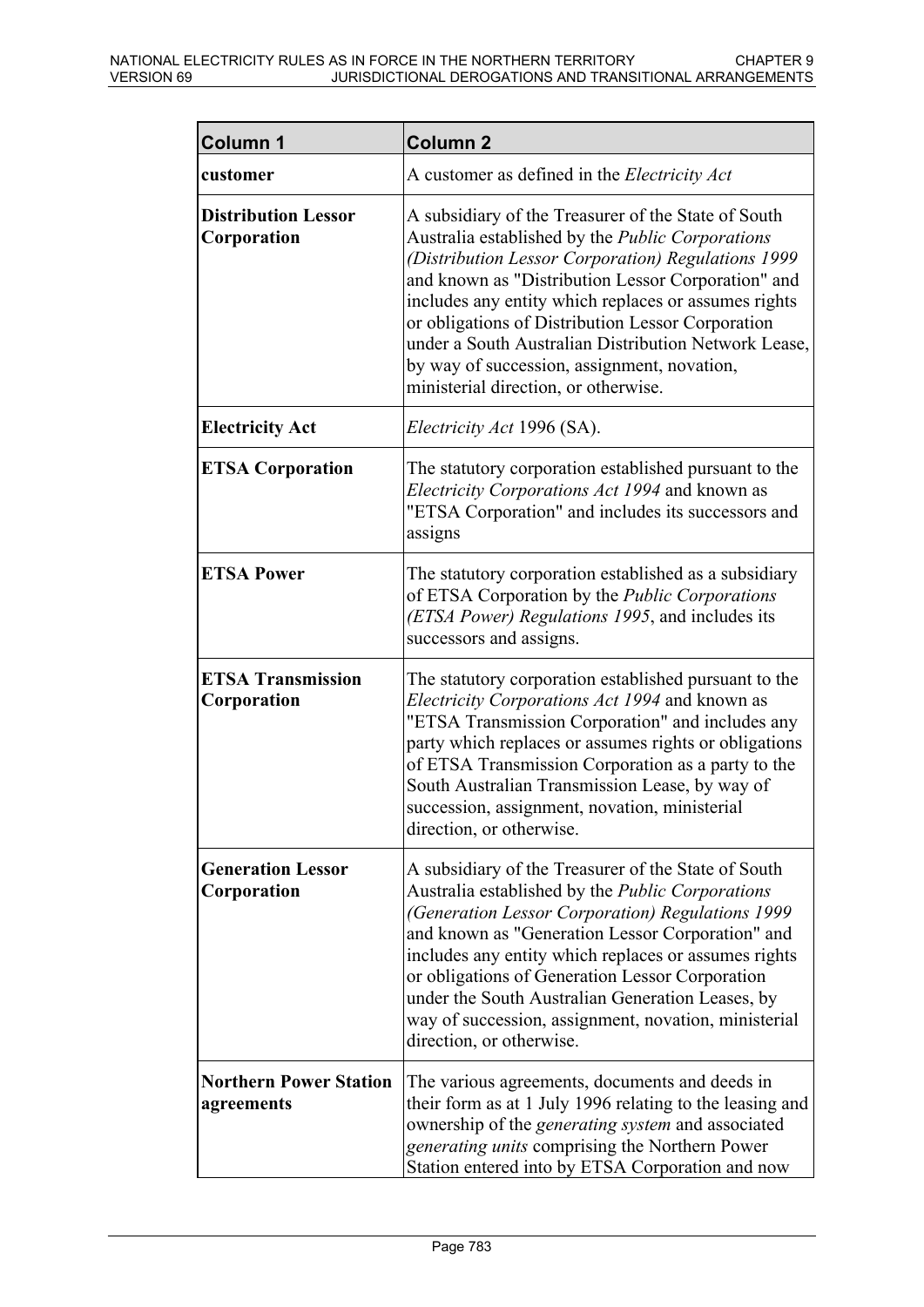| Column 1 | Column 2 |
|---|---|
| **customer** | A customer as defined in the *Electricity Act* |
| **Distribution Lessor Corporation** | A subsidiary of the Treasurer of the State of South Australia established by the *Public Corporations (Distribution Lessor Corporation) Regulations 1999* and known as "Distribution Lessor Corporation" and includes any entity which replaces or assumes rights or obligations of Distribution Lessor Corporation under a South Australian Distribution Network Lease, by way of succession, assignment, novation, ministerial direction, or otherwise. |
| **Electricity Act** | *Electricity Act* 1996 (SA). |
| **ETSA Corporation** | The statutory corporation established pursuant to the *Electricity Corporations Act 1994* and known as "ETSA Corporation" and includes its successors and assigns |
| **ETSA Power** | The statutory corporation established as a subsidiary of ETSA Corporation by the *Public Corporations (ETSA Power) Regulations 1995*, and includes its successors and assigns. |
| **ETSA Transmission Corporation** | The statutory corporation established pursuant to the *Electricity Corporations Act 1994* and known as "ETSA Transmission Corporation" and includes any party which replaces or assumes rights or obligations of ETSA Transmission Corporation as a party to the South Australian Transmission Lease, by way of succession, assignment, novation, ministerial direction, or otherwise. |
| **Generation Lessor Corporation** | A subsidiary of the Treasurer of the State of South Australia established by the *Public Corporations (Generation Lessor Corporation) Regulations 1999* and known as "Generation Lessor Corporation" and includes any entity which replaces or assumes rights or obligations of Generation Lessor Corporation under the South Australian Generation Leases, by way of succession, assignment, novation, ministerial direction, or otherwise. |
| **Northern Power Station agreements** | The various agreements, documents and deeds in their form as at 1 July 1996 relating to the leasing and ownership of the *generating system* and associated *generating units* comprising the Northern Power Station entered into by ETSA Corporation and now |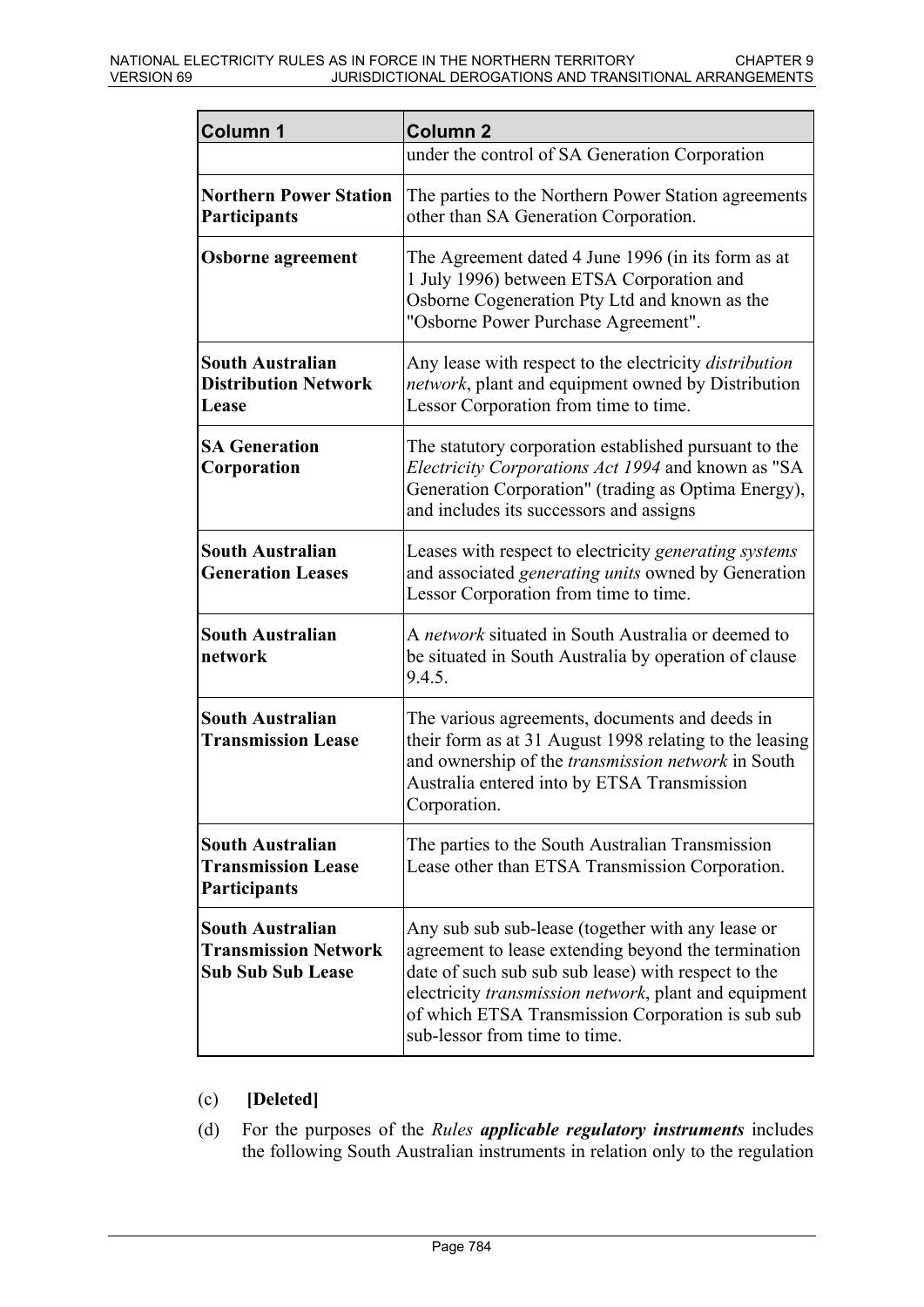| Column 1 | Column 2 |
|---|---|
| | under the control of SA Generation Corporation |
| **Northern Power Station Participants** | The parties to the Northern Power Station agreements other than SA Generation Corporation. |
| **Osborne agreement** | The Agreement dated 4 June 1996 (in its form as at 1 July 1996) between ETSA Corporation and Osborne Cogeneration Pty Ltd and known as the "Osborne Power Purchase Agreement". |
| **South Australian Distribution Network Lease** | Any lease with respect to the electricity *distribution network*, plant and equipment owned by Distribution Lessor Corporation from time to time. |
| **SA Generation Corporation** | The statutory corporation established pursuant to the *Electricity Corporations Act 1994* and known as "SA Generation Corporation" (trading as Optima Energy), and includes its successors and assigns |
| **South Australian Generation Leases** | Leases with respect to electricity *generating systems* and associated *generating units* owned by Generation Lessor Corporation from time to time. |
| **South Australian network** | A *network* situated in South Australia or deemed to be situated in South Australia by operation of clause 9.4.5. |
| **South Australian Transmission Lease** | The various agreements, documents and deeds in their form as at 31 August 1998 relating to the leasing and ownership of the *transmission network* in South Australia entered into by ETSA Transmission Corporation. |
| **South Australian Transmission Lease Participants** | The parties to the South Australian Transmission Lease other than ETSA Transmission Corporation. |
| **South Australian Transmission Network Sub Sub Sub Lease** | Any sub sub sub-lease (together with any lease or agreement to lease extending beyond the termination date of such sub sub sub lease) with respect to the electricity *transmission network*, plant and equipment of which ETSA Transmission Corporation is sub sub sub-lessor from time to time. |

(c) **[Deleted]**

(d) For the purposes of the *Rules* ***applicable regulatory instruments*** includes the following South Australian instruments in relation only to the regulation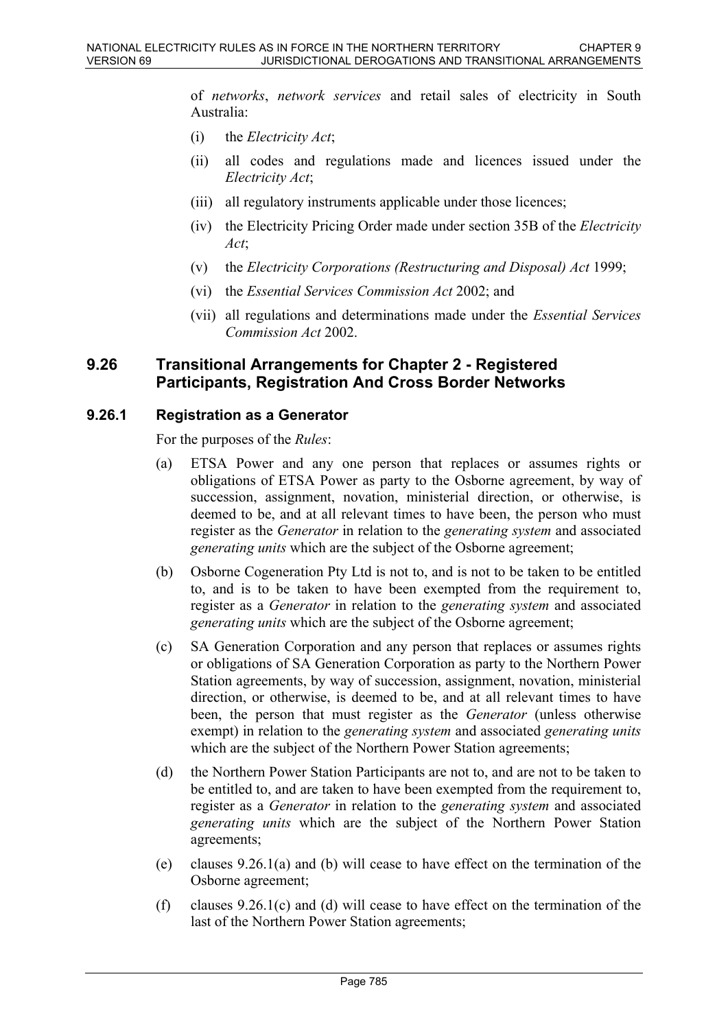of *networks*, *network services* and retail sales of electricity in South Australia:

(i) the *Electricity Act*;

(ii) all codes and regulations made and licences issued under the *Electricity Act*;

(iii) all regulatory instruments applicable under those licences;

(iv) the Electricity Pricing Order made under section 35B of the *Electricity Act*;

(v) the *Electricity Corporations (Restructuring and Disposal) Act* 1999;

(vi) the *Essential Services Commission Act* 2002; and

(vii) all regulations and determinations made under the *Essential Services Commission Act* 2002.

## 9.26 Transitional Arrangements for Chapter 2 - Registered Participants, Registration And Cross Border Networks

### 9.26.1 Registration as a Generator

For the purposes of the *Rules*:

(a) ETSA Power and any one person that replaces or assumes rights or obligations of ETSA Power as party to the Osborne agreement, by way of succession, assignment, novation, ministerial direction, or otherwise, is deemed to be, and at all relevant times to have been, the person who must register as the *Generator* in relation to the *generating system* and associated *generating units* which are the subject of the Osborne agreement;

(b) Osborne Cogeneration Pty Ltd is not to, and is not to be taken to be entitled to, and is to be taken to have been exempted from the requirement to, register as a *Generator* in relation to the *generating system* and associated *generating units* which are the subject of the Osborne agreement;

(c) SA Generation Corporation and any person that replaces or assumes rights or obligations of SA Generation Corporation as party to the Northern Power Station agreements, by way of succession, assignment, novation, ministerial direction, or otherwise, is deemed to be, and at all relevant times to have been, the person that must register as the *Generator* (unless otherwise exempt) in relation to the *generating system* and associated *generating units* which are the subject of the Northern Power Station agreements;

(d) the Northern Power Station Participants are not to, and are not to be taken to be entitled to, and are taken to have been exempted from the requirement to, register as a *Generator* in relation to the *generating system* and associated *generating units* which are the subject of the Northern Power Station agreements;

(e) clauses 9.26.1(a) and (b) will cease to have effect on the termination of the Osborne agreement;

(f) clauses 9.26.1(c) and (d) will cease to have effect on the termination of the last of the Northern Power Station agreements;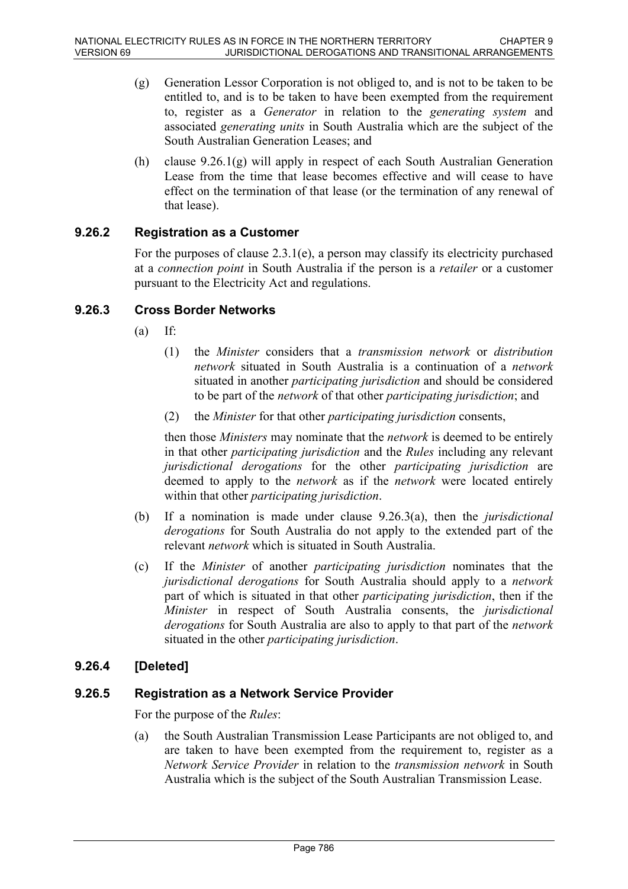(g) Generation Lessor Corporation is not obliged to, and is not to be taken to be entitled to, and is to be taken to have been exempted from the requirement to, register as a *Generator* in relation to the *generating system* and associated *generating units* in South Australia which are the subject of the South Australian Generation Leases; and

(h) clause 9.26.1(g) will apply in respect of each South Australian Generation Lease from the time that lease becomes effective and will cease to have effect on the termination of that lease (or the termination of any renewal of that lease).

### 9.26.2 Registration as a Customer

For the purposes of clause 2.3.1(e), a person may classify its electricity purchased at a *connection point* in South Australia if the person is a *retailer* or a customer pursuant to the Electricity Act and regulations.

### 9.26.3 Cross Border Networks

(a) If:

(1) the *Minister* considers that a *transmission network* or *distribution network* situated in South Australia is a continuation of a *network* situated in another *participating jurisdiction* and should be considered to be part of the *network* of that other *participating jurisdiction*; and

(2) the *Minister* for that other *participating jurisdiction* consents,

then those *Ministers* may nominate that the *network* is deemed to be entirely in that other *participating jurisdiction* and the *Rules* including any relevant *jurisdictional derogations* for the other *participating jurisdiction* are deemed to apply to the *network* as if the *network* were located entirely within that other *participating jurisdiction*.

(b) If a nomination is made under clause 9.26.3(a), then the *jurisdictional derogations* for South Australia do not apply to the extended part of the relevant *network* which is situated in South Australia.

(c) If the *Minister* of another *participating jurisdiction* nominates that the *jurisdictional derogations* for South Australia should apply to a *network* part of which is situated in that other *participating jurisdiction*, then if the *Minister* in respect of South Australia consents, the *jurisdictional derogations* for South Australia are also to apply to that part of the *network* situated in the other *participating jurisdiction*.

### 9.26.4 [Deleted]

### 9.26.5 Registration as a Network Service Provider

For the purpose of the *Rules*:

(a) the South Australian Transmission Lease Participants are not obliged to, and are taken to have been exempted from the requirement to, register as a *Network Service Provider* in relation to the *transmission network* in South Australia which is the subject of the South Australian Transmission Lease.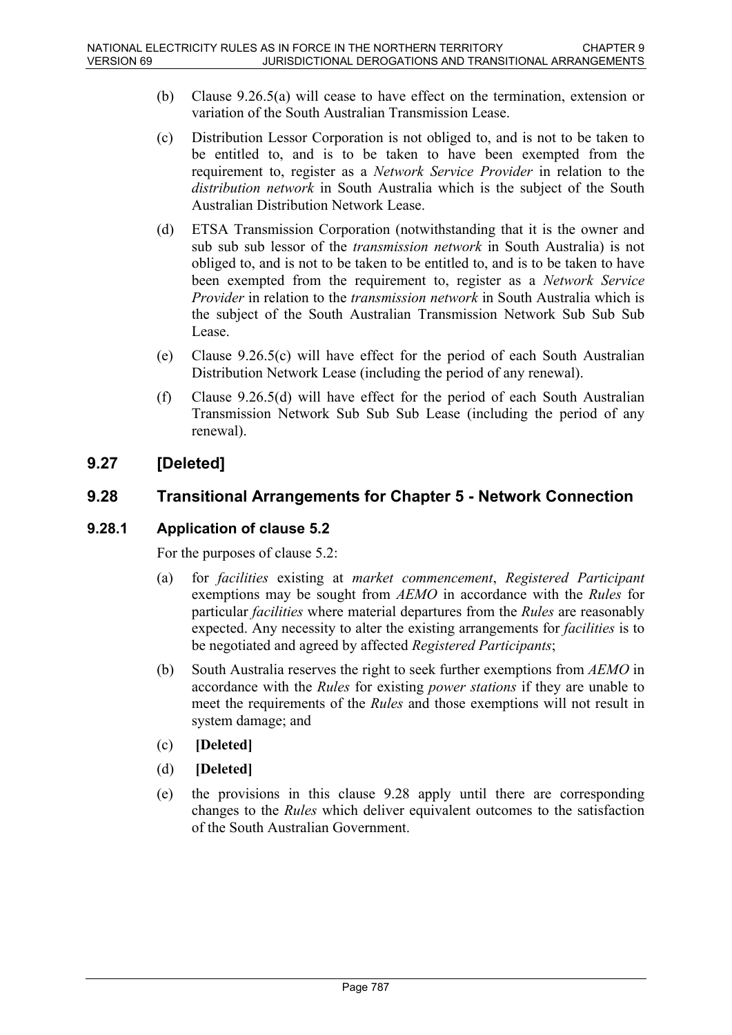(b) Clause 9.26.5(a) will cease to have effect on the termination, extension or variation of the South Australian Transmission Lease.

(c) Distribution Lessor Corporation is not obliged to, and is not to be taken to be entitled to, and is to be taken to have been exempted from the requirement to, register as a *Network Service Provider* in relation to the *distribution network* in South Australia which is the subject of the South Australian Distribution Network Lease.

(d) ETSA Transmission Corporation (notwithstanding that it is the owner and sub sub sub lessor of the *transmission network* in South Australia) is not obliged to, and is not to be taken to be entitled to, and is to be taken to have been exempted from the requirement to, register as a *Network Service Provider* in relation to the *transmission network* in South Australia which is the subject of the South Australian Transmission Network Sub Sub Sub Lease.

(e) Clause 9.26.5(c) will have effect for the period of each South Australian Distribution Network Lease (including the period of any renewal).

(f) Clause 9.26.5(d) will have effect for the period of each South Australian Transmission Network Sub Sub Sub Lease (including the period of any renewal).

## 9.27 [Deleted]

## 9.28 Transitional Arrangements for Chapter 5 - Network Connection

### 9.28.1 Application of clause 5.2

For the purposes of clause 5.2:

(a) for *facilities* existing at *market commencement*, *Registered Participant* exemptions may be sought from *AEMO* in accordance with the *Rules* for particular *facilities* where material departures from the *Rules* are reasonably expected. Any necessity to alter the existing arrangements for *facilities* is to be negotiated and agreed by affected *Registered Participants*;

(b) South Australia reserves the right to seek further exemptions from *AEMO* in accordance with the *Rules* for existing *power stations* if they are unable to meet the requirements of the *Rules* and those exemptions will not result in system damage; and

(c) **[Deleted]**

(d) **[Deleted]**

(e) the provisions in this clause 9.28 apply until there are corresponding changes to the *Rules* which deliver equivalent outcomes to the satisfaction of the South Australian Government.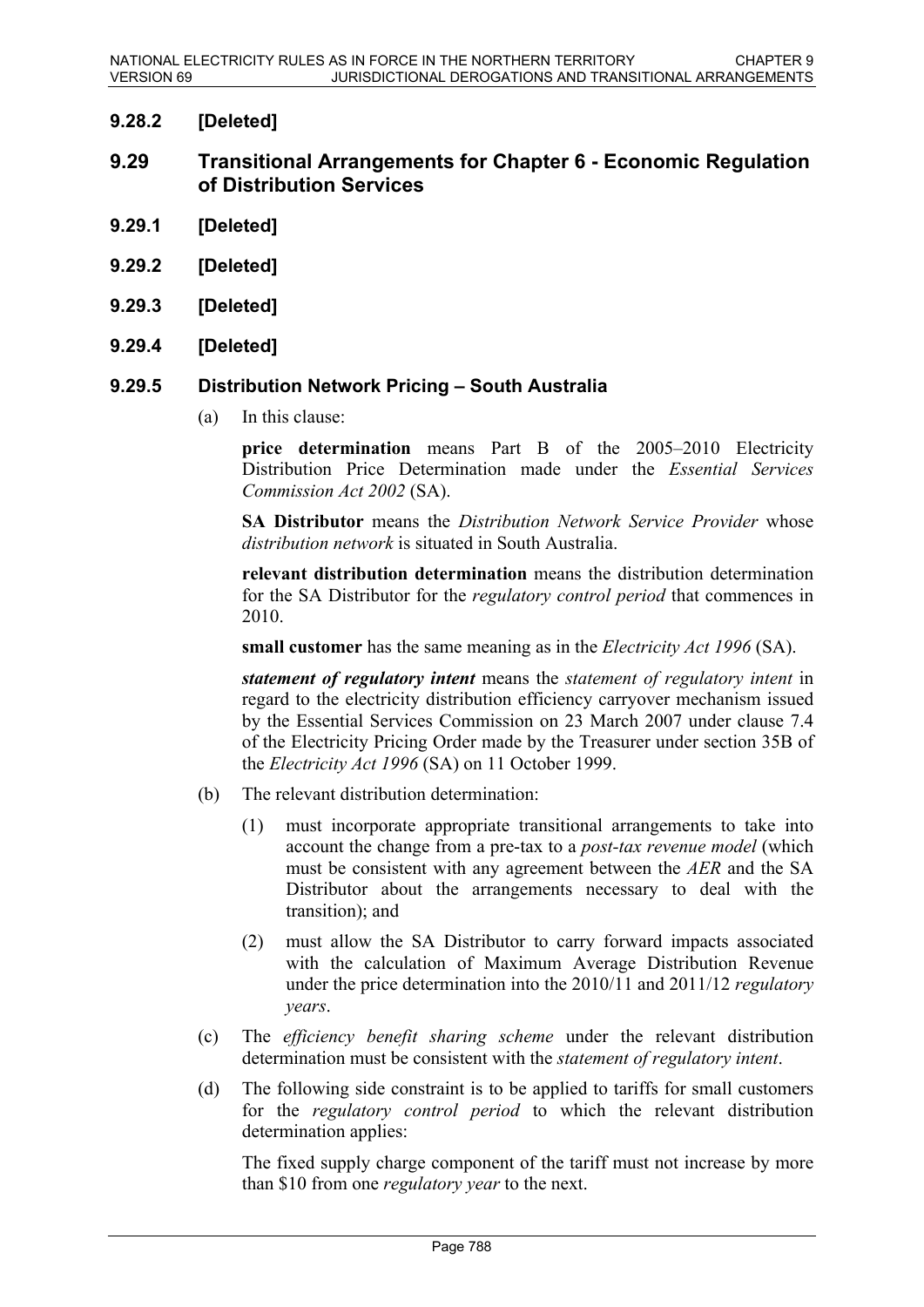### 9.28.2 [Deleted]

## 9.29 Transitional Arrangements for Chapter 6 - Economic Regulation of Distribution Services

### 9.29.1 [Deleted]

### 9.29.2 [Deleted]

### 9.29.3 [Deleted]

### 9.29.4 [Deleted]

### 9.29.5 Distribution Network Pricing – South Australia

(a) In this clause:

**price determination** means Part B of the 2005–2010 Electricity Distribution Price Determination made under the *Essential Services Commission Act 2002* (SA).

**SA Distributor** means the *Distribution Network Service Provider* whose *distribution network* is situated in South Australia.

**relevant distribution determination** means the distribution determination for the SA Distributor for the *regulatory control period* that commences in 2010.

**small customer** has the same meaning as in the *Electricity Act 1996* (SA).

***statement of regulatory intent*** means the *statement of regulatory intent* in regard to the electricity distribution efficiency carryover mechanism issued by the Essential Services Commission on 23 March 2007 under clause 7.4 of the Electricity Pricing Order made by the Treasurer under section 35B of the *Electricity Act 1996* (SA) on 11 October 1999.

(b) The relevant distribution determination:

(1) must incorporate appropriate transitional arrangements to take into account the change from a pre-tax to a *post-tax revenue model* (which must be consistent with any agreement between the *AER* and the SA Distributor about the arrangements necessary to deal with the transition); and

(2) must allow the SA Distributor to carry forward impacts associated with the calculation of Maximum Average Distribution Revenue under the price determination into the 2010/11 and 2011/12 *regulatory years*.

(c) The *efficiency benefit sharing scheme* under the relevant distribution determination must be consistent with the *statement of regulatory intent*.

(d) The following side constraint is to be applied to tariffs for small customers for the *regulatory control period* to which the relevant distribution determination applies:

The fixed supply charge component of the tariff must not increase by more than $10 from one *regulatory year* to the next.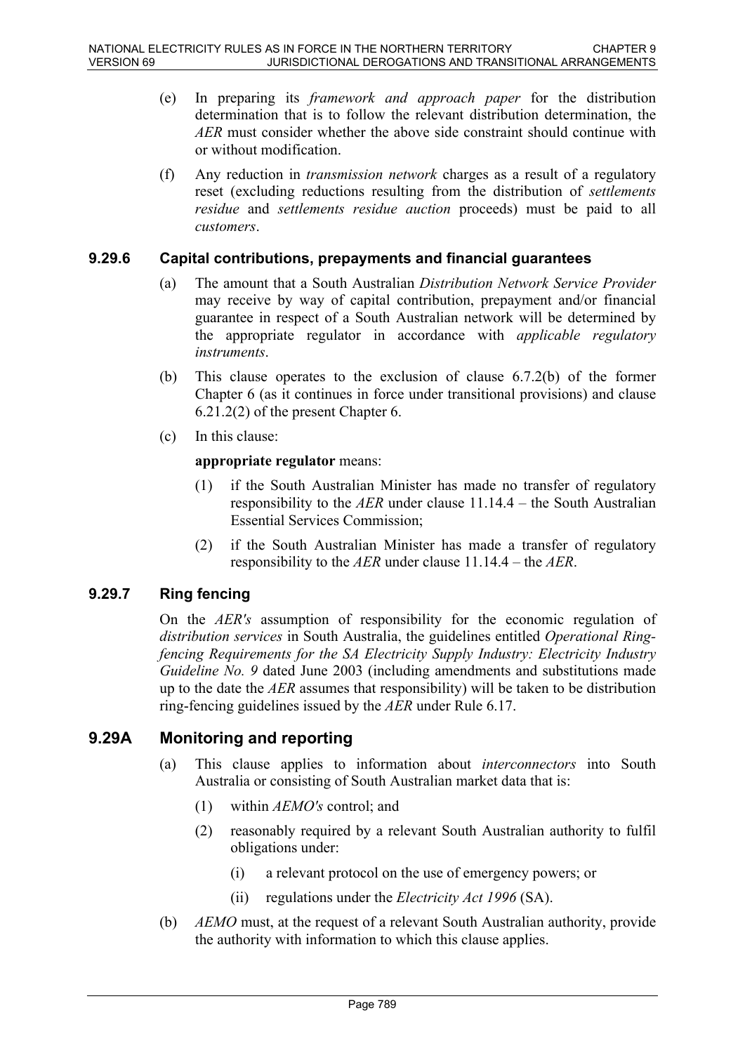(e) In preparing its *framework and approach paper* for the distribution determination that is to follow the relevant distribution determination, the *AER* must consider whether the above side constraint should continue with or without modification.

(f) Any reduction in *transmission network* charges as a result of a regulatory reset (excluding reductions resulting from the distribution of *settlements residue* and *settlements residue auction* proceeds) must be paid to all *customers*.

### 9.29.6 Capital contributions, prepayments and financial guarantees

(a) The amount that a South Australian *Distribution Network Service Provider* may receive by way of capital contribution, prepayment and/or financial guarantee in respect of a South Australian network will be determined by the appropriate regulator in accordance with *applicable regulatory instruments*.

(b) This clause operates to the exclusion of clause 6.7.2(b) of the former Chapter 6 (as it continues in force under transitional provisions) and clause 6.21.2(2) of the present Chapter 6.

(c) In this clause:

**appropriate regulator** means:

(1) if the South Australian Minister has made no transfer of regulatory responsibility to the *AER* under clause 11.14.4 – the South Australian Essential Services Commission;

(2) if the South Australian Minister has made a transfer of regulatory responsibility to the *AER* under clause 11.14.4 – the *AER*.

### 9.29.7 Ring fencing

On the *AER's* assumption of responsibility for the economic regulation of *distribution services* in South Australia, the guidelines entitled *Operational Ring-fencing Requirements for the SA Electricity Supply Industry: Electricity Industry Guideline No. 9* dated June 2003 (including amendments and substitutions made up to the date the *AER* assumes that responsibility) will be taken to be distribution ring-fencing guidelines issued by the *AER* under Rule 6.17.

## 9.29A Monitoring and reporting

(a) This clause applies to information about *interconnectors* into South Australia or consisting of South Australian market data that is:

(1) within *AEMO's* control; and

(2) reasonably required by a relevant South Australian authority to fulfil obligations under:

(i) a relevant protocol on the use of emergency powers; or

(ii) regulations under the *Electricity Act 1996* (SA).

(b) *AEMO* must, at the request of a relevant South Australian authority, provide the authority with information to which this clause applies.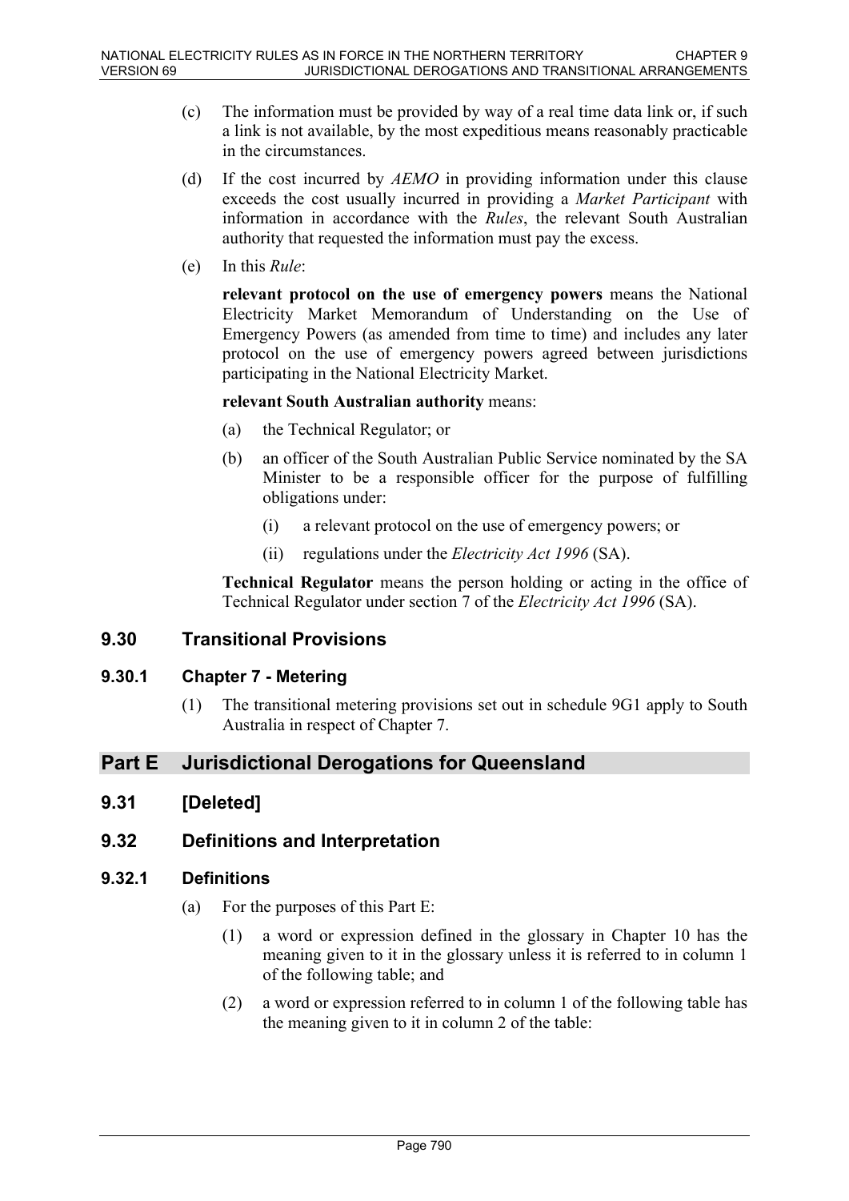(c) The information must be provided by way of a real time data link or, if such a link is not available, by the most expeditious means reasonably practicable in the circumstances.

(d) If the cost incurred by *AEMO* in providing information under this clause exceeds the cost usually incurred in providing a *Market Participant* with information in accordance with the *Rules*, the relevant South Australian authority that requested the information must pay the excess.

(e) In this *Rule*:

**relevant protocol on the use of emergency powers** means the National Electricity Market Memorandum of Understanding on the Use of Emergency Powers (as amended from time to time) and includes any later protocol on the use of emergency powers agreed between jurisdictions participating in the National Electricity Market.

**relevant South Australian authority** means:

(a) the Technical Regulator; or

(b) an officer of the South Australian Public Service nominated by the SA Minister to be a responsible officer for the purpose of fulfilling obligations under:

(i) a relevant protocol on the use of emergency powers; or

(ii) regulations under the *Electricity Act 1996* (SA).

**Technical Regulator** means the person holding or acting in the office of Technical Regulator under section 7 of the *Electricity Act 1996* (SA).

## 9.30 Transitional Provisions

### 9.30.1 Chapter 7 - Metering

(1) The transitional metering provisions set out in schedule 9G1 apply to South Australia in respect of Chapter 7.

# Part E Jurisdictional Derogations for Queensland

## 9.31 [Deleted]

## 9.32 Definitions and Interpretation

### 9.32.1 Definitions

(a) For the purposes of this Part E:

(1) a word or expression defined in the glossary in Chapter 10 has the meaning given to it in the glossary unless it is referred to in column 1 of the following table; and

(2) a word or expression referred to in column 1 of the following table has the meaning given to it in column 2 of the table: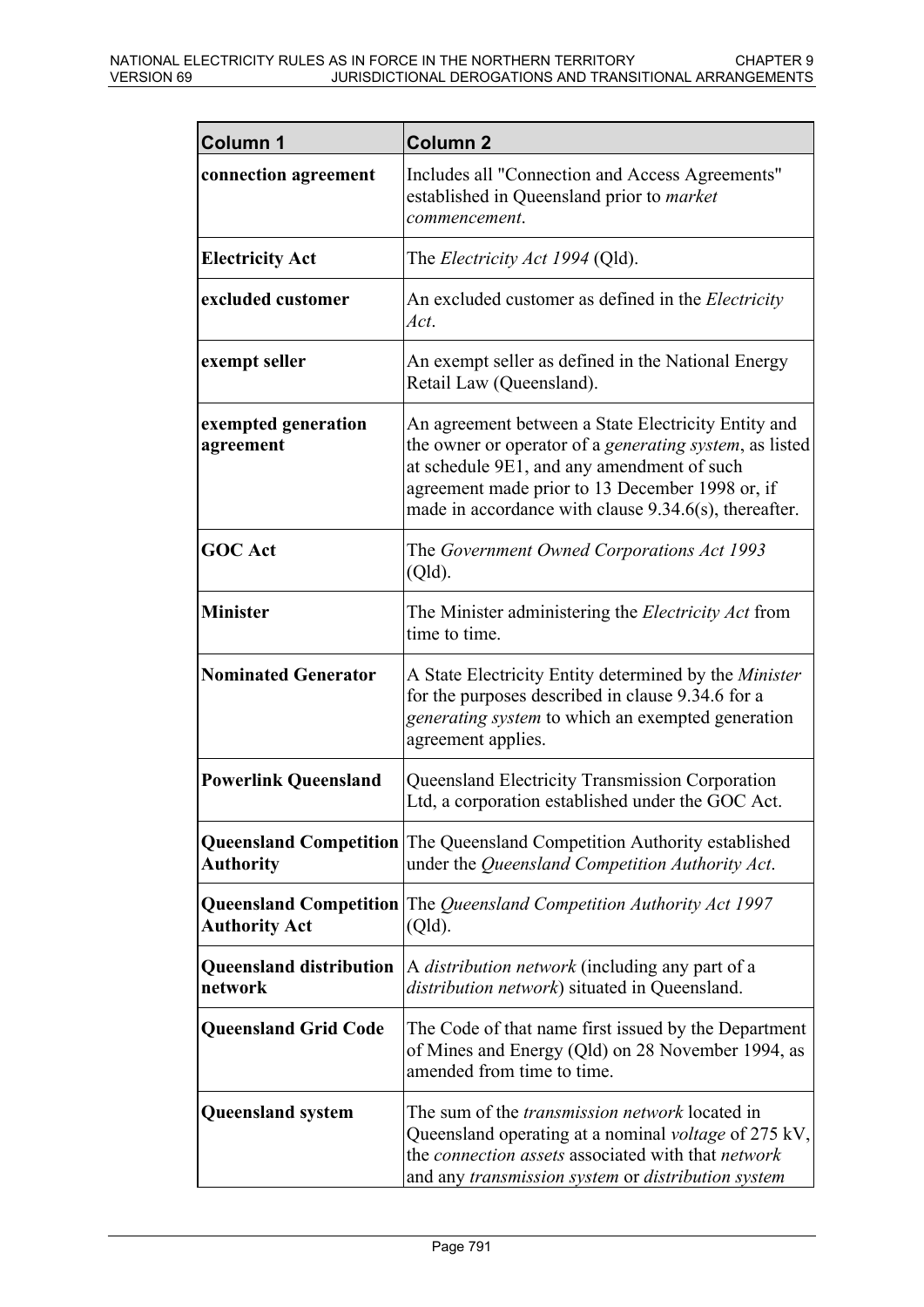| Column 1 | Column 2 |
| --- | --- |
| **connection agreement** | Includes all "Connection and Access Agreements" established in Queensland prior to *market commencement*. |
| **Electricity Act** | The *Electricity Act 1994* (Qld). |
| **excluded customer** | An excluded customer as defined in the *Electricity Act*. |
| **exempt seller** | An exempt seller as defined in the National Energy Retail Law (Queensland). |
| **exempted generation agreement** | An agreement between a State Electricity Entity and the owner or operator of a *generating system*, as listed at schedule 9E1, and any amendment of such agreement made prior to 13 December 1998 or, if made in accordance with clause 9.34.6(s), thereafter. |
| **GOC Act** | The *Government Owned Corporations Act 1993* (Qld). |
| **Minister** | The Minister administering the *Electricity Act* from time to time. |
| **Nominated Generator** | A State Electricity Entity determined by the *Minister* for the purposes described in clause 9.34.6 for a *generating system* to which an exempted generation agreement applies. |
| **Powerlink Queensland** | Queensland Electricity Transmission Corporation Ltd, a corporation established under the GOC Act. |
| **Queensland Competition Authority** | The Queensland Competition Authority established under the *Queensland Competition Authority Act*. |
| **Queensland Competition Authority Act** | The *Queensland Competition Authority Act 1997* (Qld). |
| **Queensland distribution network** | A *distribution network* (including any part of a *distribution network*) situated in Queensland. |
| **Queensland Grid Code** | The Code of that name first issued by the Department of Mines and Energy (Qld) on 28 November 1994, as amended from time to time. |
| **Queensland system** | The sum of the *transmission network* located in Queensland operating at a nominal *voltage* of 275 kV, the *connection assets* associated with that *network* and any *transmission system* or *distribution system* |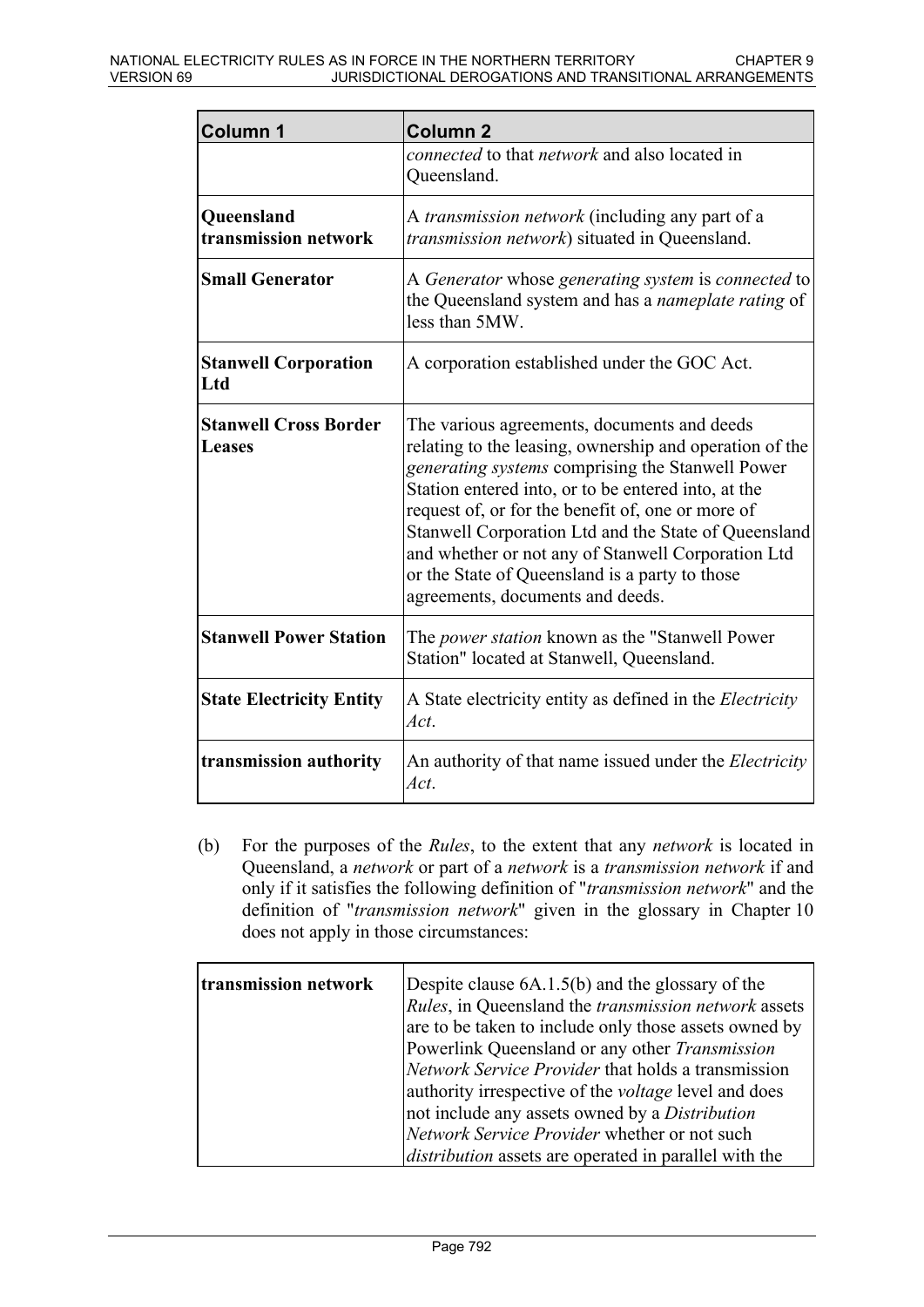| Column 1 | Column 2 |
|---|---|
| | *connected* to that *network* and also located in Queensland. |
| **Queensland transmission network** | A *transmission network* (including any part of a *transmission network*) situated in Queensland. |
| **Small Generator** | A *Generator* whose *generating system* is *connected* to the Queensland system and has a *nameplate rating* of less than 5MW. |
| **Stanwell Corporation Ltd** | A corporation established under the GOC Act. |
| **Stanwell Cross Border Leases** | The various agreements, documents and deeds relating to the leasing, ownership and operation of the *generating systems* comprising the Stanwell Power Station entered into, or to be entered into, at the request of, or for the benefit of, one or more of Stanwell Corporation Ltd and the State of Queensland and whether or not any of Stanwell Corporation Ltd or the State of Queensland is a party to those agreements, documents and deeds. |
| **Stanwell Power Station** | The *power station* known as the "Stanwell Power Station" located at Stanwell, Queensland. |
| **State Electricity Entity** | A State electricity entity as defined in the *Electricity Act*. |
| **transmission authority** | An authority of that name issued under the *Electricity Act*. |

(b) For the purposes of the *Rules*, to the extent that any *network* is located in Queensland, a *network* or part of a *network* is a *transmission network* if and only if it satisfies the following definition of "*transmission network*" and the definition of "*transmission network*" given in the glossary in Chapter 10 does not apply in those circumstances:

| | |
|---|---|
| **transmission network** | Despite clause 6A.1.5(b) and the glossary of the *Rules*, in Queensland the *transmission network* assets are to be taken to include only those assets owned by Powerlink Queensland or any other *Transmission Network Service Provider* that holds a transmission authority irrespective of the *voltage* level and does not include any assets owned by a *Distribution Network Service Provider* whether or not such *distribution* assets are operated in parallel with the |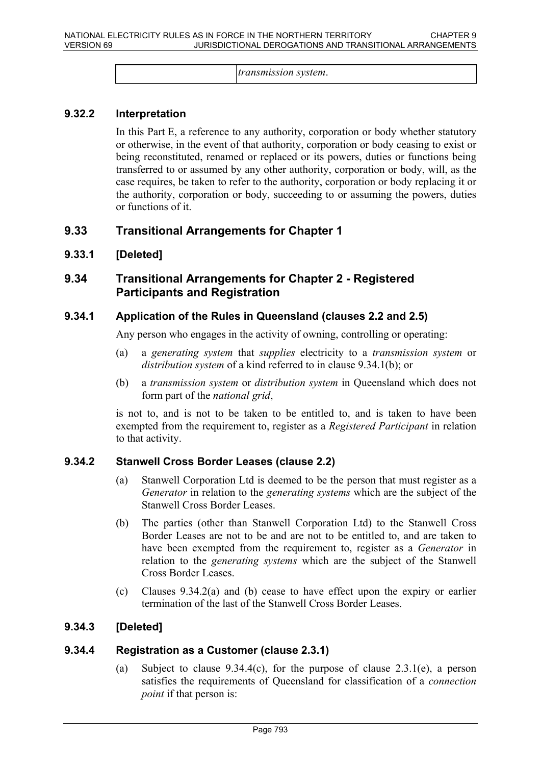| | *transmission system*. |
|---|---|

### 9.32.2 Interpretation

In this Part E, a reference to any authority, corporation or body whether statutory or otherwise, in the event of that authority, corporation or body ceasing to exist or being reconstituted, renamed or replaced or its powers, duties or functions being transferred to or assumed by any other authority, corporation or body, will, as the case requires, be taken to refer to the authority, corporation or body replacing it or the authority, corporation or body, succeeding to or assuming the powers, duties or functions of it.

## 9.33 Transitional Arrangements for Chapter 1

### 9.33.1 [Deleted]

## 9.34 Transitional Arrangements for Chapter 2 - Registered Participants and Registration

### 9.34.1 Application of the Rules in Queensland (clauses 2.2 and 2.5)

Any person who engages in the activity of owning, controlling or operating:

(a) a *generating system* that *supplies* electricity to a *transmission system* or *distribution system* of a kind referred to in clause 9.34.1(b); or

(b) a *transmission system* or *distribution system* in Queensland which does not form part of the *national grid*,

is not to, and is not to be taken to be entitled to, and is taken to have been exempted from the requirement to, register as a *Registered Participant* in relation to that activity.

### 9.34.2 Stanwell Cross Border Leases (clause 2.2)

(a) Stanwell Corporation Ltd is deemed to be the person that must register as a *Generator* in relation to the *generating systems* which are the subject of the Stanwell Cross Border Leases.

(b) The parties (other than Stanwell Corporation Ltd) to the Stanwell Cross Border Leases are not to be and are not to be entitled to, and are taken to have been exempted from the requirement to, register as a *Generator* in relation to the *generating systems* which are the subject of the Stanwell Cross Border Leases.

(c) Clauses 9.34.2(a) and (b) cease to have effect upon the expiry or earlier termination of the last of the Stanwell Cross Border Leases.

### 9.34.3 [Deleted]

### 9.34.4 Registration as a Customer (clause 2.3.1)

(a) Subject to clause 9.34.4(c), for the purpose of clause 2.3.1(e), a person satisfies the requirements of Queensland for classification of a *connection point* if that person is: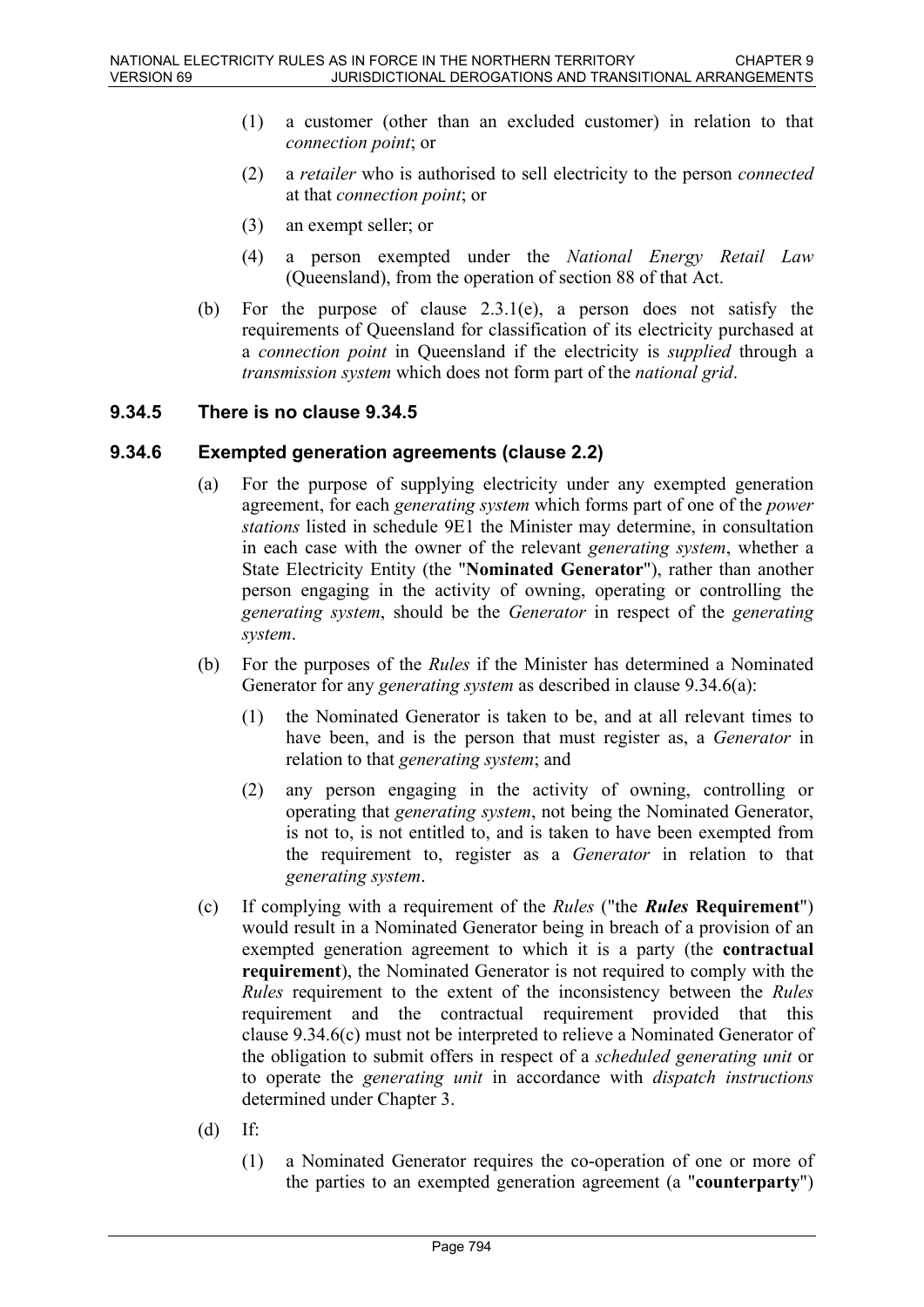(1) a customer (other than an excluded customer) in relation to that *connection point*; or

(2) a *retailer* who is authorised to sell electricity to the person *connected* at that *connection point*; or

(3) an exempt seller; or

(4) a person exempted under the *National Energy Retail Law* (Queensland), from the operation of section 88 of that Act.

(b) For the purpose of clause 2.3.1(e), a person does not satisfy the requirements of Queensland for classification of its electricity purchased at a *connection point* in Queensland if the electricity is *supplied* through a *transmission system* which does not form part of the *national grid*.

### 9.34.5 There is no clause 9.34.5

### 9.34.6 Exempted generation agreements (clause 2.2)

(a) For the purpose of supplying electricity under any exempted generation agreement, for each *generating system* which forms part of one of the *power stations* listed in schedule 9E1 the Minister may determine, in consultation in each case with the owner of the relevant *generating system*, whether a State Electricity Entity (the "**Nominated Generator**"), rather than another person engaging in the activity of owning, operating or controlling the *generating system*, should be the *Generator* in respect of the *generating system*.

(b) For the purposes of the *Rules* if the Minister has determined a Nominated Generator for any *generating system* as described in clause 9.34.6(a):

(1) the Nominated Generator is taken to be, and at all relevant times to have been, and is the person that must register as, a *Generator* in relation to that *generating system*; and

(2) any person engaging in the activity of owning, controlling or operating that *generating system*, not being the Nominated Generator, is not to, is not entitled to, and is taken to have been exempted from the requirement to, register as a *Generator* in relation to that *generating system*.

(c) If complying with a requirement of the *Rules* ("the ***Rules*** **Requirement**") would result in a Nominated Generator being in breach of a provision of an exempted generation agreement to which it is a party (the **contractual requirement**), the Nominated Generator is not required to comply with the *Rules* requirement to the extent of the inconsistency between the *Rules* requirement and the contractual requirement provided that this clause 9.34.6(c) must not be interpreted to relieve a Nominated Generator of the obligation to submit offers in respect of a *scheduled generating unit* or to operate the *generating unit* in accordance with *dispatch instructions* determined under Chapter 3.

(d) If:

(1) a Nominated Generator requires the co-operation of one or more of the parties to an exempted generation agreement (a "**counterparty**")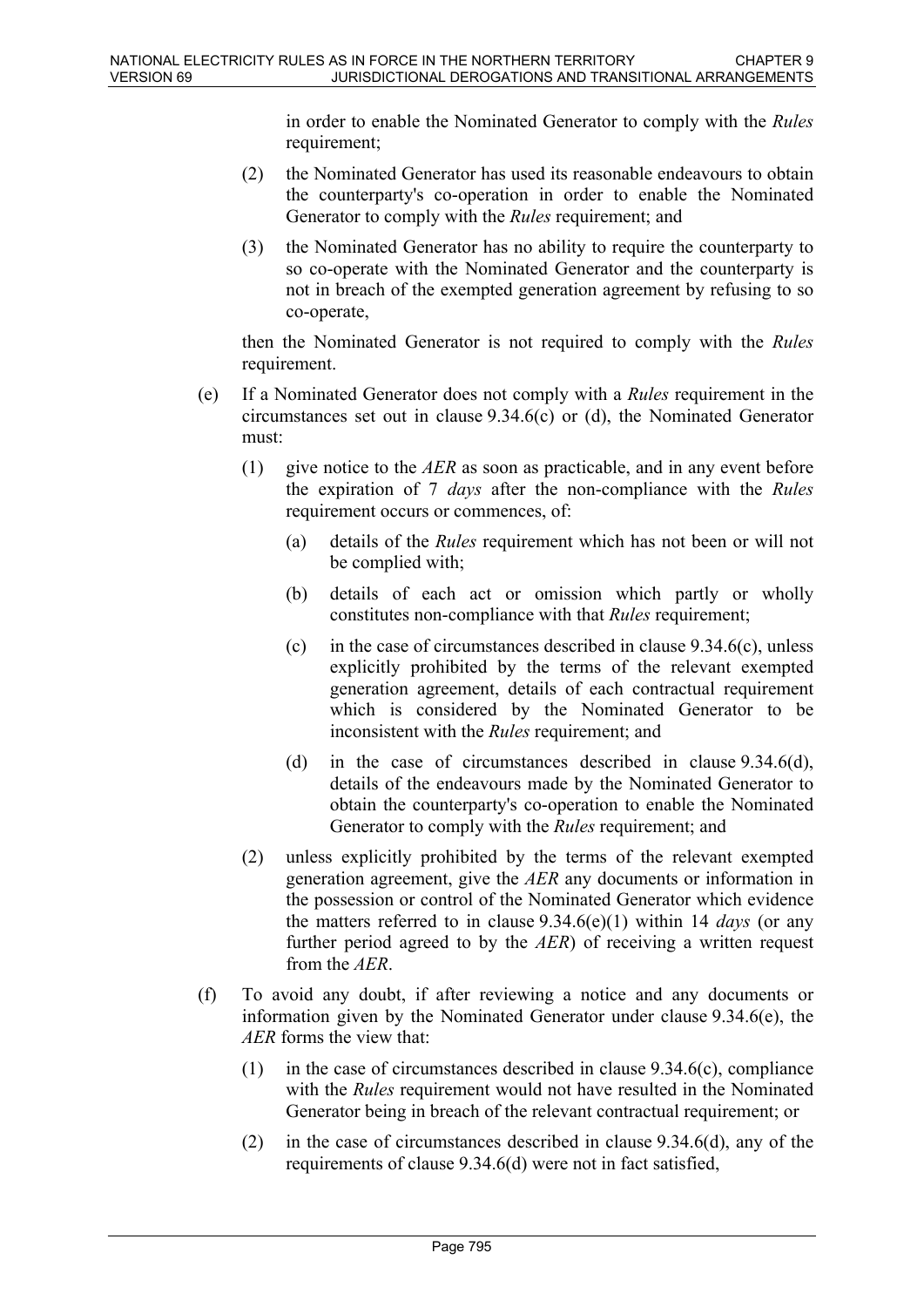in order to enable the Nominated Generator to comply with the *Rules* requirement;

(2) the Nominated Generator has used its reasonable endeavours to obtain the counterparty's co-operation in order to enable the Nominated Generator to comply with the *Rules* requirement; and

(3) the Nominated Generator has no ability to require the counterparty to so co-operate with the Nominated Generator and the counterparty is not in breach of the exempted generation agreement by refusing to so co-operate,

then the Nominated Generator is not required to comply with the *Rules* requirement.

(e) If a Nominated Generator does not comply with a *Rules* requirement in the circumstances set out in clause 9.34.6(c) or (d), the Nominated Generator must:

(1) give notice to the *AER* as soon as practicable, and in any event before the expiration of 7 *days* after the non-compliance with the *Rules* requirement occurs or commences, of:

(a) details of the *Rules* requirement which has not been or will not be complied with;

(b) details of each act or omission which partly or wholly constitutes non-compliance with that *Rules* requirement;

(c) in the case of circumstances described in clause 9.34.6(c), unless explicitly prohibited by the terms of the relevant exempted generation agreement, details of each contractual requirement which is considered by the Nominated Generator to be inconsistent with the *Rules* requirement; and

(d) in the case of circumstances described in clause 9.34.6(d), details of the endeavours made by the Nominated Generator to obtain the counterparty's co-operation to enable the Nominated Generator to comply with the *Rules* requirement; and

(2) unless explicitly prohibited by the terms of the relevant exempted generation agreement, give the *AER* any documents or information in the possession or control of the Nominated Generator which evidence the matters referred to in clause 9.34.6(e)(1) within 14 *days* (or any further period agreed to by the *AER*) of receiving a written request from the *AER*.

(f) To avoid any doubt, if after reviewing a notice and any documents or information given by the Nominated Generator under clause 9.34.6(e), the *AER* forms the view that:

(1) in the case of circumstances described in clause 9.34.6(c), compliance with the *Rules* requirement would not have resulted in the Nominated Generator being in breach of the relevant contractual requirement; or

(2) in the case of circumstances described in clause 9.34.6(d), any of the requirements of clause 9.34.6(d) were not in fact satisfied,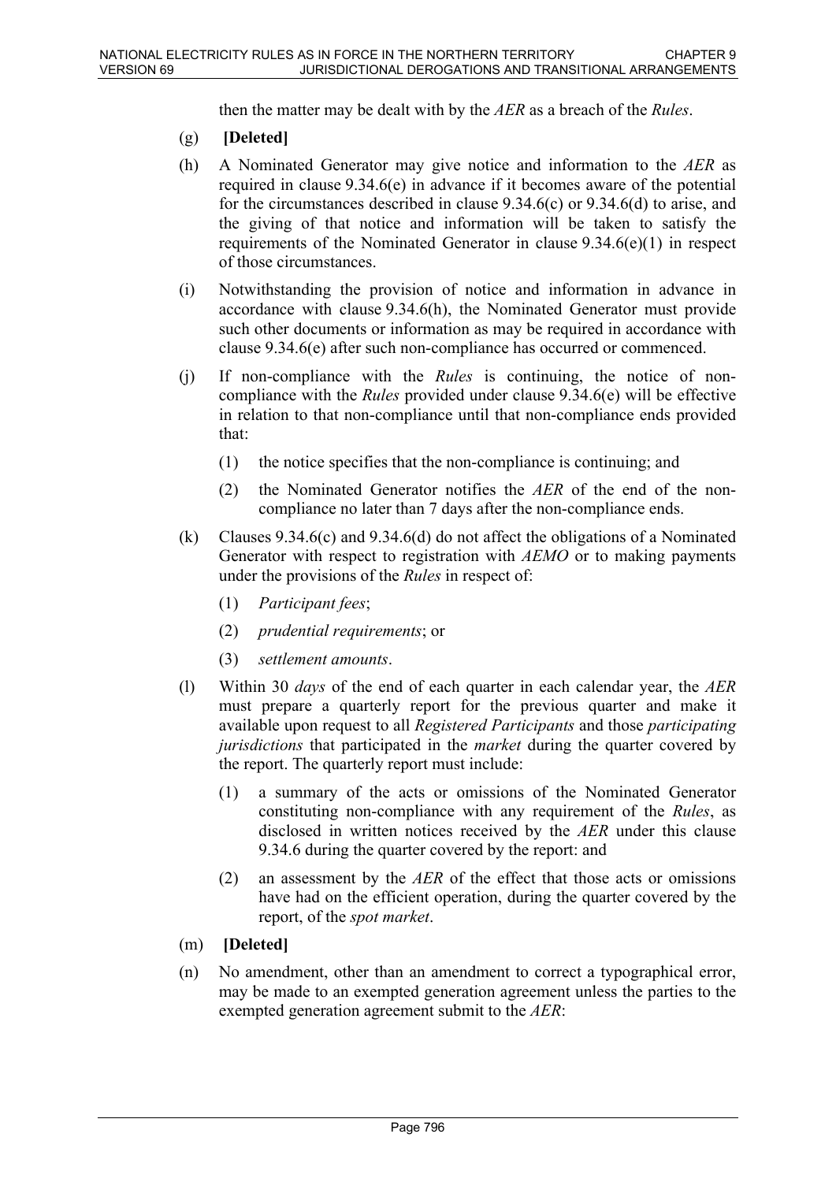then the matter may be dealt with by the *AER* as a breach of the *Rules*.

(g) **[Deleted]**

(h) A Nominated Generator may give notice and information to the *AER* as required in clause 9.34.6(e) in advance if it becomes aware of the potential for the circumstances described in clause 9.34.6(c) or 9.34.6(d) to arise, and the giving of that notice and information will be taken to satisfy the requirements of the Nominated Generator in clause 9.34.6(e)(1) in respect of those circumstances.

(i) Notwithstanding the provision of notice and information in advance in accordance with clause 9.34.6(h), the Nominated Generator must provide such other documents or information as may be required in accordance with clause 9.34.6(e) after such non-compliance has occurred or commenced.

(j) If non-compliance with the *Rules* is continuing, the notice of non-compliance with the *Rules* provided under clause 9.34.6(e) will be effective in relation to that non-compliance until that non-compliance ends provided that:

  (1) the notice specifies that the non-compliance is continuing; and

  (2) the Nominated Generator notifies the *AER* of the end of the non-compliance no later than 7 days after the non-compliance ends.

(k) Clauses 9.34.6(c) and 9.34.6(d) do not affect the obligations of a Nominated Generator with respect to registration with *AEMO* or to making payments under the provisions of the *Rules* in respect of:

  (1) *Participant fees*;

  (2) *prudential requirements*; or

  (3) *settlement amounts*.

(l) Within 30 *days* of the end of each quarter in each calendar year, the *AER* must prepare a quarterly report for the previous quarter and make it available upon request to all *Registered Participants* and those *participating jurisdictions* that participated in the *market* during the quarter covered by the report. The quarterly report must include:

  (1) a summary of the acts or omissions of the Nominated Generator constituting non-compliance with any requirement of the *Rules*, as disclosed in written notices received by the *AER* under this clause 9.34.6 during the quarter covered by the report: and

  (2) an assessment by the *AER* of the effect that those acts or omissions have had on the efficient operation, during the quarter covered by the report, of the *spot market*.

(m) **[Deleted]**

(n) No amendment, other than an amendment to correct a typographical error, may be made to an exempted generation agreement unless the parties to the exempted generation agreement submit to the *AER*: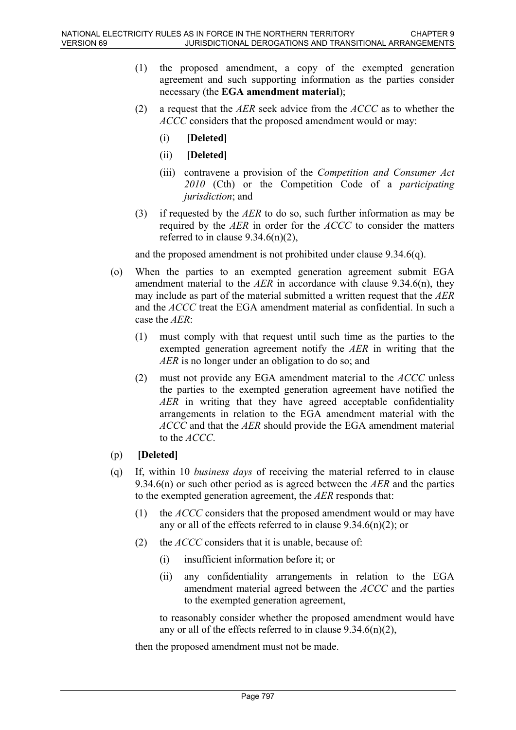(1) the proposed amendment, a copy of the exempted generation agreement and such supporting information as the parties consider necessary (the **EGA amendment material**);

(2) a request that the *AER* seek advice from the *ACCC* as to whether the *ACCC* considers that the proposed amendment would or may:

(i) **[Deleted]**

(ii) **[Deleted]**

(iii) contravene a provision of the *Competition and Consumer Act 2010* (Cth) or the Competition Code of a *participating jurisdiction*; and

(3) if requested by the *AER* to do so, such further information as may be required by the *AER* in order for the *ACCC* to consider the matters referred to in clause 9.34.6(n)(2),

and the proposed amendment is not prohibited under clause 9.34.6(q).

(o) When the parties to an exempted generation agreement submit EGA amendment material to the *AER* in accordance with clause 9.34.6(n), they may include as part of the material submitted a written request that the *AER* and the *ACCC* treat the EGA amendment material as confidential. In such a case the *AER*:

(1) must comply with that request until such time as the parties to the exempted generation agreement notify the *AER* in writing that the *AER* is no longer under an obligation to do so; and

(2) must not provide any EGA amendment material to the *ACCC* unless the parties to the exempted generation agreement have notified the *AER* in writing that they have agreed acceptable confidentiality arrangements in relation to the EGA amendment material with the *ACCC* and that the *AER* should provide the EGA amendment material to the *ACCC*.

(p) **[Deleted]**

(q) If, within 10 *business days* of receiving the material referred to in clause 9.34.6(n) or such other period as is agreed between the *AER* and the parties to the exempted generation agreement, the *AER* responds that:

(1) the *ACCC* considers that the proposed amendment would or may have any or all of the effects referred to in clause 9.34.6(n)(2); or

(2) the *ACCC* considers that it is unable, because of:

(i) insufficient information before it; or

(ii) any confidentiality arrangements in relation to the EGA amendment material agreed between the *ACCC* and the parties to the exempted generation agreement,

to reasonably consider whether the proposed amendment would have any or all of the effects referred to in clause 9.34.6(n)(2),

then the proposed amendment must not be made.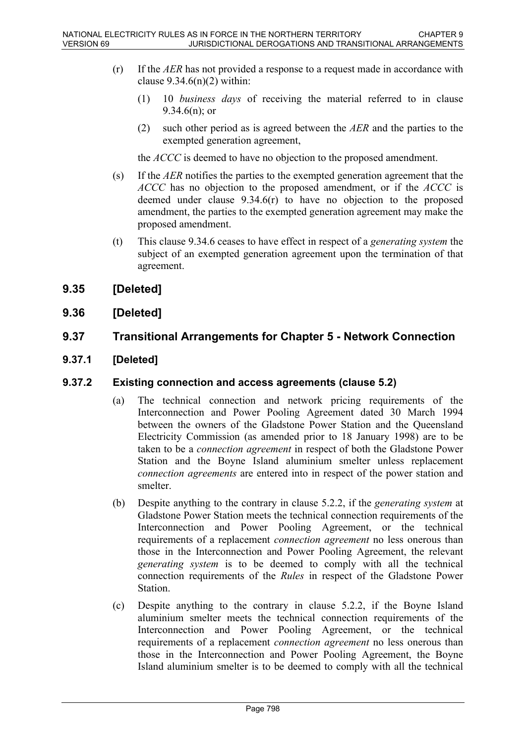(r) If the *AER* has not provided a response to a request made in accordance with clause 9.34.6(n)(2) within:

   (1) 10 *business days* of receiving the material referred to in clause 9.34.6(n); or

   (2) such other period as is agreed between the *AER* and the parties to the exempted generation agreement,

   the *ACCC* is deemed to have no objection to the proposed amendment.

(s) If the *AER* notifies the parties to the exempted generation agreement that the *ACCC* has no objection to the proposed amendment, or if the *ACCC* is deemed under clause 9.34.6(r) to have no objection to the proposed amendment, the parties to the exempted generation agreement may make the proposed amendment.

(t) This clause 9.34.6 ceases to have effect in respect of a *generating system* the subject of an exempted generation agreement upon the termination of that agreement.

## 9.35 [Deleted]

## 9.36 [Deleted]

## 9.37 Transitional Arrangements for Chapter 5 - Network Connection

### 9.37.1 [Deleted]

### 9.37.2 Existing connection and access agreements (clause 5.2)

(a) The technical connection and network pricing requirements of the Interconnection and Power Pooling Agreement dated 30 March 1994 between the owners of the Gladstone Power Station and the Queensland Electricity Commission (as amended prior to 18 January 1998) are to be taken to be a *connection agreement* in respect of both the Gladstone Power Station and the Boyne Island aluminium smelter unless replacement *connection agreements* are entered into in respect of the power station and smelter.

(b) Despite anything to the contrary in clause 5.2.2, if the *generating system* at Gladstone Power Station meets the technical connection requirements of the Interconnection and Power Pooling Agreement, or the technical requirements of a replacement *connection agreement* no less onerous than those in the Interconnection and Power Pooling Agreement, the relevant *generating system* is to be deemed to comply with all the technical connection requirements of the *Rules* in respect of the Gladstone Power Station.

(c) Despite anything to the contrary in clause 5.2.2, if the Boyne Island aluminium smelter meets the technical connection requirements of the Interconnection and Power Pooling Agreement, or the technical requirements of a replacement *connection agreement* no less onerous than those in the Interconnection and Power Pooling Agreement, the Boyne Island aluminium smelter is to be deemed to comply with all the technical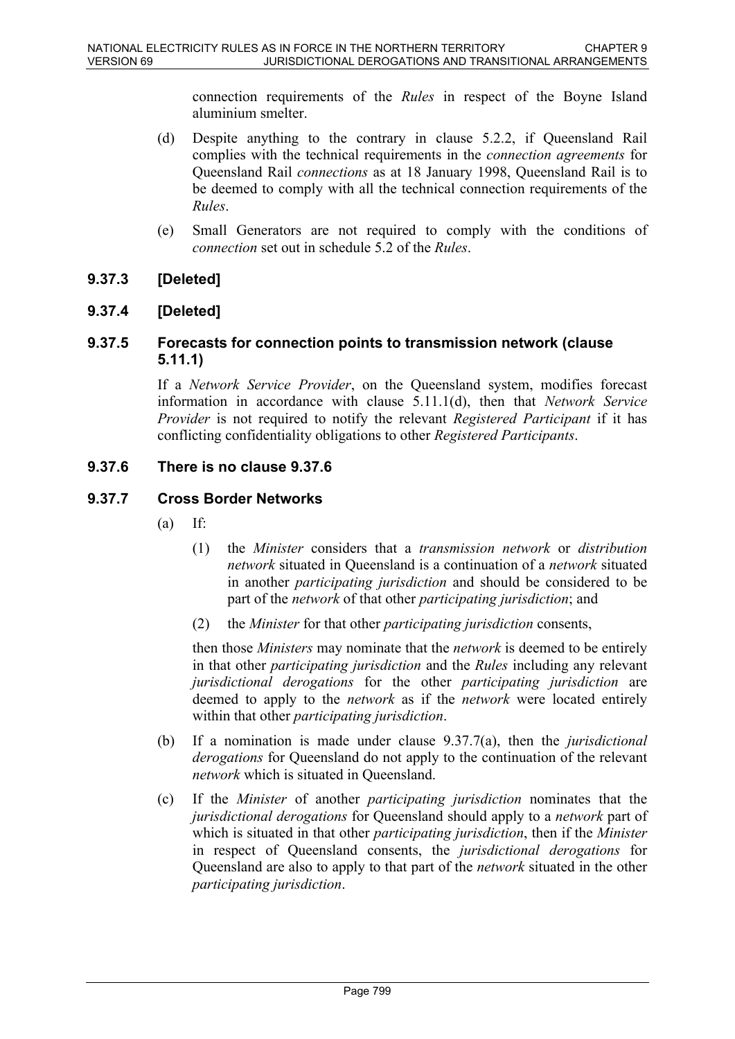connection requirements of the *Rules* in respect of the Boyne Island aluminium smelter.

(d) Despite anything to the contrary in clause 5.2.2, if Queensland Rail complies with the technical requirements in the *connection agreements* for Queensland Rail *connections* as at 18 January 1998, Queensland Rail is to be deemed to comply with all the technical connection requirements of the *Rules*.

(e) Small Generators are not required to comply with the conditions of *connection* set out in schedule 5.2 of the *Rules*.

### 9.37.3 [Deleted]

### 9.37.4 [Deleted]

### 9.37.5 Forecasts for connection points to transmission network (clause 5.11.1)

If a *Network Service Provider*, on the Queensland system, modifies forecast information in accordance with clause 5.11.1(d), then that *Network Service Provider* is not required to notify the relevant *Registered Participant* if it has conflicting confidentiality obligations to other *Registered Participants*.

### 9.37.6 There is no clause 9.37.6

### 9.37.7 Cross Border Networks

(a) If:

(1) the *Minister* considers that a *transmission network* or *distribution network* situated in Queensland is a continuation of a *network* situated in another *participating jurisdiction* and should be considered to be part of the *network* of that other *participating jurisdiction*; and

(2) the *Minister* for that other *participating jurisdiction* consents,

then those *Ministers* may nominate that the *network* is deemed to be entirely in that other *participating jurisdiction* and the *Rules* including any relevant *jurisdictional derogations* for the other *participating jurisdiction* are deemed to apply to the *network* as if the *network* were located entirely within that other *participating jurisdiction*.

(b) If a nomination is made under clause 9.37.7(a), then the *jurisdictional derogations* for Queensland do not apply to the continuation of the relevant *network* which is situated in Queensland.

(c) If the *Minister* of another *participating jurisdiction* nominates that the *jurisdictional derogations* for Queensland should apply to a *network* part of which is situated in that other *participating jurisdiction*, then if the *Minister* in respect of Queensland consents, the *jurisdictional derogations* for Queensland are also to apply to that part of the *network* situated in the other *participating jurisdiction*.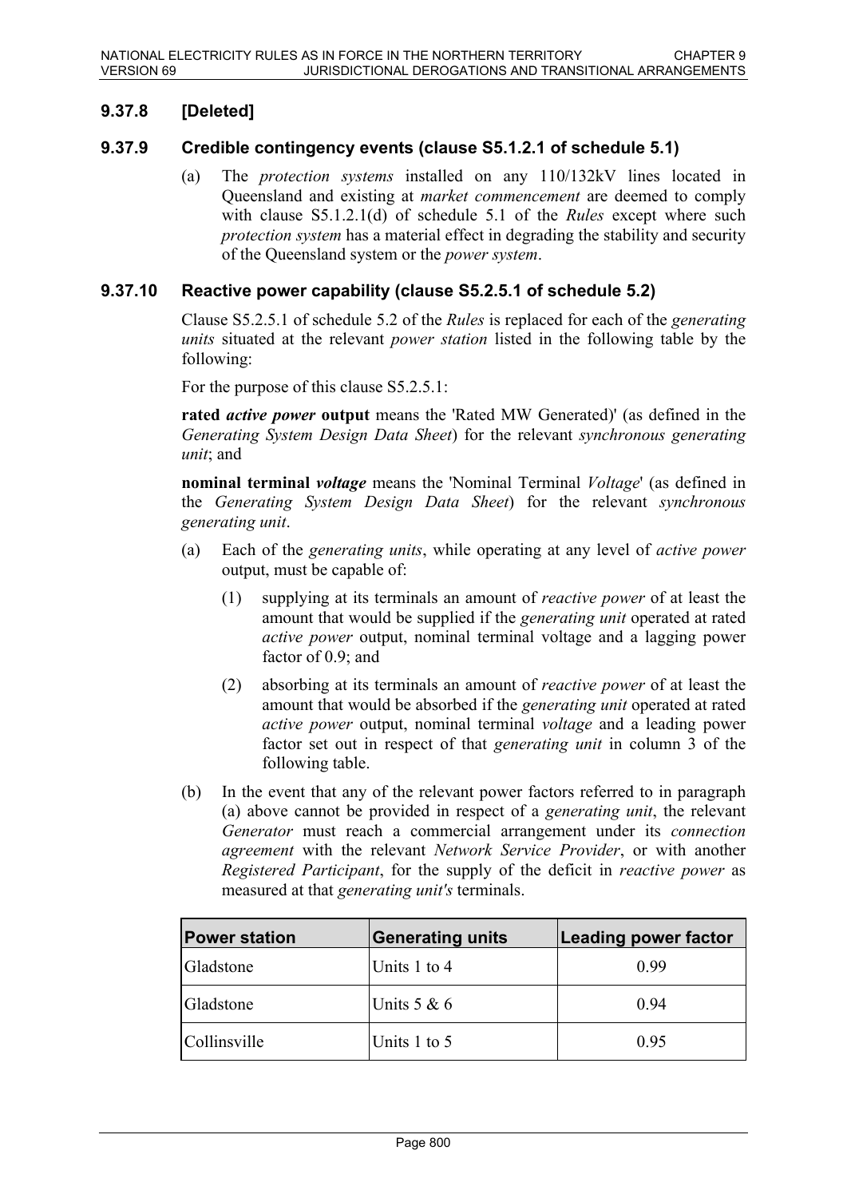### 9.37.8 [Deleted]

### 9.37.9 Credible contingency events (clause S5.1.2.1 of schedule 5.1)

(a) The *protection systems* installed on any 110/132kV lines located in Queensland and existing at *market commencement* are deemed to comply with clause S5.1.2.1(d) of schedule 5.1 of the *Rules* except where such *protection system* has a material effect in degrading the stability and security of the Queensland system or the *power system*.

### 9.37.10 Reactive power capability (clause S5.2.5.1 of schedule 5.2)

Clause S5.2.5.1 of schedule 5.2 of the *Rules* is replaced for each of the *generating units* situated at the relevant *power station* listed in the following table by the following:

For the purpose of this clause S5.2.5.1:

**rated *active power* output** means the 'Rated MW Generated)' (as defined in the *Generating System Design Data Sheet*) for the relevant *synchronous generating unit*; and

**nominal terminal *voltage*** means the 'Nominal Terminal *Voltage*' (as defined in the *Generating System Design Data Sheet*) for the relevant *synchronous generating unit*.

(a) Each of the *generating units*, while operating at any level of *active power* output, must be capable of:

   (1) supplying at its terminals an amount of *reactive power* of at least the amount that would be supplied if the *generating unit* operated at rated *active power* output, nominal terminal voltage and a lagging power factor of 0.9; and

   (2) absorbing at its terminals an amount of *reactive power* of at least the amount that would be absorbed if the *generating unit* operated at rated *active power* output, nominal terminal *voltage* and a leading power factor set out in respect of that *generating unit* in column 3 of the following table.

(b) In the event that any of the relevant power factors referred to in paragraph (a) above cannot be provided in respect of a *generating unit*, the relevant *Generator* must reach a commercial arrangement under its *connection agreement* with the relevant *Network Service Provider*, or with another *Registered Participant*, for the supply of the deficit in *reactive power* as measured at that *generating unit's* terminals.

| Power station | Generating units | Leading power factor |
|---|---|---|
| Gladstone | Units 1 to 4 | 0.99 |
| Gladstone | Units 5 & 6 | 0.94 |
| Collinsville | Units 1 to 5 | 0.95 |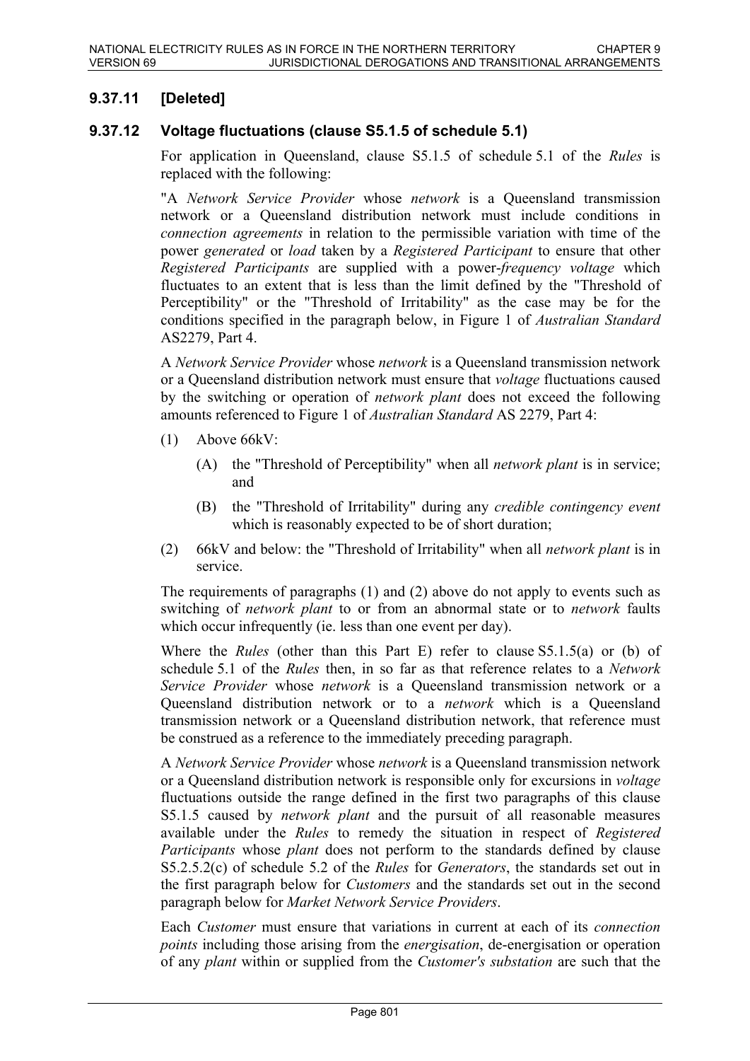## 9.37.11 [Deleted]

## 9.37.12 Voltage fluctuations (clause S5.1.5 of schedule 5.1)

For application in Queensland, clause S5.1.5 of schedule 5.1 of the *Rules* is replaced with the following:

"A *Network Service Provider* whose *network* is a Queensland transmission network or a Queensland distribution network must include conditions in *connection agreements* in relation to the permissible variation with time of the power *generated* or *load* taken by a *Registered Participant* to ensure that other *Registered Participants* are supplied with a power-*frequency voltage* which fluctuates to an extent that is less than the limit defined by the "Threshold of Perceptibility" or the "Threshold of Irritability" as the case may be for the conditions specified in the paragraph below, in Figure 1 of *Australian Standard* AS2279, Part 4.

A *Network Service Provider* whose *network* is a Queensland transmission network or a Queensland distribution network must ensure that *voltage* fluctuations caused by the switching or operation of *network plant* does not exceed the following amounts referenced to Figure 1 of *Australian Standard* AS 2279, Part 4:

(1) Above 66kV:

  (A) the "Threshold of Perceptibility" when all *network plant* is in service; and

  (B) the "Threshold of Irritability" during any *credible contingency event* which is reasonably expected to be of short duration;

(2) 66kV and below: the "Threshold of Irritability" when all *network plant* is in service.

The requirements of paragraphs (1) and (2) above do not apply to events such as switching of *network plant* to or from an abnormal state or to *network* faults which occur infrequently (ie. less than one event per day).

Where the *Rules* (other than this Part E) refer to clause S5.1.5(a) or (b) of schedule 5.1 of the *Rules* then, in so far as that reference relates to a *Network Service Provider* whose *network* is a Queensland transmission network or a Queensland distribution network or to a *network* which is a Queensland transmission network or a Queensland distribution network, that reference must be construed as a reference to the immediately preceding paragraph.

A *Network Service Provider* whose *network* is a Queensland transmission network or a Queensland distribution network is responsible only for excursions in *voltage* fluctuations outside the range defined in the first two paragraphs of this clause S5.1.5 caused by *network plant* and the pursuit of all reasonable measures available under the *Rules* to remedy the situation in respect of *Registered Participants* whose *plant* does not perform to the standards defined by clause S5.2.5.2(c) of schedule 5.2 of the *Rules* for *Generators*, the standards set out in the first paragraph below for *Customers* and the standards set out in the second paragraph below for *Market Network Service Providers*.

Each *Customer* must ensure that variations in current at each of its *connection points* including those arising from the *energisation*, de-energisation or operation of any *plant* within or supplied from the *Customer's substation* are such that the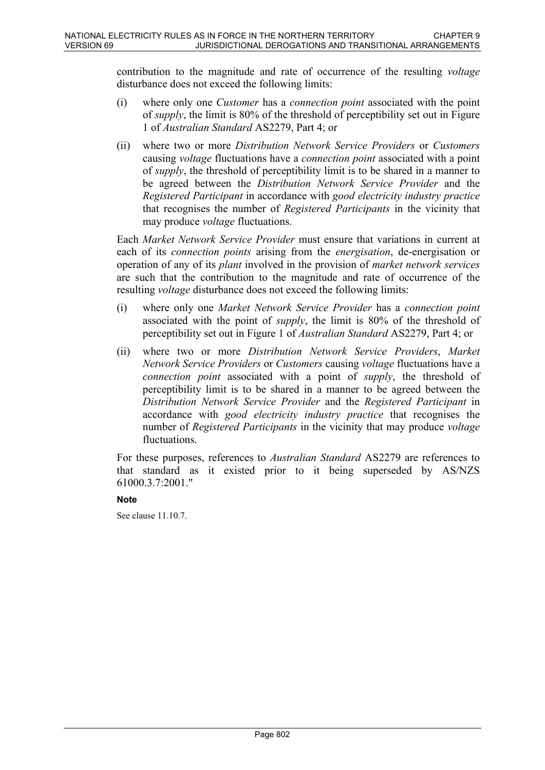contribution to the magnitude and rate of occurrence of the resulting *voltage* disturbance does not exceed the following limits:

(i) where only one *Customer* has a *connection point* associated with the point of *supply*, the limit is 80% of the threshold of perceptibility set out in Figure 1 of *Australian Standard* AS2279, Part 4; or

(ii) where two or more *Distribution Network Service Providers* or *Customers* causing *voltage* fluctuations have a *connection point* associated with a point of *supply*, the threshold of perceptibility limit is to be shared in a manner to be agreed between the *Distribution Network Service Provider* and the *Registered Participant* in accordance with *good electricity industry practice* that recognises the number of *Registered Participants* in the vicinity that may produce *voltage* fluctuations.

Each *Market Network Service Provider* must ensure that variations in current at each of its *connection points* arising from the *energisation*, de-energisation or operation of any of its *plant* involved in the provision of *market network services* are such that the contribution to the magnitude and rate of occurrence of the resulting *voltage* disturbance does not exceed the following limits:

(i) where only one *Market Network Service Provider* has a *connection point* associated with the point of *supply*, the limit is 80% of the threshold of perceptibility set out in Figure 1 of *Australian Standard* AS2279, Part 4; or

(ii) where two or more *Distribution Network Service Providers*, *Market Network Service Providers* or *Customers* causing *voltage* fluctuations have a *connection point* associated with a point of *supply*, the threshold of perceptibility limit is to be shared in a manner to be agreed between the *Distribution Network Service Provider* and the *Registered Participant* in accordance with *good electricity industry practice* that recognises the number of *Registered Participants* in the vicinity that may produce *voltage* fluctuations.

For these purposes, references to *Australian Standard* AS2279 are references to that standard as it existed prior to it being superseded by AS/NZS 61000.3.7:2001."

**Note**

See clause 11.10.7.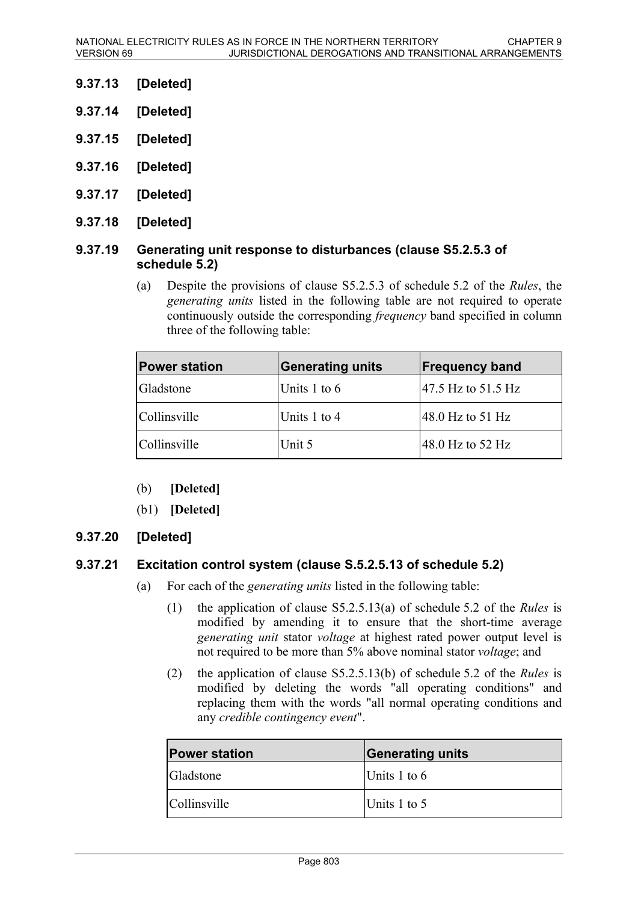### 9.37.13 [Deleted]

### 9.37.14 [Deleted]

### 9.37.15 [Deleted]

### 9.37.16 [Deleted]

### 9.37.17 [Deleted]

### 9.37.18 [Deleted]

### 9.37.19 Generating unit response to disturbances (clause S5.2.5.3 of schedule 5.2)

(a) Despite the provisions of clause S5.2.5.3 of schedule 5.2 of the *Rules*, the *generating units* listed in the following table are not required to operate continuously outside the corresponding *frequency* band specified in column three of the following table:

| Power station | Generating units | Frequency band |
|---|---|---|
| Gladstone | Units 1 to 6 | 47.5 Hz to 51.5 Hz |
| Collinsville | Units 1 to 4 | 48.0 Hz to 51 Hz |
| Collinsville | Unit 5 | 48.0 Hz to 52 Hz |

(b) **[Deleted]**

(b1) **[Deleted]**

### 9.37.20 [Deleted]

### 9.37.21 Excitation control system (clause S.5.2.5.13 of schedule 5.2)

(a) For each of the *generating units* listed in the following table:

(1) the application of clause S5.2.5.13(a) of schedule 5.2 of the *Rules* is modified by amending it to ensure that the short-time average *generating unit* stator *voltage* at highest rated power output level is not required to be more than 5% above nominal stator *voltage*; and

(2) the application of clause S5.2.5.13(b) of schedule 5.2 of the *Rules* is modified by deleting the words "all operating conditions" and replacing them with the words "all normal operating conditions and any *credible contingency event*".

| Power station | Generating units |
|---|---|
| Gladstone | Units 1 to 6 |
| Collinsville | Units 1 to 5 |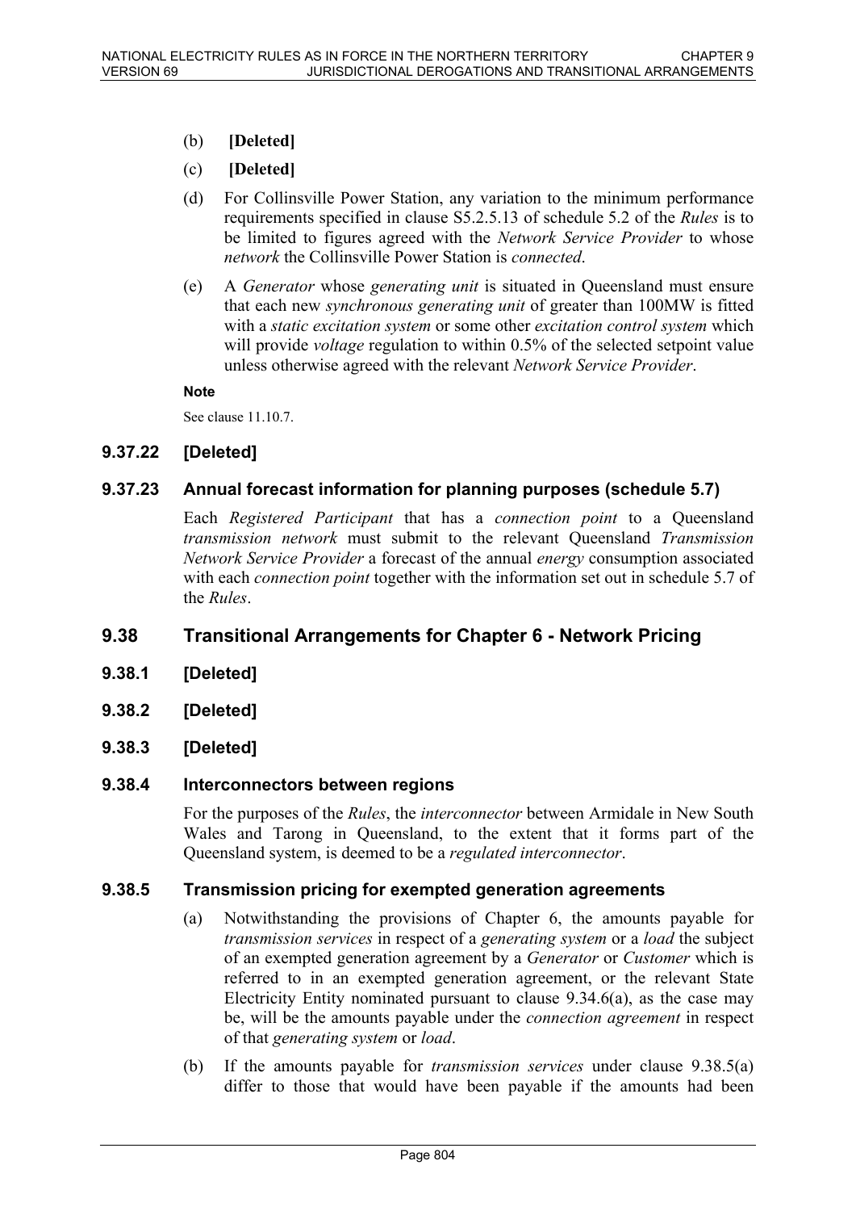(b) **[Deleted]**

(c) **[Deleted]**

(d) For Collinsville Power Station, any variation to the minimum performance requirements specified in clause S5.2.5.13 of schedule 5.2 of the *Rules* is to be limited to figures agreed with the *Network Service Provider* to whose *network* the Collinsville Power Station is *connected*.

(e) A *Generator* whose *generating unit* is situated in Queensland must ensure that each new *synchronous generating unit* of greater than 100MW is fitted with a *static excitation system* or some other *excitation control system* which will provide *voltage* regulation to within 0.5% of the selected setpoint value unless otherwise agreed with the relevant *Network Service Provider*.

**Note**

See clause 11.10.7.

### 9.37.22 [Deleted]

### 9.37.23 Annual forecast information for planning purposes (schedule 5.7)

Each *Registered Participant* that has a *connection point* to a Queensland *transmission network* must submit to the relevant Queensland *Transmission Network Service Provider* a forecast of the annual *energy* consumption associated with each *connection point* together with the information set out in schedule 5.7 of the *Rules*.

## 9.38 Transitional Arrangements for Chapter 6 - Network Pricing

### 9.38.1 [Deleted]

### 9.38.2 [Deleted]

### 9.38.3 [Deleted]

### 9.38.4 Interconnectors between regions

For the purposes of the *Rules*, the *interconnector* between Armidale in New South Wales and Tarong in Queensland, to the extent that it forms part of the Queensland system, is deemed to be a *regulated interconnector*.

### 9.38.5 Transmission pricing for exempted generation agreements

(a) Notwithstanding the provisions of Chapter 6, the amounts payable for *transmission services* in respect of a *generating system* or a *load* the subject of an exempted generation agreement by a *Generator* or *Customer* which is referred to in an exempted generation agreement, or the relevant State Electricity Entity nominated pursuant to clause 9.34.6(a), as the case may be, will be the amounts payable under the *connection agreement* in respect of that *generating system* or *load*.

(b) If the amounts payable for *transmission services* under clause 9.38.5(a) differ to those that would have been payable if the amounts had been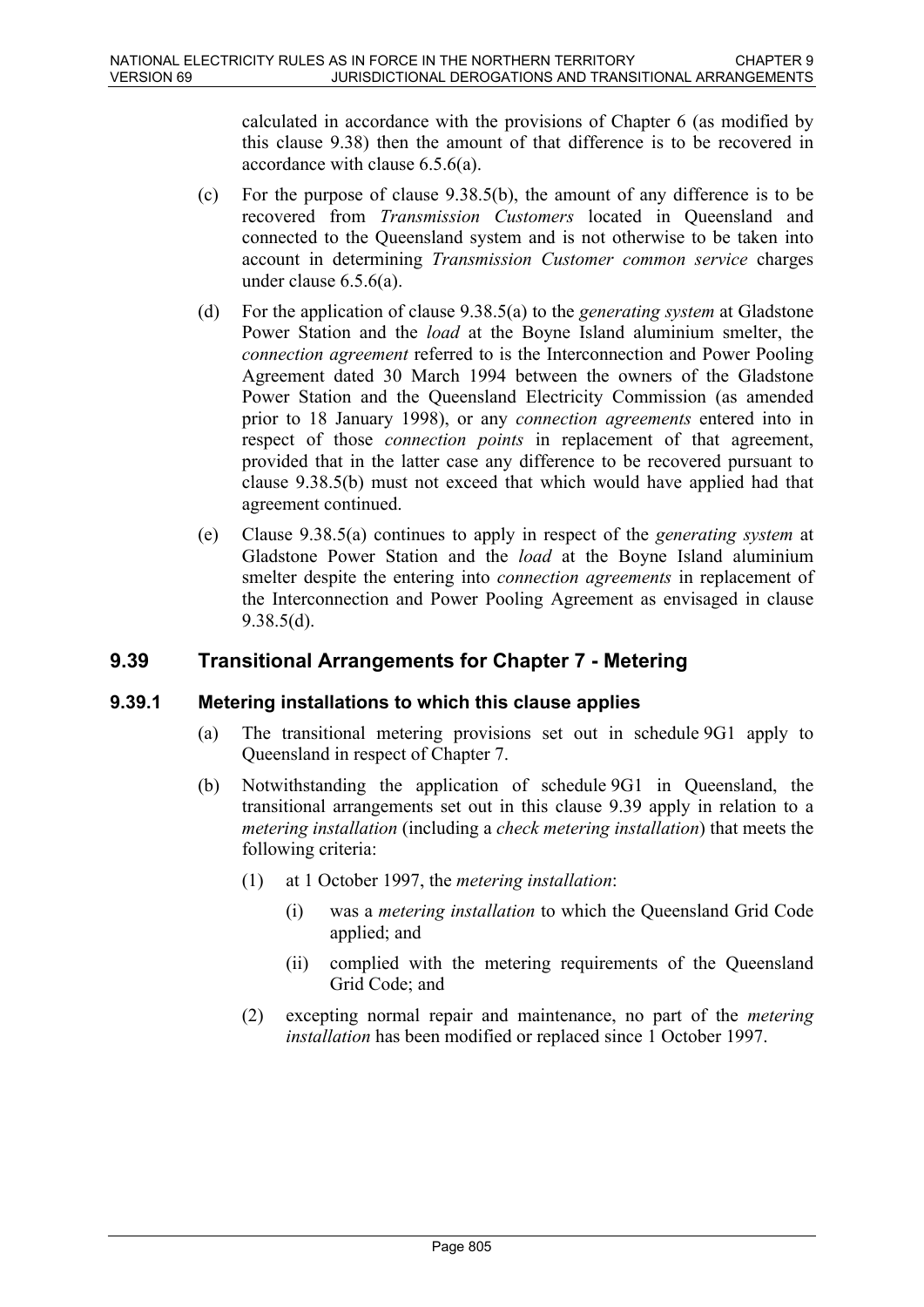calculated in accordance with the provisions of Chapter 6 (as modified by this clause 9.38) then the amount of that difference is to be recovered in accordance with clause 6.5.6(a).

(c) For the purpose of clause 9.38.5(b), the amount of any difference is to be recovered from *Transmission Customers* located in Queensland and connected to the Queensland system and is not otherwise to be taken into account in determining *Transmission Customer common service* charges under clause 6.5.6(a).

(d) For the application of clause 9.38.5(a) to the *generating system* at Gladstone Power Station and the *load* at the Boyne Island aluminium smelter, the *connection agreement* referred to is the Interconnection and Power Pooling Agreement dated 30 March 1994 between the owners of the Gladstone Power Station and the Queensland Electricity Commission (as amended prior to 18 January 1998), or any *connection agreements* entered into in respect of those *connection points* in replacement of that agreement, provided that in the latter case any difference to be recovered pursuant to clause 9.38.5(b) must not exceed that which would have applied had that agreement continued.

(e) Clause 9.38.5(a) continues to apply in respect of the *generating system* at Gladstone Power Station and the *load* at the Boyne Island aluminium smelter despite the entering into *connection agreements* in replacement of the Interconnection and Power Pooling Agreement as envisaged in clause 9.38.5(d).

## 9.39 Transitional Arrangements for Chapter 7 - Metering

### 9.39.1 Metering installations to which this clause applies

(a) The transitional metering provisions set out in schedule 9G1 apply to Queensland in respect of Chapter 7.

(b) Notwithstanding the application of schedule 9G1 in Queensland, the transitional arrangements set out in this clause 9.39 apply in relation to a *metering installation* (including a *check metering installation*) that meets the following criteria:

   (1) at 1 October 1997, the *metering installation*:

      (i) was a *metering installation* to which the Queensland Grid Code applied; and

      (ii) complied with the metering requirements of the Queensland Grid Code; and

   (2) excepting normal repair and maintenance, no part of the *metering installation* has been modified or replaced since 1 October 1997.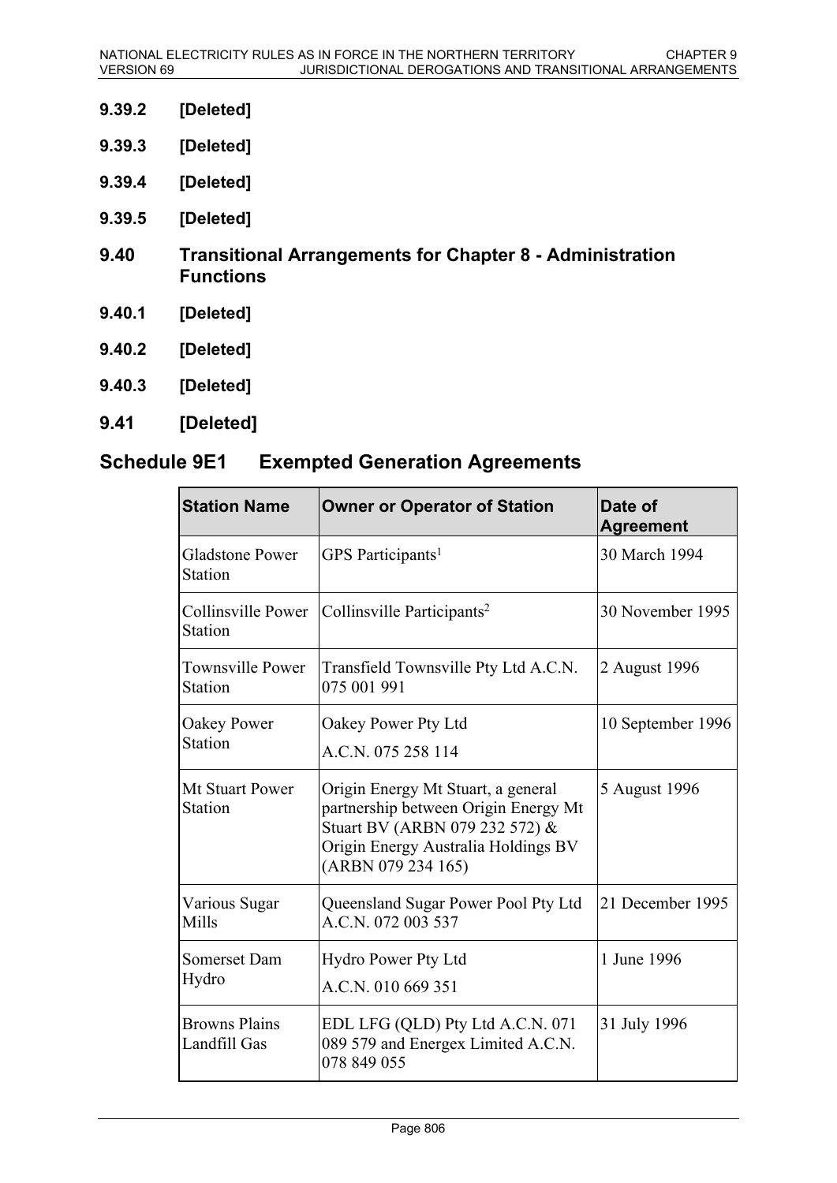### 9.39.2 [Deleted]

### 9.39.3 [Deleted]

### 9.39.4 [Deleted]

### 9.39.5 [Deleted]

## 9.40 Transitional Arrangements for Chapter 8 - Administration Functions

### 9.40.1 [Deleted]

### 9.40.2 [Deleted]

### 9.40.3 [Deleted]

## 9.41 [Deleted]

# Schedule 9E1 Exempted Generation Agreements

| Station Name | Owner or Operator of Station | Date of Agreement |
|---|---|---|
| Gladstone Power Station | GPS Participants[1] | 30 March 1994 |
| Collinsville Power Station | Collinsville Participants[2] | 30 November 1995 |
| Townsville Power Station | Transfield Townsville Pty Ltd A.C.N. 075 001 991 | 2 August 1996 |
| Oakey Power Station | Oakey Power Pty Ltd A.C.N. 075 258 114 | 10 September 1996 |
| Mt Stuart Power Station | Origin Energy Mt Stuart, a general partnership between Origin Energy Mt Stuart BV (ARBN 079 232 572) & Origin Energy Australia Holdings BV (ARBN 079 234 165) | 5 August 1996 |
| Various Sugar Mills | Queensland Sugar Power Pool Pty Ltd A.C.N. 072 003 537 | 21 December 1995 |
| Somerset Dam Hydro | Hydro Power Pty Ltd A.C.N. 010 669 351 | 1 June 1996 |
| Browns Plains Landfill Gas | EDL LFG (QLD) Pty Ltd A.C.N. 071 089 579 and Energex Limited A.C.N. 078 849 055 | 31 July 1996 |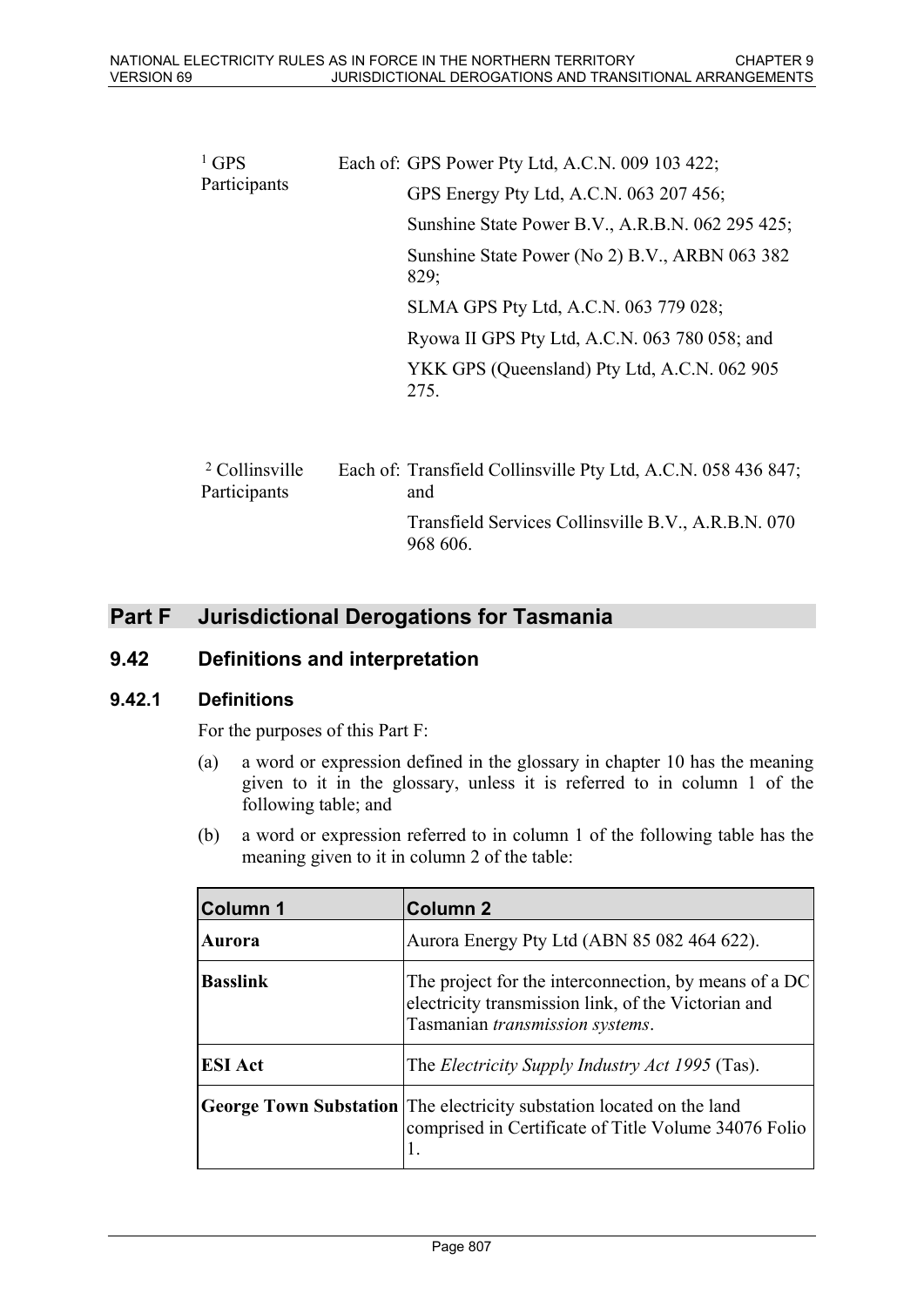| | | |
|---|---|---|
| [1] GPS Participants | Each of: | GPS Power Pty Ltd, A.C.N. 009 103 422; |
| | | GPS Energy Pty Ltd, A.C.N. 063 207 456; |
| | | Sunshine State Power B.V., A.R.B.N. 062 295 425; |
| | | Sunshine State Power (No 2) B.V., ARBN 063 382 829; |
| | | SLMA GPS Pty Ltd, A.C.N. 063 779 028; |
| | | Ryowa II GPS Pty Ltd, A.C.N. 063 780 058; and |
| | | YKK GPS (Queensland) Pty Ltd, A.C.N. 062 905 275. |
| [2] Collinsville Participants | Each of: | Transfield Collinsville Pty Ltd, A.C.N. 058 436 847; and |
| | | Transfield Services Collinsville B.V., A.R.B.N. 070 968 606. |

# Part F Jurisdictional Derogations for Tasmania

## 9.42 Definitions and interpretation

### 9.42.1 Definitions

For the purposes of this Part F:

(a) a word or expression defined in the glossary in chapter 10 has the meaning given to it in the glossary, unless it is referred to in column 1 of the following table; and

(b) a word or expression referred to in column 1 of the following table has the meaning given to it in column 2 of the table:

| Column 1 | Column 2 |
|---|---|
| **Aurora** | Aurora Energy Pty Ltd (ABN 85 082 464 622). |
| **Basslink** | The project for the interconnection, by means of a DC electricity transmission link, of the Victorian and Tasmanian *transmission systems*. |
| **ESI Act** | The *Electricity Supply Industry Act 1995* (Tas). |
| **George Town Substation** | The electricity substation located on the land comprised in Certificate of Title Volume 34076 Folio 1. |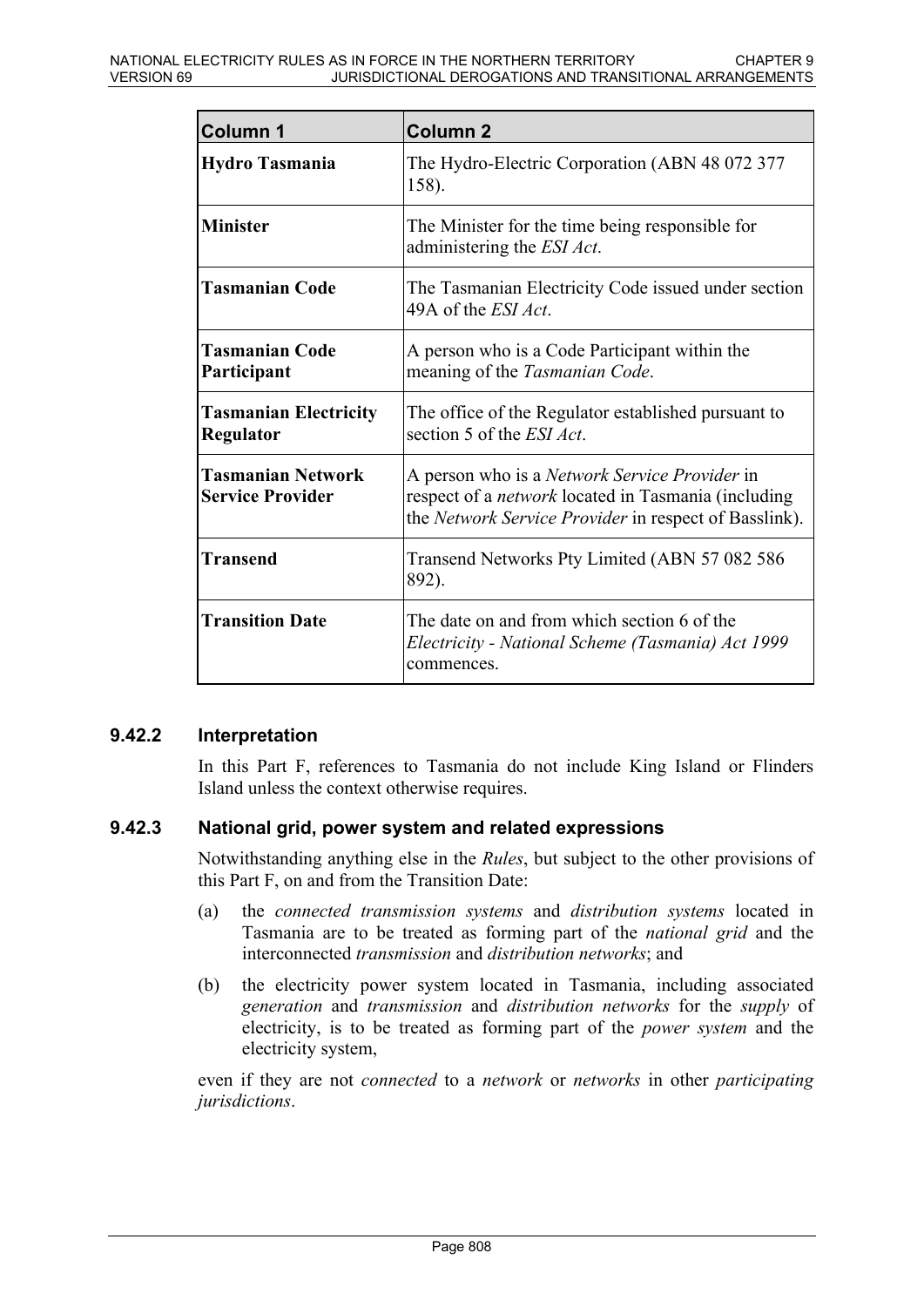| Column 1 | Column 2 |
|---|---|
| **Hydro Tasmania** | The Hydro-Electric Corporation (ABN 48 072 377 158). |
| **Minister** | The Minister for the time being responsible for administering the *ESI Act*. |
| **Tasmanian Code** | The Tasmanian Electricity Code issued under section 49A of the *ESI Act*. |
| **Tasmanian Code Participant** | A person who is a Code Participant within the meaning of the *Tasmanian Code*. |
| **Tasmanian Electricity Regulator** | The office of the Regulator established pursuant to section 5 of the *ESI Act*. |
| **Tasmanian Network Service Provider** | A person who is a *Network Service Provider* in respect of a *network* located in Tasmania (including the *Network Service Provider* in respect of Basslink). |
| **Transend** | Transend Networks Pty Limited (ABN 57 082 586 892). |
| **Transition Date** | The date on and from which section 6 of the *Electricity - National Scheme (Tasmania) Act 1999* commences. |

### 9.42.2 Interpretation

In this Part F, references to Tasmania do not include King Island or Flinders Island unless the context otherwise requires.

### 9.42.3 National grid, power system and related expressions

Notwithstanding anything else in the *Rules*, but subject to the other provisions of this Part F, on and from the Transition Date:

(a) the *connected transmission systems* and *distribution systems* located in Tasmania are to be treated as forming part of the *national grid* and the interconnected *transmission* and *distribution networks*; and

(b) the electricity power system located in Tasmania, including associated *generation* and *transmission* and *distribution networks* for the *supply* of electricity, is to be treated as forming part of the *power system* and the electricity system,

even if they are not *connected* to a *network* or *networks* in other *participating jurisdictions*.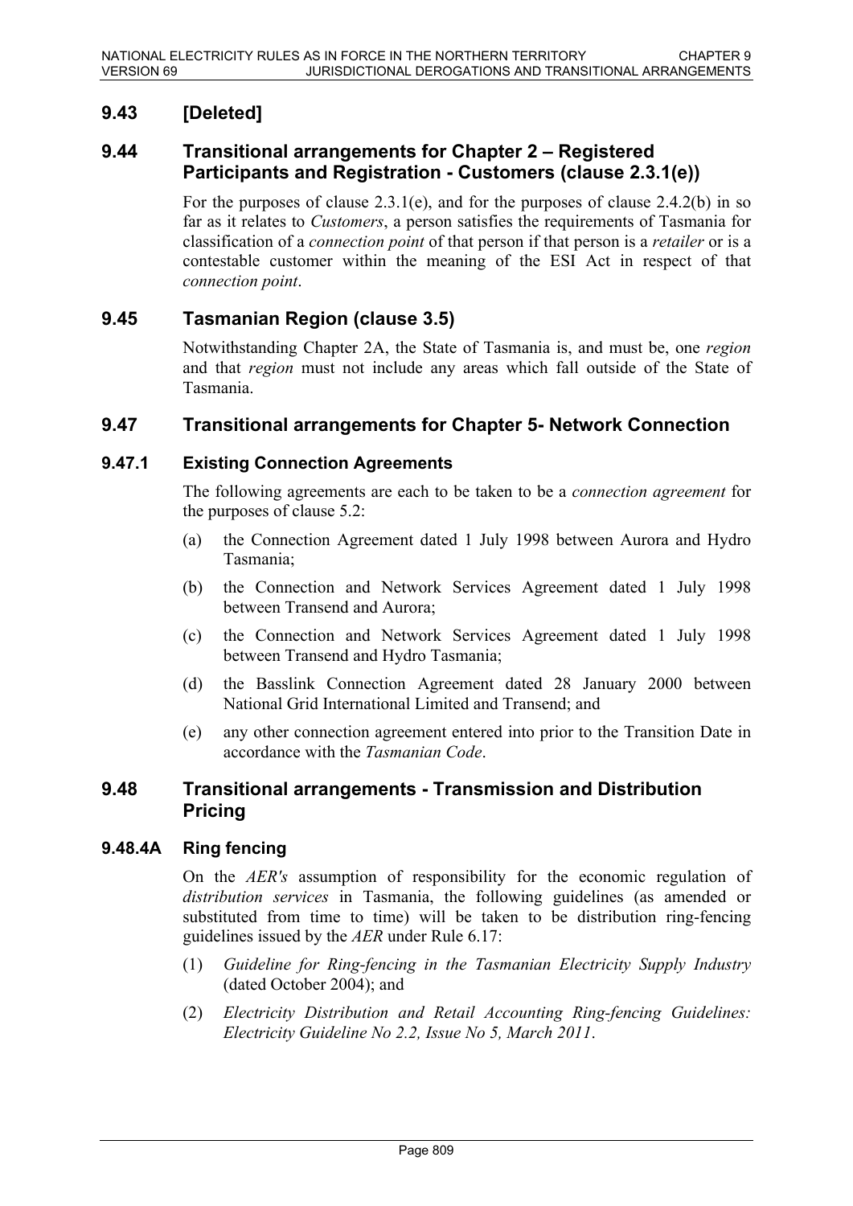## 9.43 [Deleted]

## 9.44 Transitional arrangements for Chapter 2 – Registered Participants and Registration - Customers (clause 2.3.1(e))

For the purposes of clause 2.3.1(e), and for the purposes of clause 2.4.2(b) in so far as it relates to *Customers*, a person satisfies the requirements of Tasmania for classification of a *connection point* of that person if that person is a *retailer* or is a contestable customer within the meaning of the ESI Act in respect of that *connection point*.

## 9.45 Tasmanian Region (clause 3.5)

Notwithstanding Chapter 2A, the State of Tasmania is, and must be, one *region* and that *region* must not include any areas which fall outside of the State of Tasmania.

## 9.47 Transitional arrangements for Chapter 5- Network Connection

### 9.47.1 Existing Connection Agreements

The following agreements are each to be taken to be a *connection agreement* for the purposes of clause 5.2:

(a) the Connection Agreement dated 1 July 1998 between Aurora and Hydro Tasmania;

(b) the Connection and Network Services Agreement dated 1 July 1998 between Transend and Aurora;

(c) the Connection and Network Services Agreement dated 1 July 1998 between Transend and Hydro Tasmania;

(d) the Basslink Connection Agreement dated 28 January 2000 between National Grid International Limited and Transend; and

(e) any other connection agreement entered into prior to the Transition Date in accordance with the *Tasmanian Code*.

## 9.48 Transitional arrangements - Transmission and Distribution Pricing

### 9.48.4A Ring fencing

On the *AER's* assumption of responsibility for the economic regulation of *distribution services* in Tasmania, the following guidelines (as amended or substituted from time to time) will be taken to be distribution ring-fencing guidelines issued by the *AER* under Rule 6.17:

(1) *Guideline for Ring-fencing in the Tasmanian Electricity Supply Industry* (dated October 2004); and

(2) *Electricity Distribution and Retail Accounting Ring-fencing Guidelines: Electricity Guideline No 2.2, Issue No 5, March 2011*.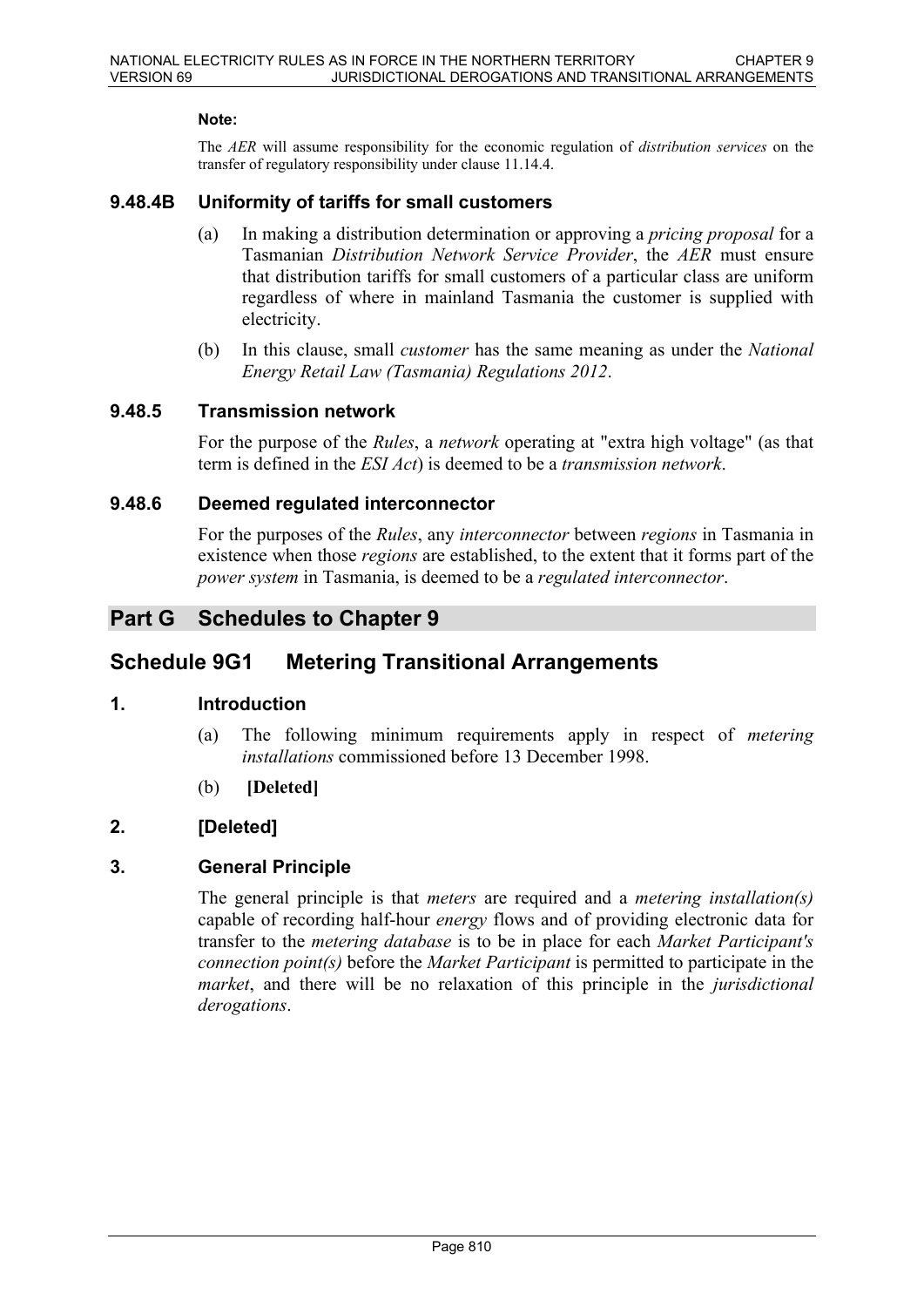**Note:**

The *AER* will assume responsibility for the economic regulation of *distribution services* on the transfer of regulatory responsibility under clause 11.14.4.

### 9.48.4B Uniformity of tariffs for small customers

(a) In making a distribution determination or approving a *pricing proposal* for a Tasmanian *Distribution Network Service Provider*, the *AER* must ensure that distribution tariffs for small customers of a particular class are uniform regardless of where in mainland Tasmania the customer is supplied with electricity.

(b) In this clause, small *customer* has the same meaning as under the *National Energy Retail Law (Tasmania) Regulations 2012*.

### 9.48.5 Transmission network

For the purpose of the *Rules*, a *network* operating at "extra high voltage" (as that term is defined in the *ESI Act*) is deemed to be a *transmission network*.

### 9.48.6 Deemed regulated interconnector

For the purposes of the *Rules*, any *interconnector* between *regions* in Tasmania in existence when those *regions* are established, to the extent that it forms part of the *power system* in Tasmania, is deemed to be a *regulated interconnector*.

## Part G Schedules to Chapter 9

## Schedule 9G1 Metering Transitional Arrangements

### 1. Introduction

(a) The following minimum requirements apply in respect of *metering installations* commissioned before 13 December 1998.

(b) **[Deleted]**

### 2. [Deleted]

### 3. General Principle

The general principle is that *meters* are required and a *metering installation(s)* capable of recording half-hour *energy* flows and of providing electronic data for transfer to the *metering database* is to be in place for each *Market Participant's connection point(s)* before the *Market Participant* is permitted to participate in the *market*, and there will be no relaxation of this principle in the *jurisdictional derogations*.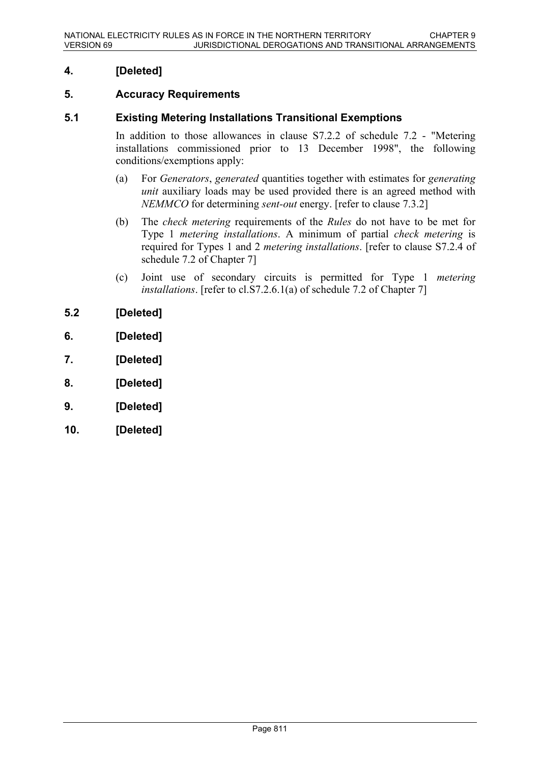## 4. [Deleted]

## 5. Accuracy Requirements

### 5.1 Existing Metering Installations Transitional Exemptions

In addition to those allowances in clause S7.2.2 of schedule 7.2 - "Metering installations commissioned prior to 13 December 1998", the following conditions/exemptions apply:

(a) For *Generators*, *generated* quantities together with estimates for *generating unit* auxiliary loads may be used provided there is an agreed method with *NEMMCO* for determining *sent-out* energy. [refer to clause 7.3.2]

(b) The *check metering* requirements of the *Rules* do not have to be met for Type 1 *metering installations*. A minimum of partial *check metering* is required for Types 1 and 2 *metering installations*. [refer to clause S7.2.4 of schedule 7.2 of Chapter 7]

(c) Joint use of secondary circuits is permitted for Type 1 *metering installations*. [refer to cl.S7.2.6.1(a) of schedule 7.2 of Chapter 7]

### 5.2 [Deleted]

## 6. [Deleted]

## 7. [Deleted]

## 8. [Deleted]

## 9. [Deleted]

## 10. [Deleted]